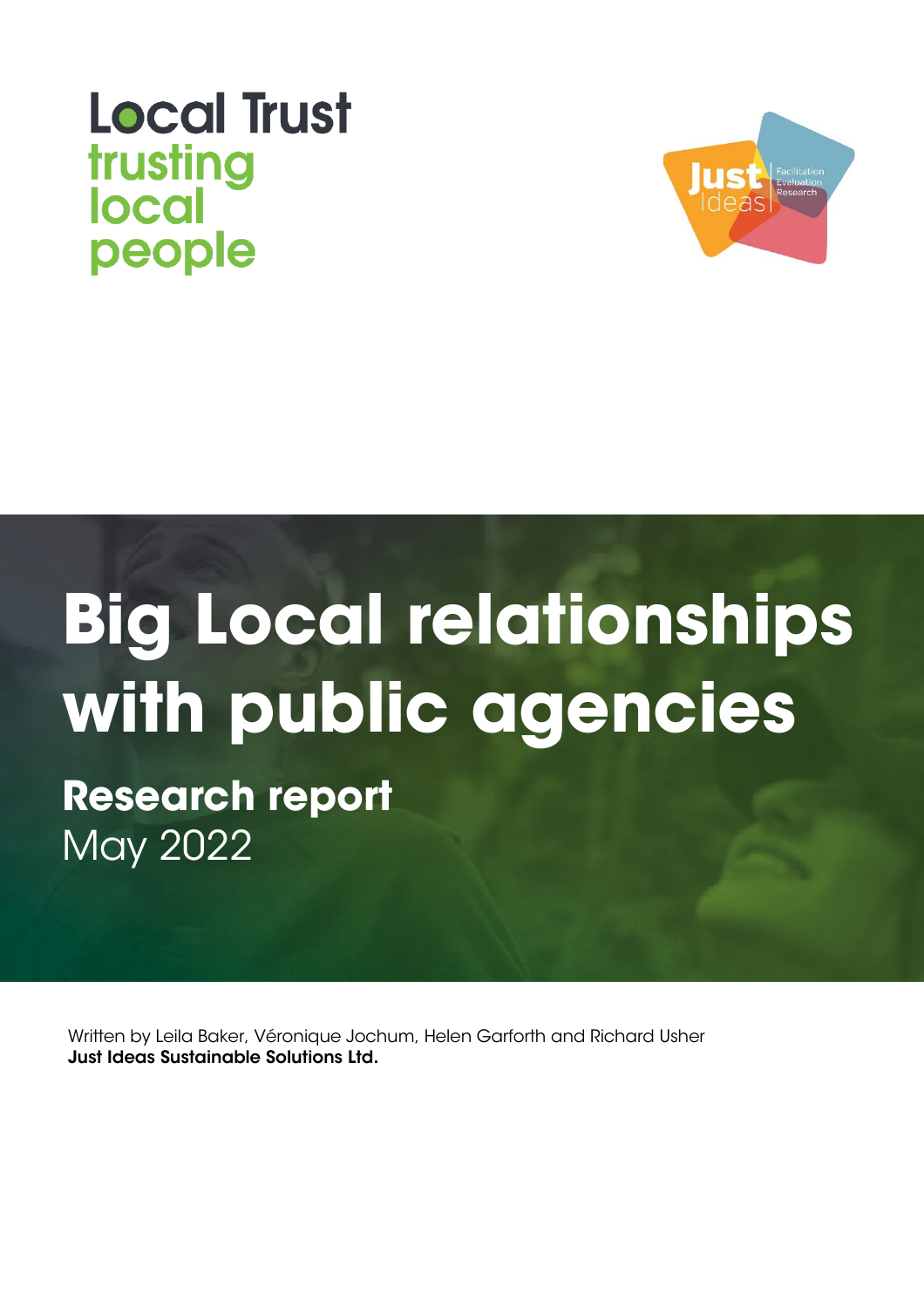Local Trust
trusting
local
people

Just Ideas
Facilitation
Evaluation
Research

# Big Local relationships with public agencies

## Research report

May 2022

Written by Leila Baker, Véronique Jochum, Helen Garforth and Richard Usher
**Just Ideas Sustainable Solutions Ltd.**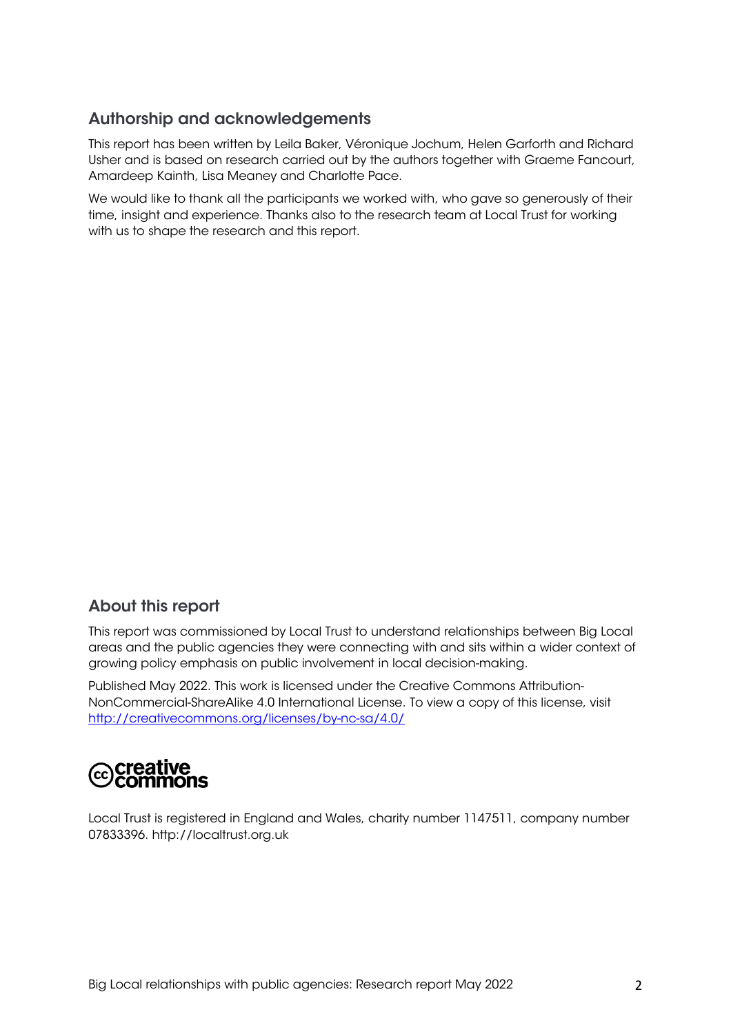## Authorship and acknowledgements

This report has been written by Leila Baker, Véronique Jochum, Helen Garforth and Richard Usher and is based on research carried out by the authors together with Graeme Fancourt, Amardeep Kainth, Lisa Meaney and Charlotte Pace.

We would like to thank all the participants we worked with, who gave so generously of their time, insight and experience. Thanks also to the research team at Local Trust for working with us to shape the research and this report.

## About this report

This report was commissioned by Local Trust to understand relationships between Big Local areas and the public agencies they were connecting with and sits within a wider context of growing policy emphasis on public involvement in local decision-making.

Published May 2022. This work is licensed under the Creative Commons Attribution-NonCommercial-ShareAlike 4.0 International License. To view a copy of this license, visit http://creativecommons.org/licenses/by-nc-sa/4.0/

creative commons

Local Trust is registered in England and Wales, charity number 1147511, company number 07833396. http://localtrust.org.uk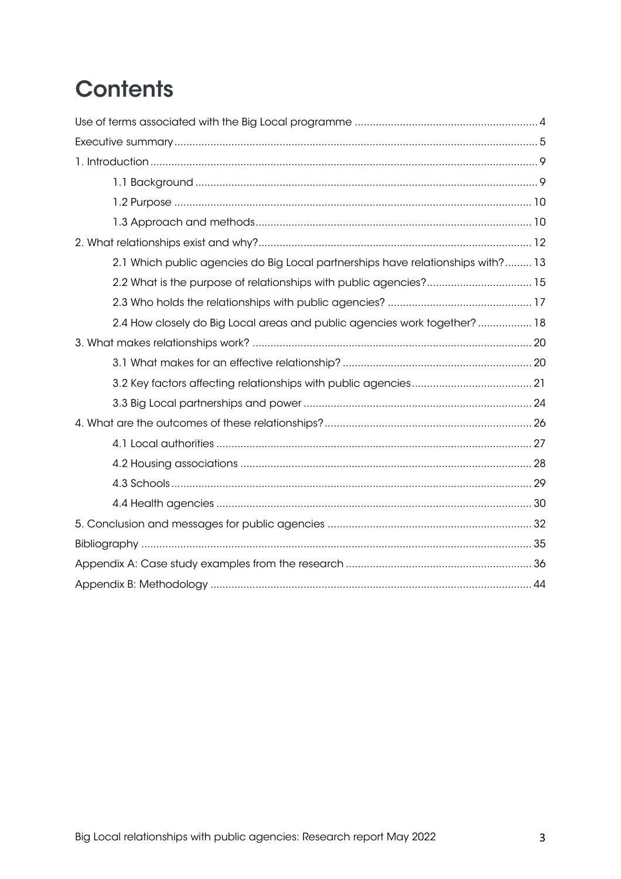# Contents

Use of terms associated with the Big Local programme ............................................................ 4

Executive summary ............................................................................................................... 5

1. Introduction ......................................................................................................................... 9

    1.1 Background ................................................................................................................... 9

    1.2 Purpose ....................................................................................................................... 10

    1.3 Approach and methods ............................................................................................. 10

2. What relationships exist and why? .................................................................................... 12

    2.1 Which public agencies do Big Local partnerships have relationships with? ......... 13

    2.2 What is the purpose of relationships with public agencies? .................................. 15

    2.3 Who holds the relationships with public agencies? ............................................... 17

    2.4 How closely do Big Local areas and public agencies work together? .................. 18

3. What makes relationships work? ....................................................................................... 20

    3.1 What makes for an effective relationship? ............................................................... 20

    3.2 Key factors affecting relationships with public agencies ........................................ 21

    3.3 Big Local partnerships and power ............................................................................ 24

4. What are the outcomes of these relationships? ................................................................ 26

    4.1 Local authorities ......................................................................................................... 27

    4.2 Housing associations ................................................................................................. 28

    4.3 Schools ........................................................................................................................ 29

    4.4 Health agencies .......................................................................................................... 30

5. Conclusion and messages for public agencies .................................................................. 32

Bibliography ........................................................................................................................... 35

Appendix A: Case study examples from the research ........................................................... 36

Appendix B: Methodology ..................................................................................................... 44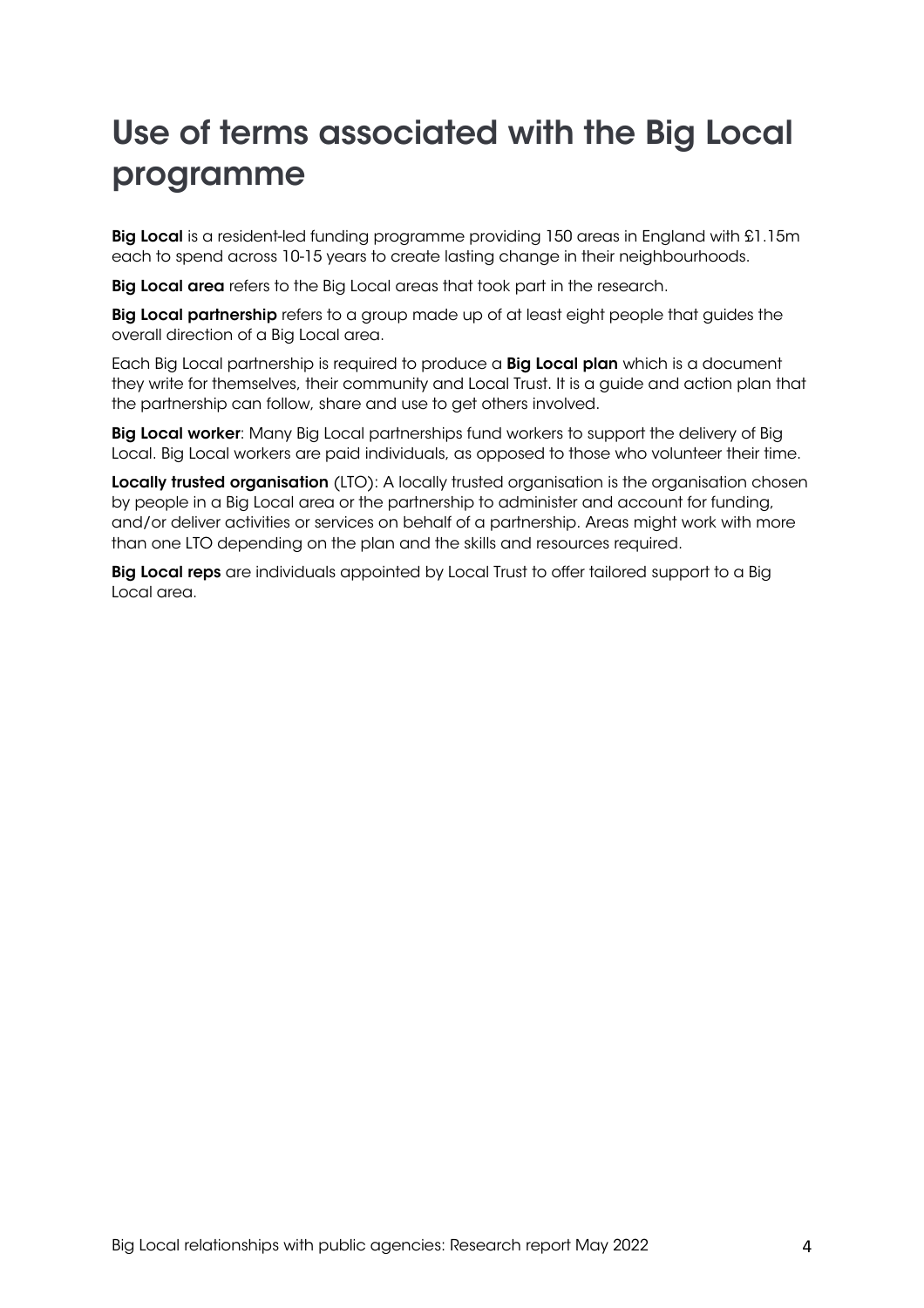# Use of terms associated with the Big Local programme

**Big Local** is a resident-led funding programme providing 150 areas in England with £1.15m each to spend across 10-15 years to create lasting change in their neighbourhoods.

**Big Local area** refers to the Big Local areas that took part in the research.

**Big Local partnership** refers to a group made up of at least eight people that guides the overall direction of a Big Local area.

Each Big Local partnership is required to produce a **Big Local plan** which is a document they write for themselves, their community and Local Trust. It is a guide and action plan that the partnership can follow, share and use to get others involved.

**Big Local worker**: Many Big Local partnerships fund workers to support the delivery of Big Local. Big Local workers are paid individuals, as opposed to those who volunteer their time.

**Locally trusted organisation** (LTO): A locally trusted organisation is the organisation chosen by people in a Big Local area or the partnership to administer and account for funding, and/or deliver activities or services on behalf of a partnership. Areas might work with more than one LTO depending on the plan and the skills and resources required.

**Big Local reps** are individuals appointed by Local Trust to offer tailored support to a Big Local area.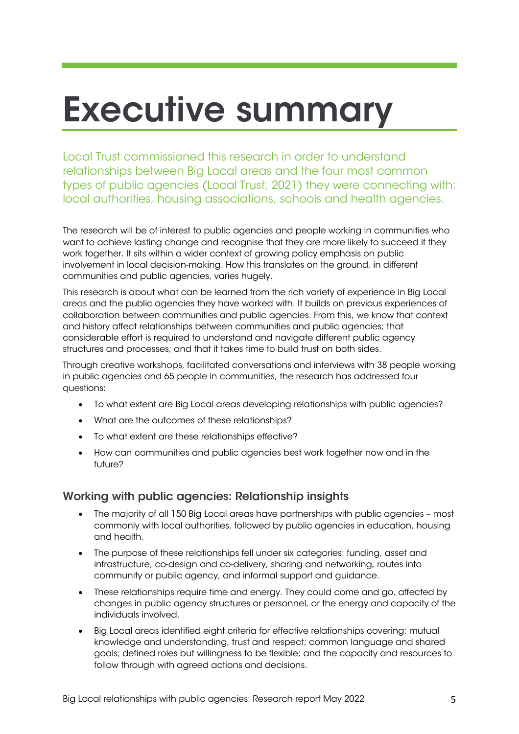# Executive summary

Local Trust commissioned this research in order to understand relationships between Big Local areas and the four most common types of public agencies (Local Trust, 2021) they were connecting with: local authorities, housing associations, schools and health agencies.

The research will be of interest to public agencies and people working in communities who want to achieve lasting change and recognise that they are more likely to succeed if they work together. It sits within a wider context of growing policy emphasis on public involvement in local decision-making. How this translates on the ground, in different communities and public agencies, varies hugely.

This research is about what can be learned from the rich variety of experience in Big Local areas and the public agencies they have worked with. It builds on previous experiences of collaboration between communities and public agencies. From this, we know that context and history affect relationships between communities and public agencies; that considerable effort is required to understand and navigate different public agency structures and processes; and that it takes time to build trust on both sides.

Through creative workshops, facilitated conversations and interviews with 38 people working in public agencies and 65 people in communities, the research has addressed four questions:

- To what extent are Big Local areas developing relationships with public agencies?
- What are the outcomes of these relationships?
- To what extent are these relationships effective?
- How can communities and public agencies best work together now and in the future?

## Working with public agencies: Relationship insights

- The majority of all 150 Big Local areas have partnerships with public agencies – most commonly with local authorities, followed by public agencies in education, housing and health.
- The purpose of these relationships fell under six categories: funding, asset and infrastructure, co-design and co-delivery, sharing and networking, routes into community or public agency, and informal support and guidance.
- These relationships require time and energy. They could come and go, affected by changes in public agency structures or personnel, or the energy and capacity of the individuals involved.
- Big Local areas identified eight criteria for effective relationships covering: mutual knowledge and understanding, trust and respect; common language and shared goals; defined roles but willingness to be flexible; and the capacity and resources to follow through with agreed actions and decisions.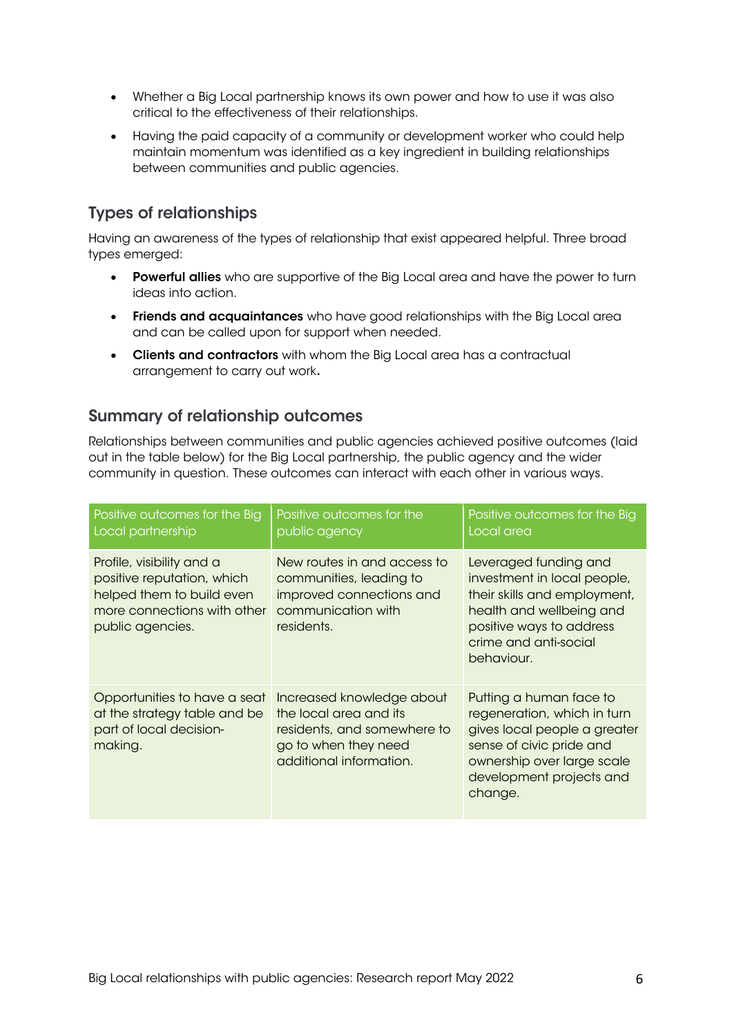- Whether a Big Local partnership knows its own power and how to use it was also critical to the effectiveness of their relationships.
- Having the paid capacity of a community or development worker who could help maintain momentum was identified as a key ingredient in building relationships between communities and public agencies.

## Types of relationships

Having an awareness of the types of relationship that exist appeared helpful. Three broad types emerged:

- **Powerful allies** who are supportive of the Big Local area and have the power to turn ideas into action.
- **Friends and acquaintances** who have good relationships with the Big Local area and can be called upon for support when needed.
- **Clients and contractors** with whom the Big Local area has a contractual arrangement to carry out work**.**

## Summary of relationship outcomes

Relationships between communities and public agencies achieved positive outcomes (laid out in the table below) for the Big Local partnership, the public agency and the wider community in question. These outcomes can interact with each other in various ways.

| Positive outcomes for the Big Local partnership | Positive outcomes for the public agency | Positive outcomes for the Big Local area |
|---|---|---|
| Profile, visibility and a positive reputation, which helped them to build even more connections with other public agencies. | New routes in and access to communities, leading to improved connections and communication with residents. | Leveraged funding and investment in local people, their skills and employment, health and wellbeing and positive ways to address crime and anti-social behaviour. |
| Opportunities to have a seat at the strategy table and be part of local decision-making. | Increased knowledge about the local area and its residents, and somewhere to go to when they need additional information. | Putting a human face to regeneration, which in turn gives local people a greater sense of civic pride and ownership over large scale development projects and change. |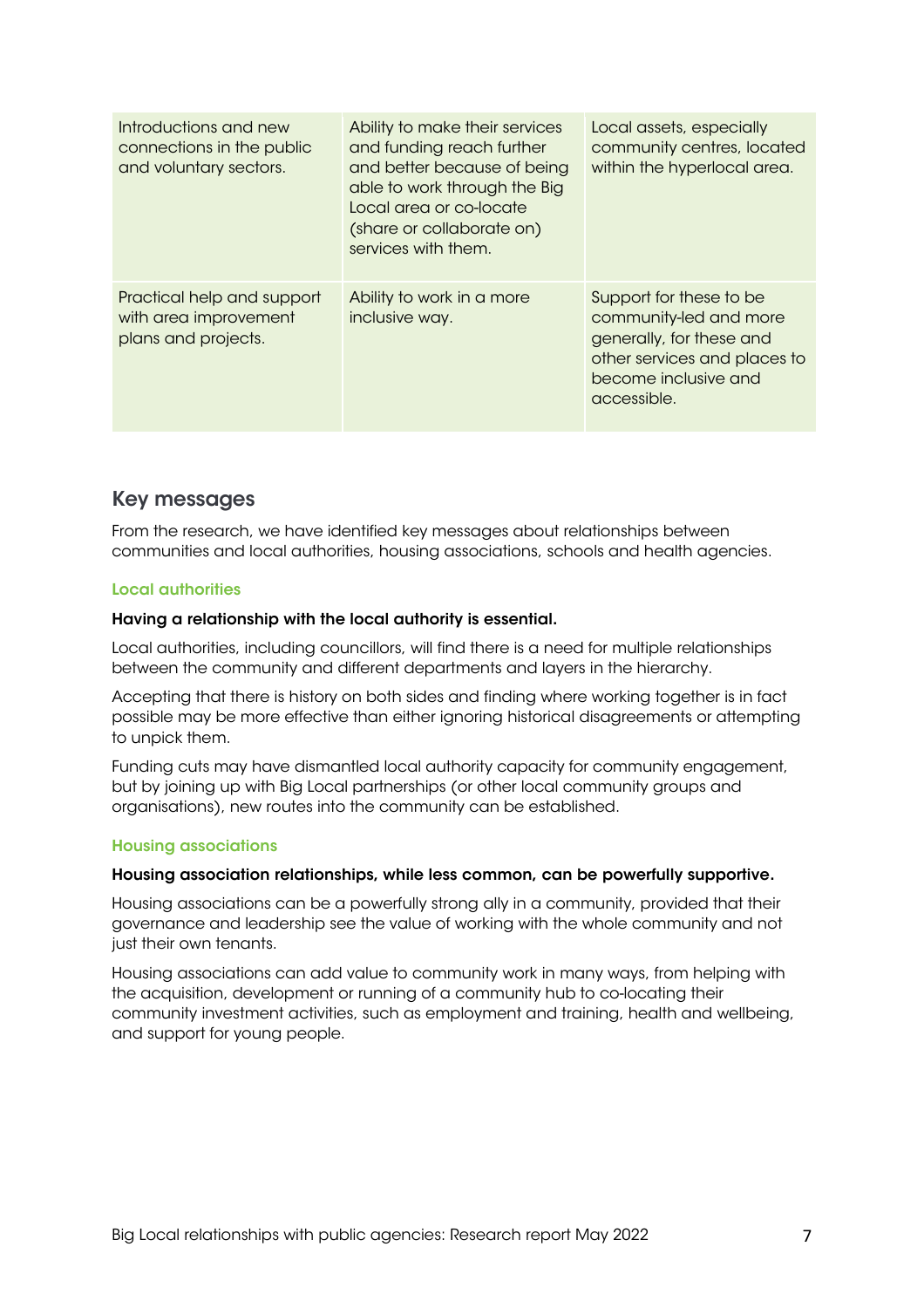| | | |
|---|---|---|
| Introductions and new connections in the public and voluntary sectors. | Ability to make their services and funding reach further and better because of being able to work through the Big Local area or co-locate (share or collaborate on) services with them. | Local assets, especially community centres, located within the hyperlocal area. |
| Practical help and support with area improvement plans and projects. | Ability to work in a more inclusive way. | Support for these to be community-led and more generally, for these and other services and places to become inclusive and accessible. |

## Key messages

From the research, we have identified key messages about relationships between communities and local authorities, housing associations, schools and health agencies.

### Local authorities

**Having a relationship with the local authority is essential.**

Local authorities, including councillors, will find there is a need for multiple relationships between the community and different departments and layers in the hierarchy.

Accepting that there is history on both sides and finding where working together is in fact possible may be more effective than either ignoring historical disagreements or attempting to unpick them.

Funding cuts may have dismantled local authority capacity for community engagement, but by joining up with Big Local partnerships (or other local community groups and organisations), new routes into the community can be established.

### Housing associations

**Housing association relationships, while less common, can be powerfully supportive.**

Housing associations can be a powerfully strong ally in a community, provided that their governance and leadership see the value of working with the whole community and not just their own tenants.

Housing associations can add value to community work in many ways, from helping with the acquisition, development or running of a community hub to co-locating their community investment activities, such as employment and training, health and wellbeing, and support for young people.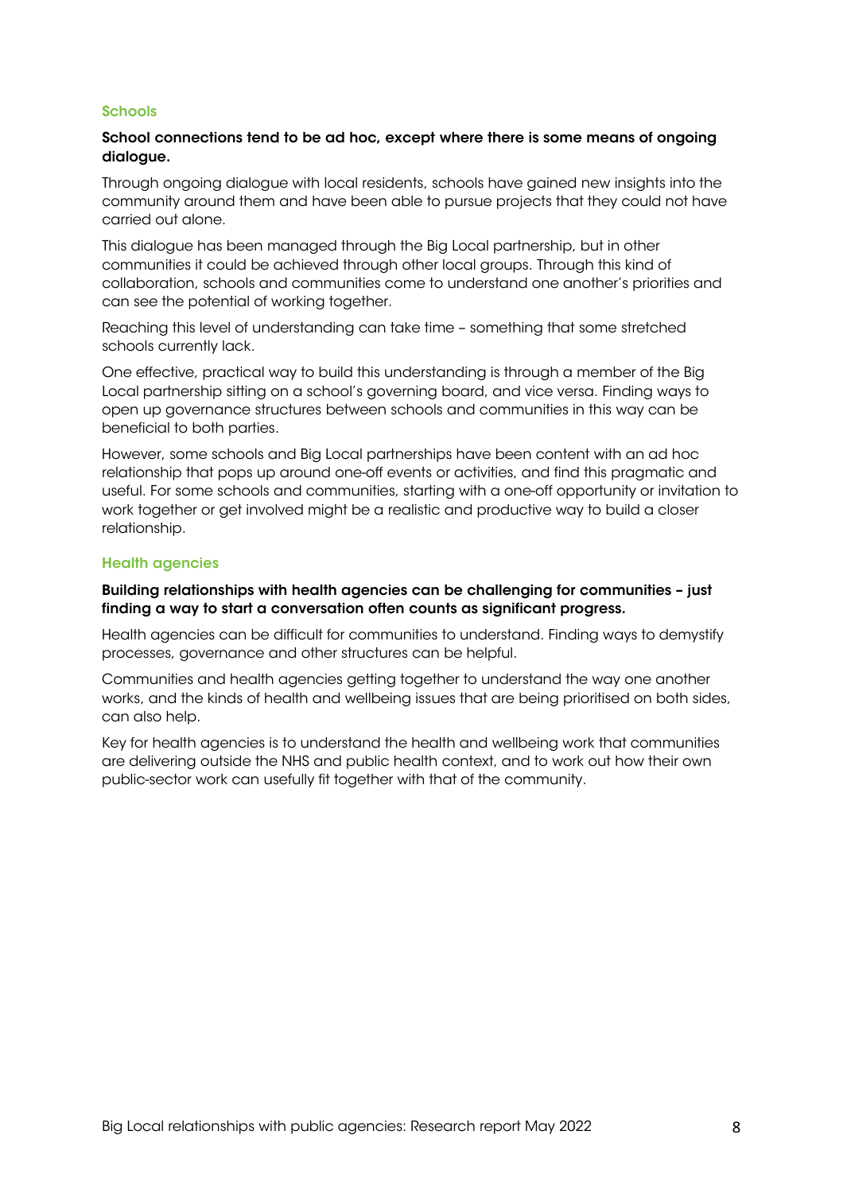### Schools

**School connections tend to be ad hoc, except where there is some means of ongoing dialogue.**

Through ongoing dialogue with local residents, schools have gained new insights into the community around them and have been able to pursue projects that they could not have carried out alone.

This dialogue has been managed through the Big Local partnership, but in other communities it could be achieved through other local groups. Through this kind of collaboration, schools and communities come to understand one another's priorities and can see the potential of working together.

Reaching this level of understanding can take time – something that some stretched schools currently lack.

One effective, practical way to build this understanding is through a member of the Big Local partnership sitting on a school's governing board, and vice versa. Finding ways to open up governance structures between schools and communities in this way can be beneficial to both parties.

However, some schools and Big Local partnerships have been content with an ad hoc relationship that pops up around one-off events or activities, and find this pragmatic and useful. For some schools and communities, starting with a one-off opportunity or invitation to work together or get involved might be a realistic and productive way to build a closer relationship.

### Health agencies

**Building relationships with health agencies can be challenging for communities – just finding a way to start a conversation often counts as significant progress.**

Health agencies can be difficult for communities to understand. Finding ways to demystify processes, governance and other structures can be helpful.

Communities and health agencies getting together to understand the way one another works, and the kinds of health and wellbeing issues that are being prioritised on both sides, can also help.

Key for health agencies is to understand the health and wellbeing work that communities are delivering outside the NHS and public health context, and to work out how their own public-sector work can usefully fit together with that of the community.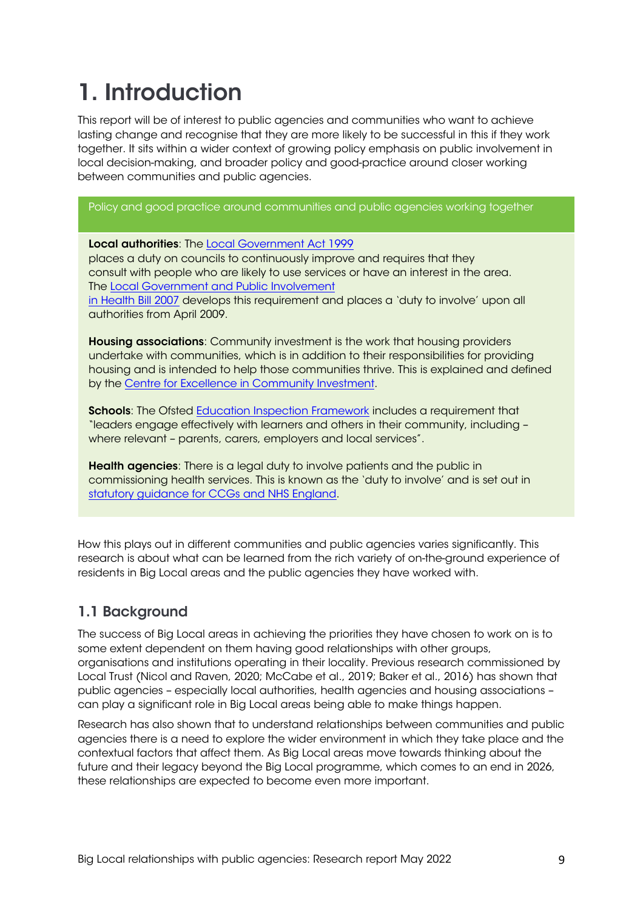# 1. Introduction

This report will be of interest to public agencies and communities who want to achieve lasting change and recognise that they are more likely to be successful in this if they work together. It sits within a wider context of growing policy emphasis on public involvement in local decision-making, and broader policy and good-practice around closer working between communities and public agencies.

> Policy and good practice around communities and public agencies working together
>
> **Local authorities**: The Local Government Act 1999 places a duty on councils to continuously improve and requires that they consult with people who are likely to use services or have an interest in the area. The Local Government and Public Involvement in Health Bill 2007 develops this requirement and places a 'duty to involve' upon all authorities from April 2009.
>
> **Housing associations**: Community investment is the work that housing providers undertake with communities, which is in addition to their responsibilities for providing housing and is intended to help those communities thrive. This is explained and defined by the Centre for Excellence in Community Investment.
>
> **Schools**: The Ofsted Education Inspection Framework includes a requirement that "leaders engage effectively with learners and others in their community, including – where relevant – parents, carers, employers and local services".
>
> **Health agencies**: There is a legal duty to involve patients and the public in commissioning health services. This is known as the 'duty to involve' and is set out in statutory guidance for CCGs and NHS England.

How this plays out in different communities and public agencies varies significantly. This research is about what can be learned from the rich variety of on-the-ground experience of residents in Big Local areas and the public agencies they have worked with.

## 1.1 Background

The success of Big Local areas in achieving the priorities they have chosen to work on is to some extent dependent on them having good relationships with other groups, organisations and institutions operating in their locality. Previous research commissioned by Local Trust (Nicol and Raven, 2020; McCabe et al., 2019; Baker et al., 2016) has shown that public agencies – especially local authorities, health agencies and housing associations – can play a significant role in Big Local areas being able to make things happen.

Research has also shown that to understand relationships between communities and public agencies there is a need to explore the wider environment in which they take place and the contextual factors that affect them. As Big Local areas move towards thinking about the future and their legacy beyond the Big Local programme, which comes to an end in 2026, these relationships are expected to become even more important.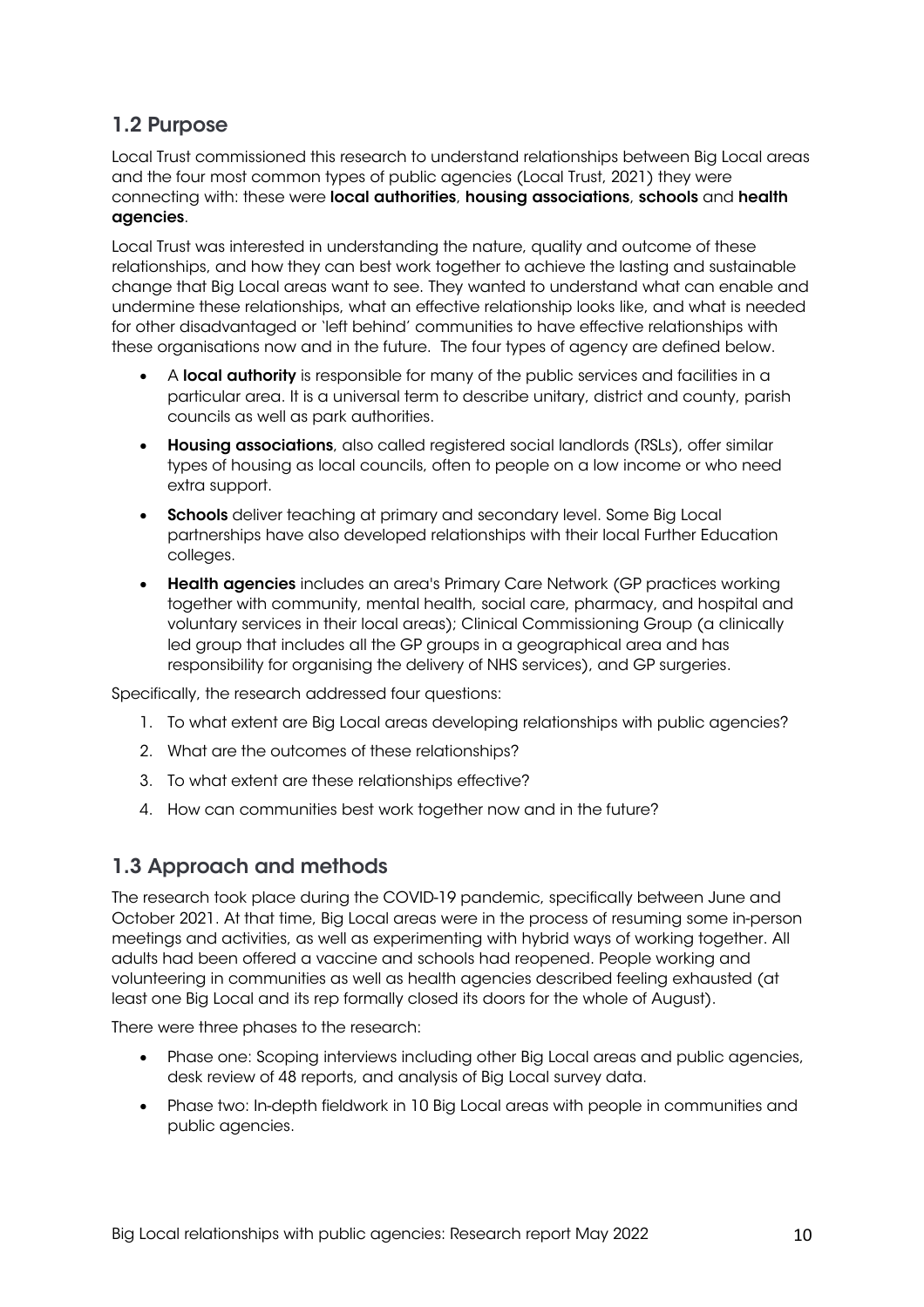## 1.2 Purpose

Local Trust commissioned this research to understand relationships between Big Local areas and the four most common types of public agencies (Local Trust, 2021) they were connecting with: these were **local authorities**, **housing associations**, **schools** and **health agencies**.

Local Trust was interested in understanding the nature, quality and outcome of these relationships, and how they can best work together to achieve the lasting and sustainable change that Big Local areas want to see. They wanted to understand what can enable and undermine these relationships, what an effective relationship looks like, and what is needed for other disadvantaged or 'left behind' communities to have effective relationships with these organisations now and in the future. The four types of agency are defined below.

- A **local authority** is responsible for many of the public services and facilities in a particular area. It is a universal term to describe unitary, district and county, parish councils as well as park authorities.
- **Housing associations**, also called registered social landlords (RSLs), offer similar types of housing as local councils, often to people on a low income or who need extra support.
- **Schools** deliver teaching at primary and secondary level. Some Big Local partnerships have also developed relationships with their local Further Education colleges.
- **Health agencies** includes an area's Primary Care Network (GP practices working together with community, mental health, social care, pharmacy, and hospital and voluntary services in their local areas); Clinical Commissioning Group (a clinically led group that includes all the GP groups in a geographical area and has responsibility for organising the delivery of NHS services), and GP surgeries.

Specifically, the research addressed four questions:

1. To what extent are Big Local areas developing relationships with public agencies?
2. What are the outcomes of these relationships?
3. To what extent are these relationships effective?
4. How can communities best work together now and in the future?

## 1.3 Approach and methods

The research took place during the COVID-19 pandemic, specifically between June and October 2021. At that time, Big Local areas were in the process of resuming some in-person meetings and activities, as well as experimenting with hybrid ways of working together. All adults had been offered a vaccine and schools had reopened. People working and volunteering in communities as well as health agencies described feeling exhausted (at least one Big Local and its rep formally closed its doors for the whole of August).

There were three phases to the research:

- Phase one: Scoping interviews including other Big Local areas and public agencies, desk review of 48 reports, and analysis of Big Local survey data.
- Phase two: In-depth fieldwork in 10 Big Local areas with people in communities and public agencies.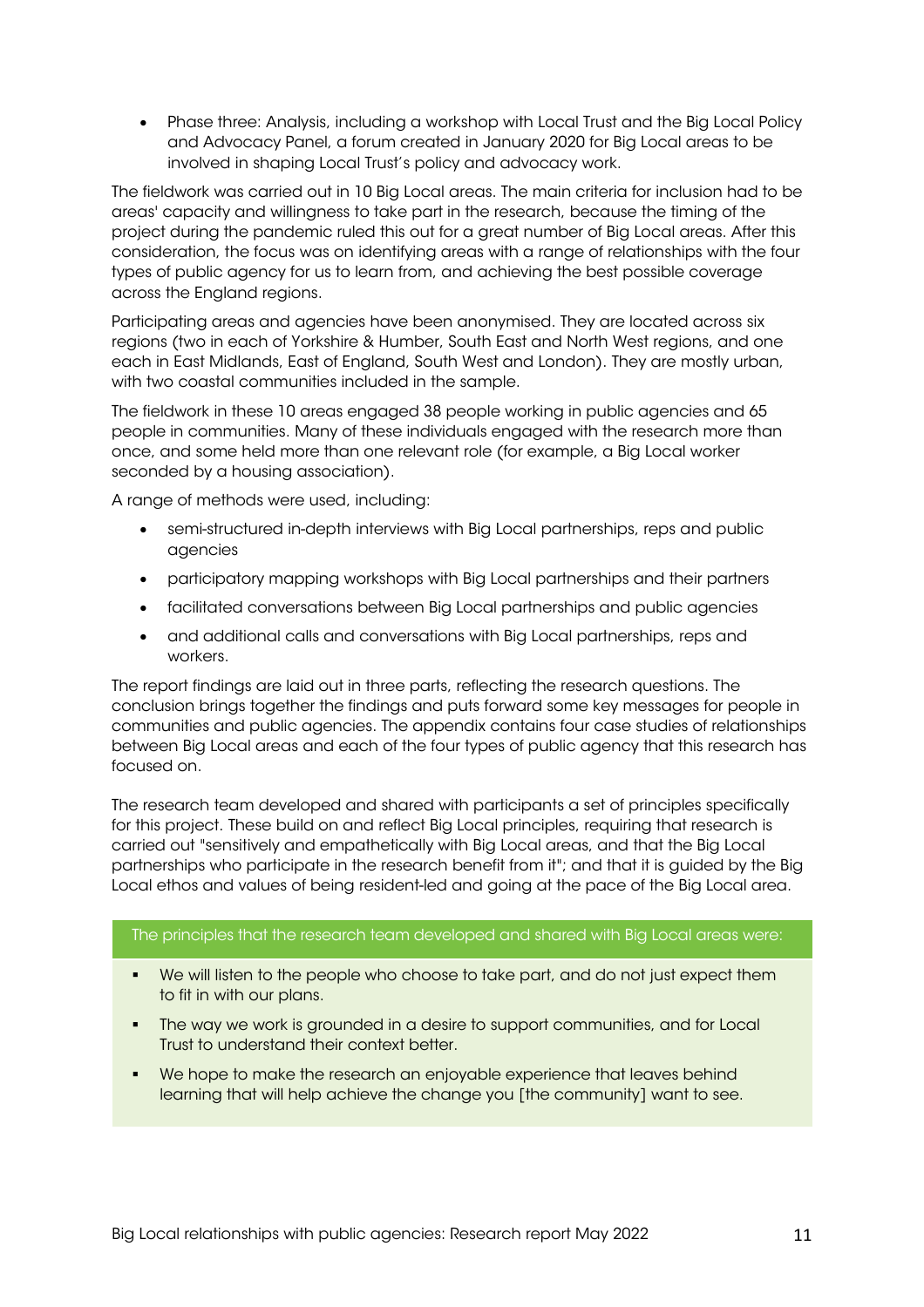- Phase three: Analysis, including a workshop with Local Trust and the Big Local Policy and Advocacy Panel, a forum created in January 2020 for Big Local areas to be involved in shaping Local Trust's policy and advocacy work.

The fieldwork was carried out in 10 Big Local areas. The main criteria for inclusion had to be areas' capacity and willingness to take part in the research, because the timing of the project during the pandemic ruled this out for a great number of Big Local areas. After this consideration, the focus was on identifying areas with a range of relationships with the four types of public agency for us to learn from, and achieving the best possible coverage across the England regions.

Participating areas and agencies have been anonymised. They are located across six regions (two in each of Yorkshire & Humber, South East and North West regions, and one each in East Midlands, East of England, South West and London). They are mostly urban, with two coastal communities included in the sample.

The fieldwork in these 10 areas engaged 38 people working in public agencies and 65 people in communities. Many of these individuals engaged with the research more than once, and some held more than one relevant role (for example, a Big Local worker seconded by a housing association).

A range of methods were used, including:

- semi-structured in-depth interviews with Big Local partnerships, reps and public agencies
- participatory mapping workshops with Big Local partnerships and their partners
- facilitated conversations between Big Local partnerships and public agencies
- and additional calls and conversations with Big Local partnerships, reps and workers.

The report findings are laid out in three parts, reflecting the research questions. The conclusion brings together the findings and puts forward some key messages for people in communities and public agencies. The appendix contains four case studies of relationships between Big Local areas and each of the four types of public agency that this research has focused on.

The research team developed and shared with participants a set of principles specifically for this project. These build on and reflect Big Local principles, requiring that research is carried out "sensitively and empathetically with Big Local areas, and that the Big Local partnerships who participate in the research benefit from it"; and that it is guided by the Big Local ethos and values of being resident-led and going at the pace of the Big Local area.

The principles that the research team developed and shared with Big Local areas were:

- We will listen to the people who choose to take part, and do not just expect them to fit in with our plans.
- The way we work is grounded in a desire to support communities, and for Local Trust to understand their context better.
- We hope to make the research an enjoyable experience that leaves behind learning that will help achieve the change you [the community] want to see.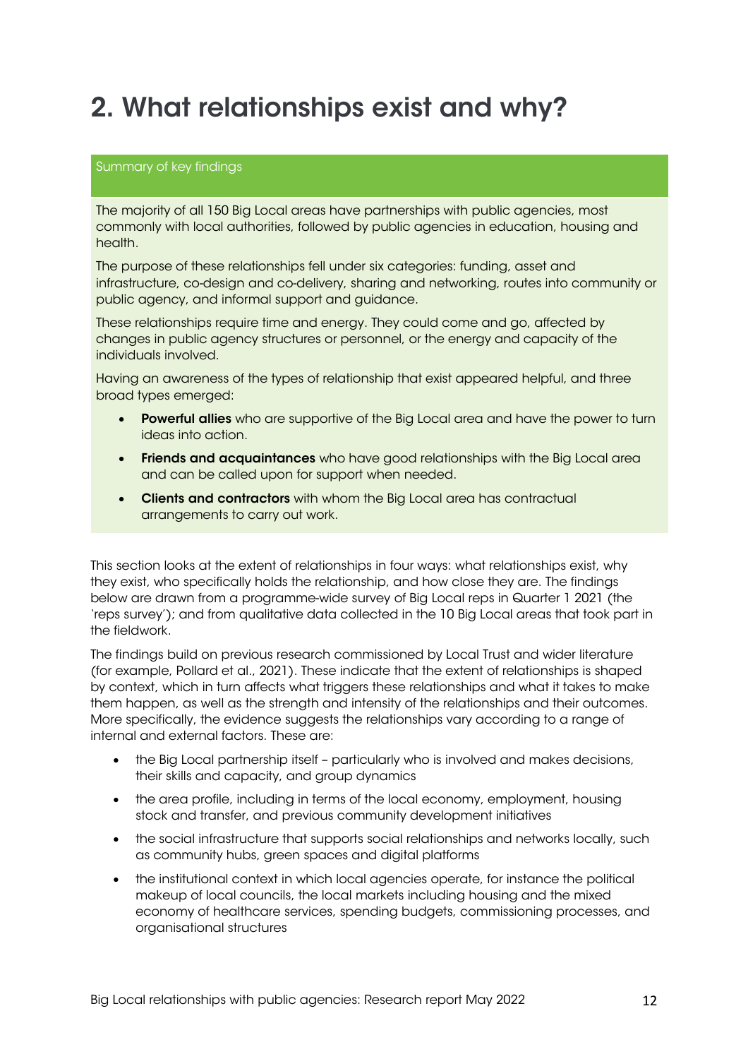# 2. What relationships exist and why?

**Summary of key findings**

The majority of all 150 Big Local areas have partnerships with public agencies, most commonly with local authorities, followed by public agencies in education, housing and health.

The purpose of these relationships fell under six categories: funding, asset and infrastructure, co-design and co-delivery, sharing and networking, routes into community or public agency, and informal support and guidance.

These relationships require time and energy. They could come and go, affected by changes in public agency structures or personnel, or the energy and capacity of the individuals involved.

Having an awareness of the types of relationship that exist appeared helpful, and three broad types emerged:

- **Powerful allies** who are supportive of the Big Local area and have the power to turn ideas into action.
- **Friends and acquaintances** who have good relationships with the Big Local area and can be called upon for support when needed.
- **Clients and contractors** with whom the Big Local area has contractual arrangements to carry out work.

This section looks at the extent of relationships in four ways: what relationships exist, why they exist, who specifically holds the relationship, and how close they are. The findings below are drawn from a programme-wide survey of Big Local reps in Quarter 1 2021 (the 'reps survey'); and from qualitative data collected in the 10 Big Local areas that took part in the fieldwork.

The findings build on previous research commissioned by Local Trust and wider literature (for example, Pollard et al., 2021). These indicate that the extent of relationships is shaped by context, which in turn affects what triggers these relationships and what it takes to make them happen, as well as the strength and intensity of the relationships and their outcomes. More specifically, the evidence suggests the relationships vary according to a range of internal and external factors. These are:

- the Big Local partnership itself – particularly who is involved and makes decisions, their skills and capacity, and group dynamics
- the area profile, including in terms of the local economy, employment, housing stock and transfer, and previous community development initiatives
- the social infrastructure that supports social relationships and networks locally, such as community hubs, green spaces and digital platforms
- the institutional context in which local agencies operate, for instance the political makeup of local councils, the local markets including housing and the mixed economy of healthcare services, spending budgets, commissioning processes, and organisational structures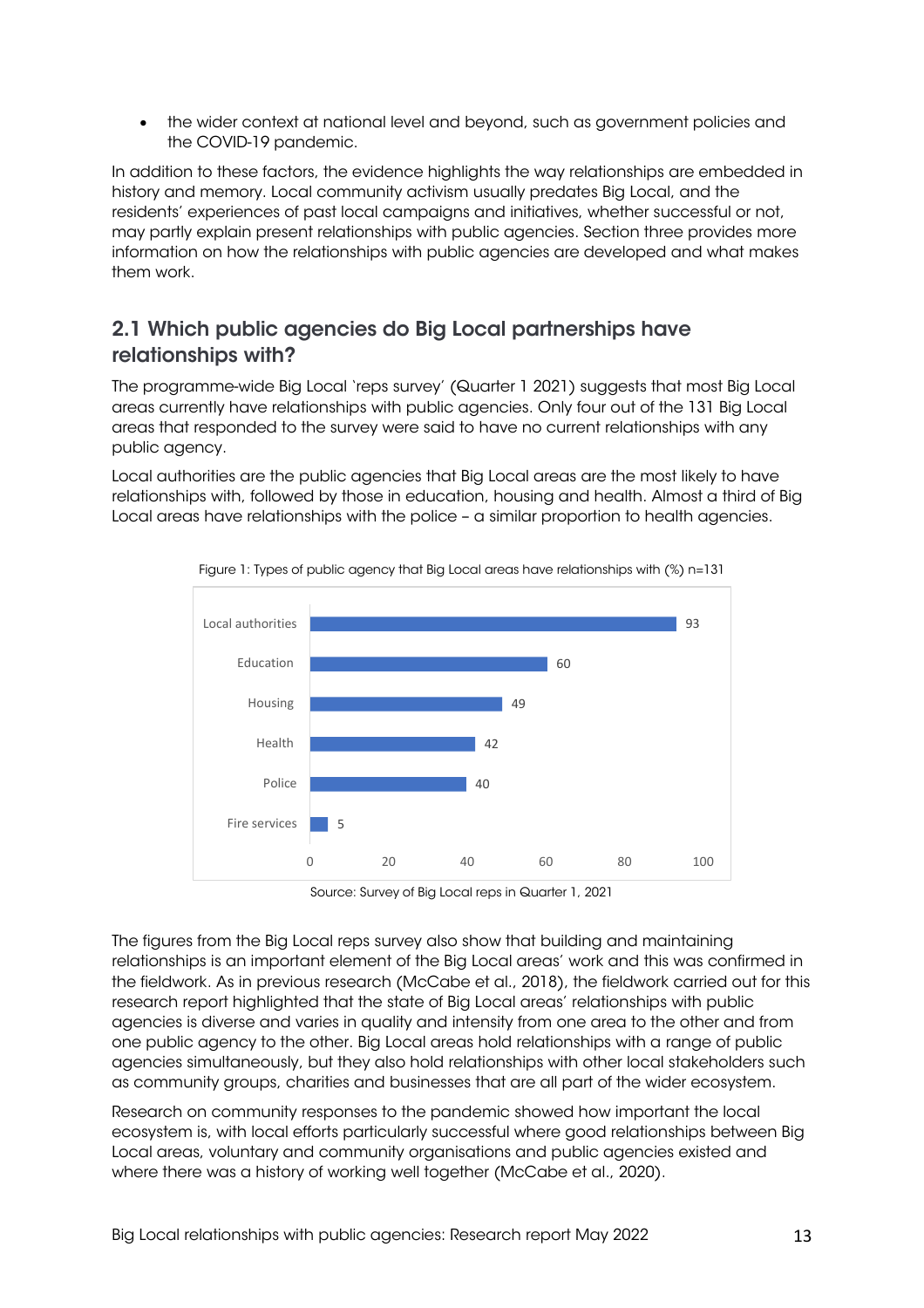- the wider context at national level and beyond, such as government policies and the COVID-19 pandemic.

In addition to these factors, the evidence highlights the way relationships are embedded in history and memory. Local community activism usually predates Big Local, and the residents' experiences of past local campaigns and initiatives, whether successful or not, may partly explain present relationships with public agencies. Section three provides more information on how the relationships with public agencies are developed and what makes them work.

## 2.1 Which public agencies do Big Local partnerships have relationships with?

The programme-wide Big Local 'reps survey' (Quarter 1 2021) suggests that most Big Local areas currently have relationships with public agencies. Only four out of the 131 Big Local areas that responded to the survey were said to have no current relationships with any public agency.

Local authorities are the public agencies that Big Local areas are the most likely to have relationships with, followed by those in education, housing and health. Almost a third of Big Local areas have relationships with the police – a similar proportion to health agencies.

Figure 1: Types of public agency that Big Local areas have relationships with (%) n=131

| Public agency | % |
|---|---|
| Local authorities | 93 |
| Education | 60 |
| Housing | 49 |
| Health | 42 |
| Police | 40 |
| Fire services | 5 |

Source: Survey of Big Local reps in Quarter 1, 2021

The figures from the Big Local reps survey also show that building and maintaining relationships is an important element of the Big Local areas' work and this was confirmed in the fieldwork. As in previous research (McCabe et al., 2018), the fieldwork carried out for this research report highlighted that the state of Big Local areas' relationships with public agencies is diverse and varies in quality and intensity from one area to the other and from one public agency to the other. Big Local areas hold relationships with a range of public agencies simultaneously, but they also hold relationships with other local stakeholders such as community groups, charities and businesses that are all part of the wider ecosystem.

Research on community responses to the pandemic showed how important the local ecosystem is, with local efforts particularly successful where good relationships between Big Local areas, voluntary and community organisations and public agencies existed and where there was a history of working well together (McCabe et al., 2020).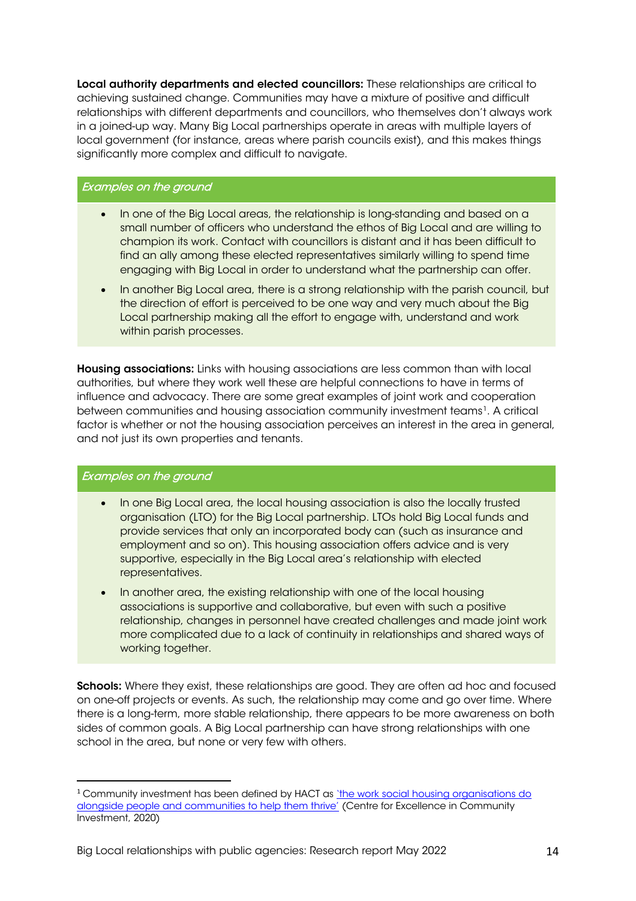**Local authority departments and elected councillors:** These relationships are critical to achieving sustained change. Communities may have a mixture of positive and difficult relationships with different departments and councillors, who themselves don't always work in a joined-up way. Many Big Local partnerships operate in areas with multiple layers of local government (for instance, areas where parish councils exist), and this makes things significantly more complex and difficult to navigate.

> *Examples on the ground*
>
> - In one of the Big Local areas, the relationship is long-standing and based on a small number of officers who understand the ethos of Big Local and are willing to champion its work. Contact with councillors is distant and it has been difficult to find an ally among these elected representatives similarly willing to spend time engaging with Big Local in order to understand what the partnership can offer.
> - In another Big Local area, there is a strong relationship with the parish council, but the direction of effort is perceived to be one way and very much about the Big Local partnership making all the effort to engage with, understand and work within parish processes.

**Housing associations:** Links with housing associations are less common than with local authorities, but where they work well these are helpful connections to have in terms of influence and advocacy. There are some great examples of joint work and cooperation between communities and housing association community investment teams[1]. A critical factor is whether or not the housing association perceives an interest in the area in general, and not just its own properties and tenants.

> *Examples on the ground*
>
> - In one Big Local area, the local housing association is also the locally trusted organisation (LTO) for the Big Local partnership. LTOs hold Big Local funds and provide services that only an incorporated body can (such as insurance and employment and so on). This housing association offers advice and is very supportive, especially in the Big Local area's relationship with elected representatives.
> - In another area, the existing relationship with one of the local housing associations is supportive and collaborative, but even with such a positive relationship, changes in personnel have created challenges and made joint work more complicated due to a lack of continuity in relationships and shared ways of working together.

**Schools:** Where they exist, these relationships are good. They are often ad hoc and focused on one-off projects or events. As such, the relationship may come and go over time. Where there is a long-term, more stable relationship, there appears to be more awareness on both sides of common goals. A Big Local partnership can have strong relationships with one school in the area, but none or very few with others.

---

[1] Community investment has been defined by HACT as 'the work social housing organisations do alongside people and communities to help them thrive' (Centre for Excellence in Community Investment, 2020)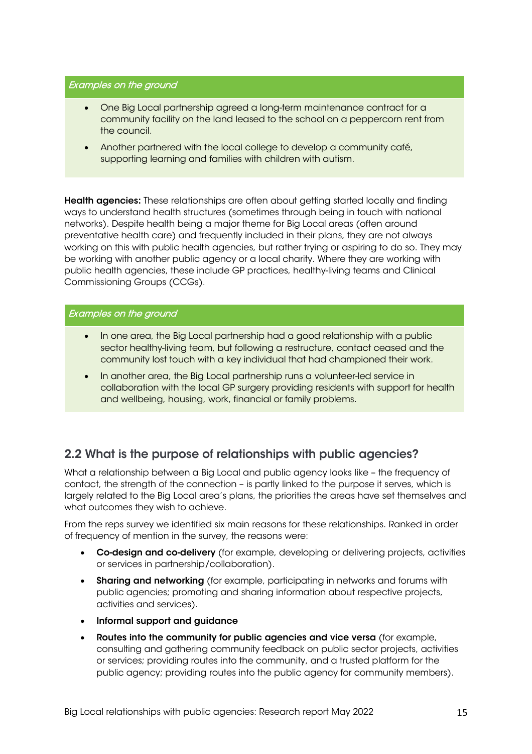*Examples on the ground*

- One Big Local partnership agreed a long-term maintenance contract for a community facility on the land leased to the school on a peppercorn rent from the council.
- Another partnered with the local college to develop a community café, supporting learning and families with children with autism.

**Health agencies:** These relationships are often about getting started locally and finding ways to understand health structures (sometimes through being in touch with national networks). Despite health being a major theme for Big Local areas (often around preventative health care) and frequently included in their plans, they are not always working on this with public health agencies, but rather trying or aspiring to do so. They may be working with another public agency or a local charity. Where they are working with public health agencies, these include GP practices, healthy-living teams and Clinical Commissioning Groups (CCGs).

*Examples on the ground*

- In one area, the Big Local partnership had a good relationship with a public sector healthy-living team, but following a restructure, contact ceased and the community lost touch with a key individual that had championed their work.
- In another area, the Big Local partnership runs a volunteer-led service in collaboration with the local GP surgery providing residents with support for health and wellbeing, housing, work, financial or family problems.

## 2.2 What is the purpose of relationships with public agencies?

What a relationship between a Big Local and public agency looks like – the frequency of contact, the strength of the connection – is partly linked to the purpose it serves, which is largely related to the Big Local area's plans, the priorities the areas have set themselves and what outcomes they wish to achieve.

From the reps survey we identified six main reasons for these relationships. Ranked in order of frequency of mention in the survey, the reasons were:

- **Co-design and co-delivery** (for example, developing or delivering projects, activities or services in partnership/collaboration).
- **Sharing and networking** (for example, participating in networks and forums with public agencies; promoting and sharing information about respective projects, activities and services).
- **Informal support and guidance**
- **Routes into the community for public agencies and vice versa** (for example, consulting and gathering community feedback on public sector projects, activities or services; providing routes into the community, and a trusted platform for the public agency; providing routes into the public agency for community members).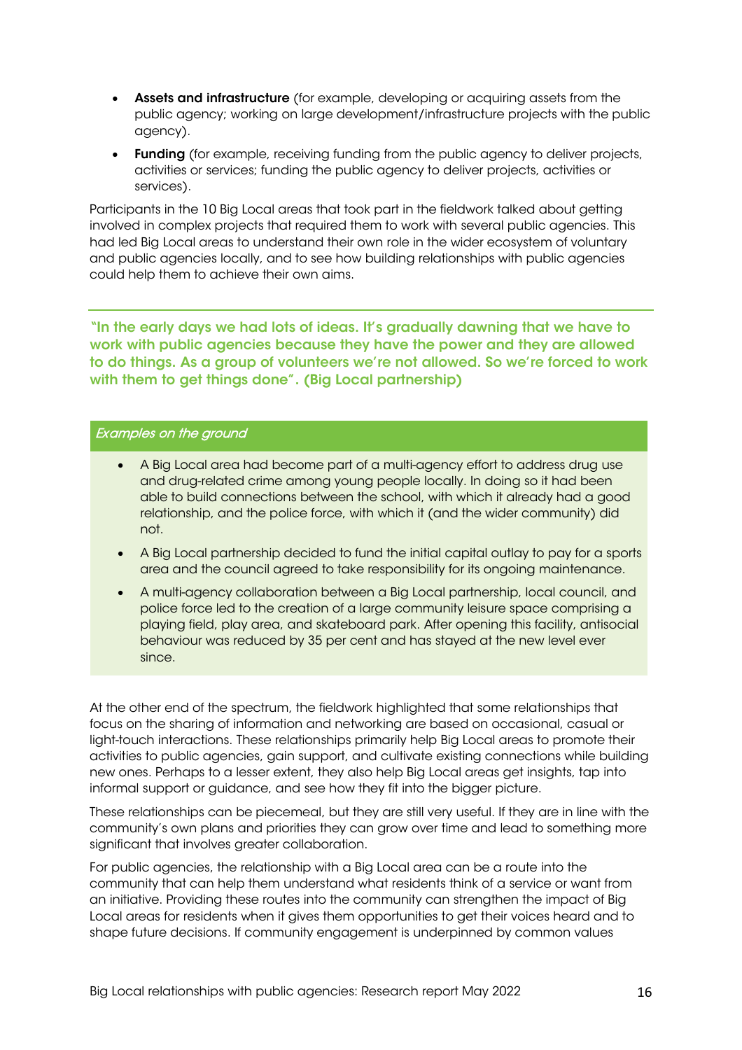- **Assets and infrastructure** (for example, developing or acquiring assets from the public agency; working on large development/infrastructure projects with the public agency).
- **Funding** (for example, receiving funding from the public agency to deliver projects, activities or services; funding the public agency to deliver projects, activities or services).

Participants in the 10 Big Local areas that took part in the fieldwork talked about getting involved in complex projects that required them to work with several public agencies. This had led Big Local areas to understand their own role in the wider ecosystem of voluntary and public agencies locally, and to see how building relationships with public agencies could help them to achieve their own aims.

> **"In the early days we had lots of ideas. It's gradually dawning that we have to work with public agencies because they have the power and they are allowed to do things. As a group of volunteers we're not allowed. So we're forced to work with them to get things done". (Big Local partnership)**

*Examples on the ground*

- A Big Local area had become part of a multi-agency effort to address drug use and drug-related crime among young people locally. In doing so it had been able to build connections between the school, with which it already had a good relationship, and the police force, with which it (and the wider community) did not.
- A Big Local partnership decided to fund the initial capital outlay to pay for a sports area and the council agreed to take responsibility for its ongoing maintenance.
- A multi-agency collaboration between a Big Local partnership, local council, and police force led to the creation of a large community leisure space comprising a playing field, play area, and skateboard park. After opening this facility, antisocial behaviour was reduced by 35 per cent and has stayed at the new level ever since.

At the other end of the spectrum, the fieldwork highlighted that some relationships that focus on the sharing of information and networking are based on occasional, casual or light-touch interactions. These relationships primarily help Big Local areas to promote their activities to public agencies, gain support, and cultivate existing connections while building new ones. Perhaps to a lesser extent, they also help Big Local areas get insights, tap into informal support or guidance, and see how they fit into the bigger picture.

These relationships can be piecemeal, but they are still very useful. If they are in line with the community's own plans and priorities they can grow over time and lead to something more significant that involves greater collaboration.

For public agencies, the relationship with a Big Local area can be a route into the community that can help them understand what residents think of a service or want from an initiative. Providing these routes into the community can strengthen the impact of Big Local areas for residents when it gives them opportunities to get their voices heard and to shape future decisions. If community engagement is underpinned by common values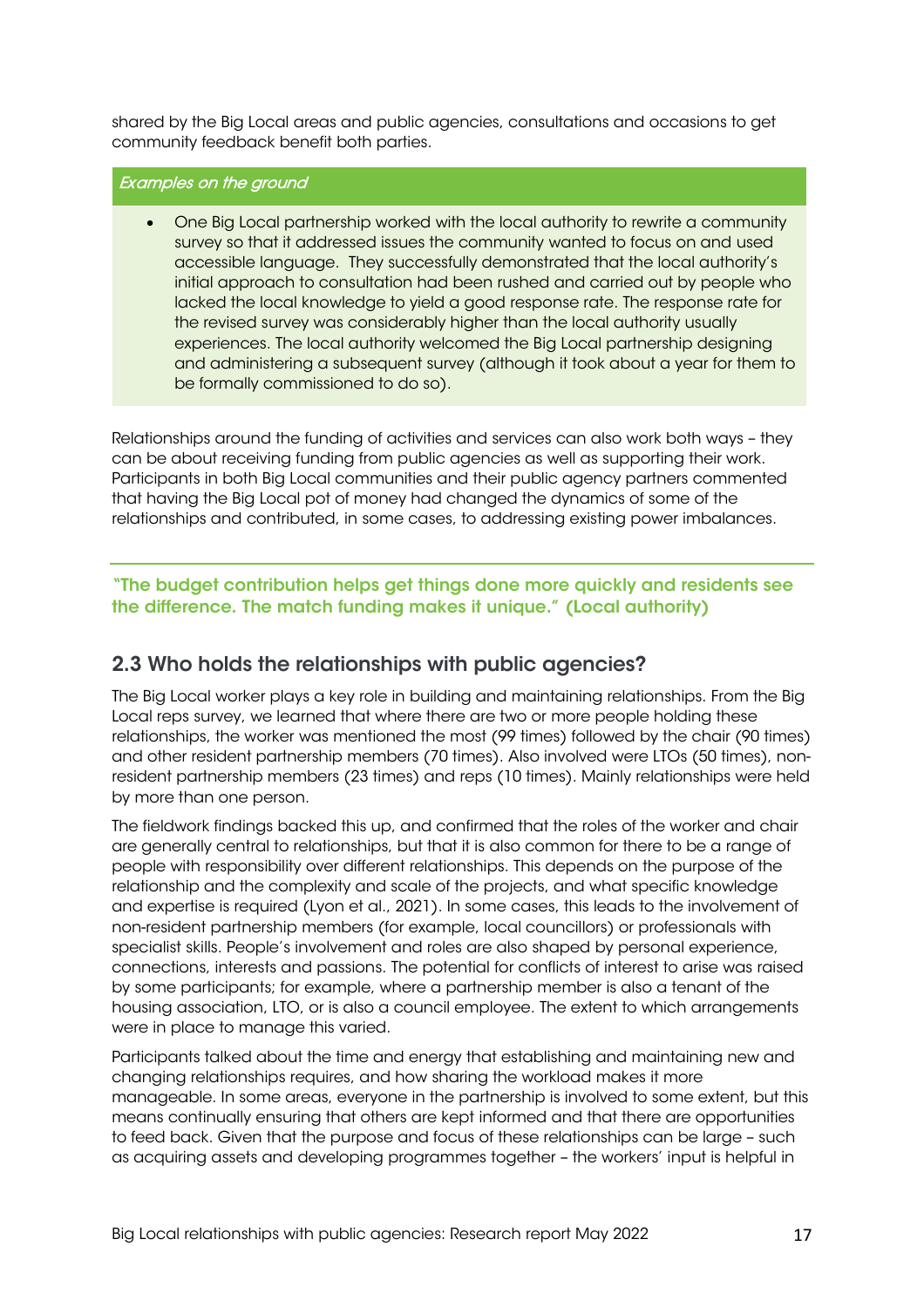shared by the Big Local areas and public agencies, consultations and occasions to get community feedback benefit both parties.

*Examples on the ground*

- One Big Local partnership worked with the local authority to rewrite a community survey so that it addressed issues the community wanted to focus on and used accessible language. They successfully demonstrated that the local authority's initial approach to consultation had been rushed and carried out by people who lacked the local knowledge to yield a good response rate. The response rate for the revised survey was considerably higher than the local authority usually experiences. The local authority welcomed the Big Local partnership designing and administering a subsequent survey (although it took about a year for them to be formally commissioned to do so).

Relationships around the funding of activities and services can also work both ways – they can be about receiving funding from public agencies as well as supporting their work. Participants in both Big Local communities and their public agency partners commented that having the Big Local pot of money had changed the dynamics of some of the relationships and contributed, in some cases, to addressing existing power imbalances.

**"The budget contribution helps get things done more quickly and residents see the difference. The match funding makes it unique." (Local authority)**

## 2.3 Who holds the relationships with public agencies?

The Big Local worker plays a key role in building and maintaining relationships. From the Big Local reps survey, we learned that where there are two or more people holding these relationships, the worker was mentioned the most (99 times) followed by the chair (90 times) and other resident partnership members (70 times). Also involved were LTOs (50 times), non-resident partnership members (23 times) and reps (10 times). Mainly relationships were held by more than one person.

The fieldwork findings backed this up, and confirmed that the roles of the worker and chair are generally central to relationships, but that it is also common for there to be a range of people with responsibility over different relationships. This depends on the purpose of the relationship and the complexity and scale of the projects, and what specific knowledge and expertise is required (Lyon et al., 2021). In some cases, this leads to the involvement of non-resident partnership members (for example, local councillors) or professionals with specialist skills. People's involvement and roles are also shaped by personal experience, connections, interests and passions. The potential for conflicts of interest to arise was raised by some participants; for example, where a partnership member is also a tenant of the housing association, LTO, or is also a council employee. The extent to which arrangements were in place to manage this varied.

Participants talked about the time and energy that establishing and maintaining new and changing relationships requires, and how sharing the workload makes it more manageable. In some areas, everyone in the partnership is involved to some extent, but this means continually ensuring that others are kept informed and that there are opportunities to feed back. Given that the purpose and focus of these relationships can be large – such as acquiring assets and developing programmes together – the workers' input is helpful in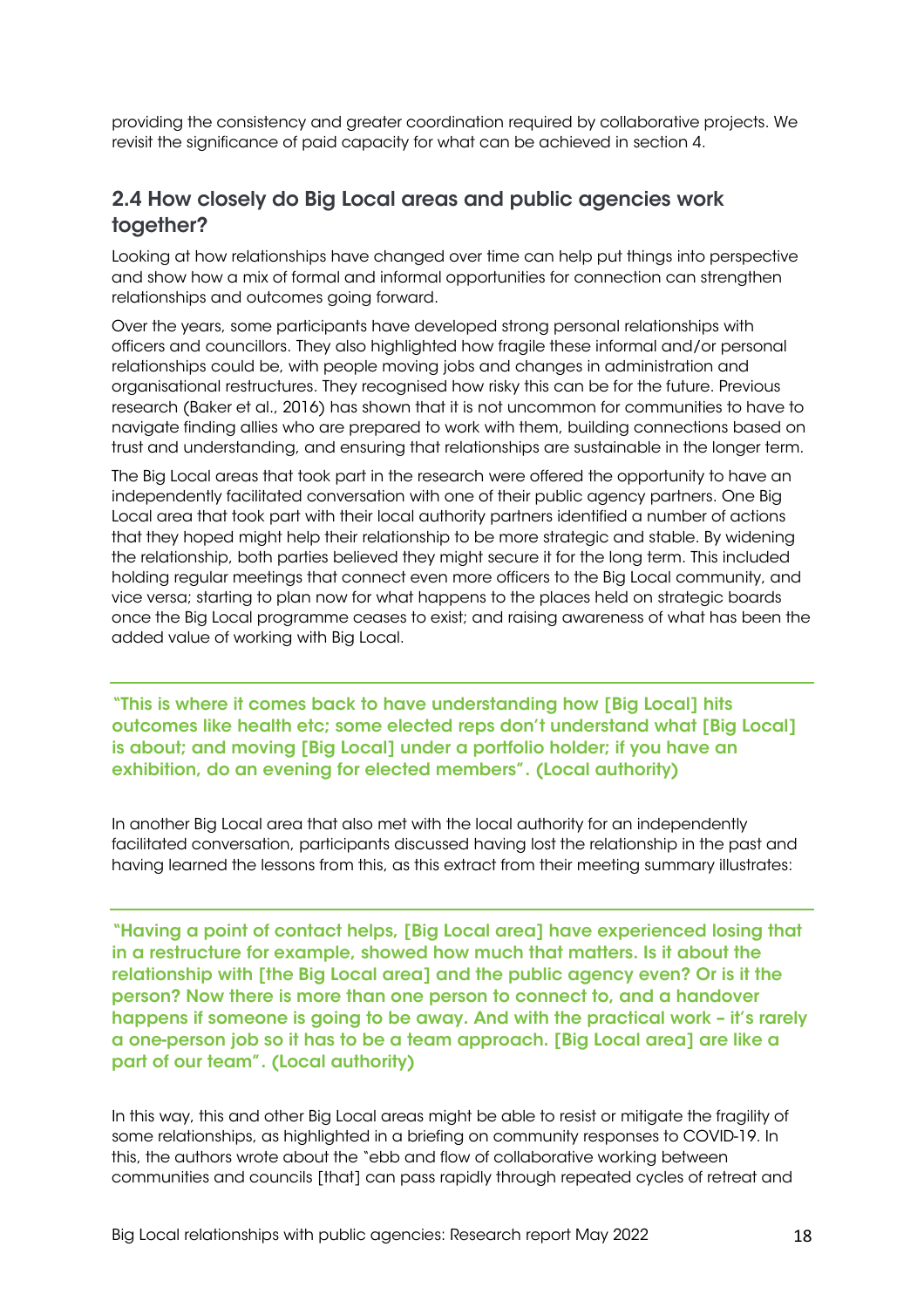providing the consistency and greater coordination required by collaborative projects. We revisit the significance of paid capacity for what can be achieved in section 4.

## 2.4 How closely do Big Local areas and public agencies work together?

Looking at how relationships have changed over time can help put things into perspective and show how a mix of formal and informal opportunities for connection can strengthen relationships and outcomes going forward.

Over the years, some participants have developed strong personal relationships with officers and councillors. They also highlighted how fragile these informal and/or personal relationships could be, with people moving jobs and changes in administration and organisational restructures. They recognised how risky this can be for the future. Previous research (Baker et al., 2016) has shown that it is not uncommon for communities to have to navigate finding allies who are prepared to work with them, building connections based on trust and understanding, and ensuring that relationships are sustainable in the longer term.

The Big Local areas that took part in the research were offered the opportunity to have an independently facilitated conversation with one of their public agency partners. One Big Local area that took part with their local authority partners identified a number of actions that they hoped might help their relationship to be more strategic and stable. By widening the relationship, both parties believed they might secure it for the long term. This included holding regular meetings that connect even more officers to the Big Local community, and vice versa; starting to plan now for what happens to the places held on strategic boards once the Big Local programme ceases to exist; and raising awareness of what has been the added value of working with Big Local.

> **"This is where it comes back to have understanding how [Big Local] hits outcomes like health etc; some elected reps don't understand what [Big Local] is about; and moving [Big Local] under a portfolio holder; if you have an exhibition, do an evening for elected members". (Local authority)**

In another Big Local area that also met with the local authority for an independently facilitated conversation, participants discussed having lost the relationship in the past and having learned the lessons from this, as this extract from their meeting summary illustrates:

> **"Having a point of contact helps, [Big Local area] have experienced losing that in a restructure for example, showed how much that matters. Is it about the relationship with [the Big Local area] and the public agency even? Or is it the person? Now there is more than one person to connect to, and a handover happens if someone is going to be away. And with the practical work – it's rarely a one-person job so it has to be a team approach. [Big Local area] are like a part of our team". (Local authority)**

In this way, this and other Big Local areas might be able to resist or mitigate the fragility of some relationships, as highlighted in a briefing on community responses to COVID-19. In this, the authors wrote about the "ebb and flow of collaborative working between communities and councils [that] can pass rapidly through repeated cycles of retreat and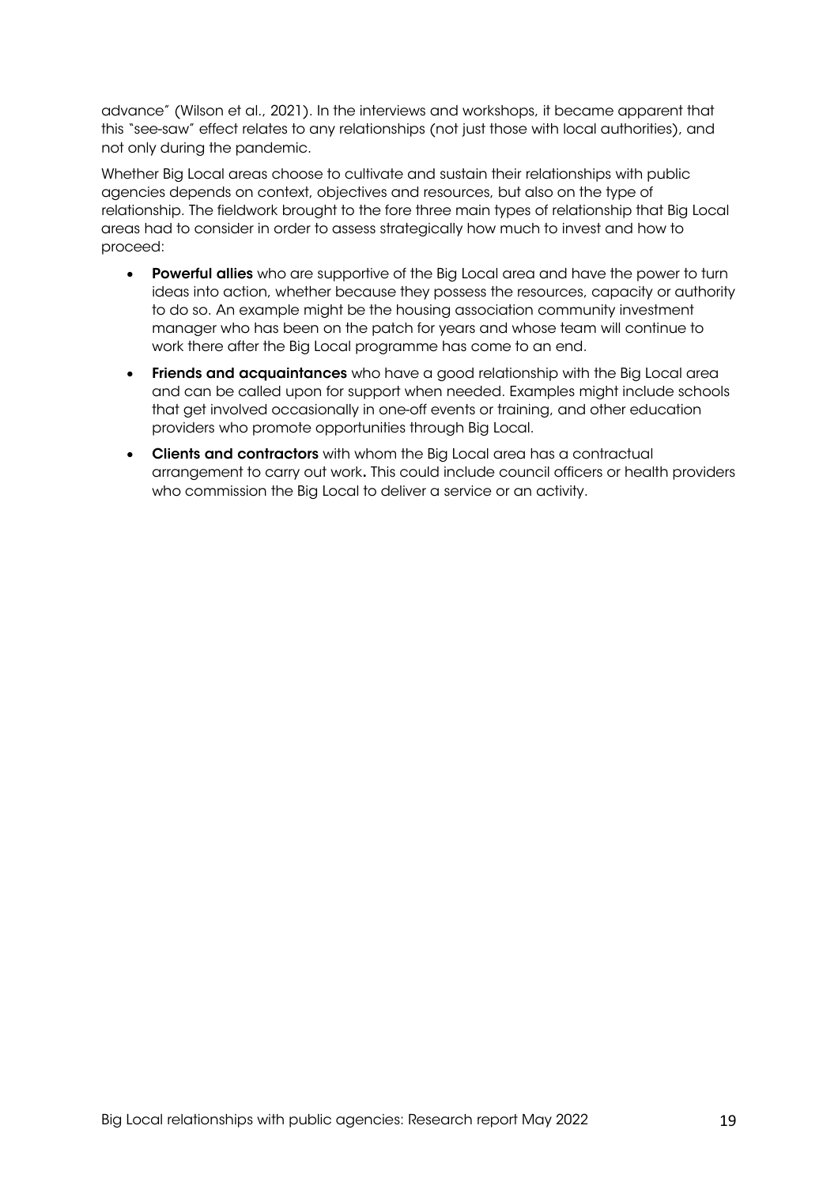advance" (Wilson et al., 2021). In the interviews and workshops, it became apparent that this "see-saw" effect relates to any relationships (not just those with local authorities), and not only during the pandemic.

Whether Big Local areas choose to cultivate and sustain their relationships with public agencies depends on context, objectives and resources, but also on the type of relationship. The fieldwork brought to the fore three main types of relationship that Big Local areas had to consider in order to assess strategically how much to invest and how to proceed:

- **Powerful allies** who are supportive of the Big Local area and have the power to turn ideas into action, whether because they possess the resources, capacity or authority to do so. An example might be the housing association community investment manager who has been on the patch for years and whose team will continue to work there after the Big Local programme has come to an end.
- **Friends and acquaintances** who have a good relationship with the Big Local area and can be called upon for support when needed. Examples might include schools that get involved occasionally in one-off events or training, and other education providers who promote opportunities through Big Local.
- **Clients and contractors** with whom the Big Local area has a contractual arrangement to carry out work**.** This could include council officers or health providers who commission the Big Local to deliver a service or an activity.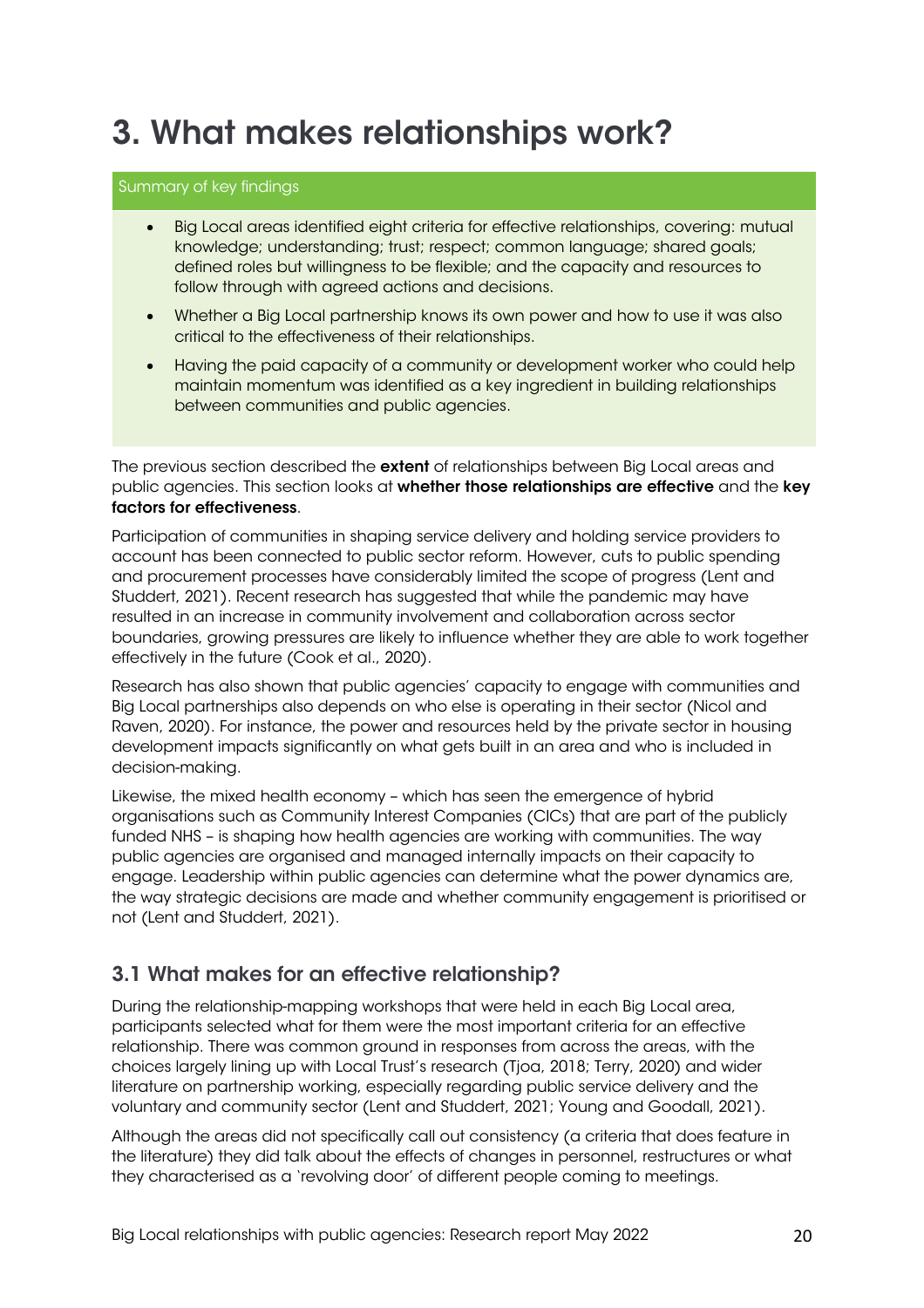# 3. What makes relationships work?

**Summary of key findings**

- Big Local areas identified eight criteria for effective relationships, covering: mutual knowledge; understanding; trust; respect; common language; shared goals; defined roles but willingness to be flexible; and the capacity and resources to follow through with agreed actions and decisions.
- Whether a Big Local partnership knows its own power and how to use it was also critical to the effectiveness of their relationships.
- Having the paid capacity of a community or development worker who could help maintain momentum was identified as a key ingredient in building relationships between communities and public agencies.

The previous section described the **extent** of relationships between Big Local areas and public agencies. This section looks at **whether those relationships are effective** and the **key factors for effectiveness**.

Participation of communities in shaping service delivery and holding service providers to account has been connected to public sector reform. However, cuts to public spending and procurement processes have considerably limited the scope of progress (Lent and Studdert, 2021). Recent research has suggested that while the pandemic may have resulted in an increase in community involvement and collaboration across sector boundaries, growing pressures are likely to influence whether they are able to work together effectively in the future (Cook et al., 2020).

Research has also shown that public agencies' capacity to engage with communities and Big Local partnerships also depends on who else is operating in their sector (Nicol and Raven, 2020). For instance, the power and resources held by the private sector in housing development impacts significantly on what gets built in an area and who is included in decision-making.

Likewise, the mixed health economy – which has seen the emergence of hybrid organisations such as Community Interest Companies (CICs) that are part of the publicly funded NHS – is shaping how health agencies are working with communities. The way public agencies are organised and managed internally impacts on their capacity to engage. Leadership within public agencies can determine what the power dynamics are, the way strategic decisions are made and whether community engagement is prioritised or not (Lent and Studdert, 2021).

## 3.1 What makes for an effective relationship?

During the relationship-mapping workshops that were held in each Big Local area, participants selected what for them were the most important criteria for an effective relationship. There was common ground in responses from across the areas, with the choices largely lining up with Local Trust's research (Tjoa, 2018; Terry, 2020) and wider literature on partnership working, especially regarding public service delivery and the voluntary and community sector (Lent and Studdert, 2021; Young and Goodall, 2021).

Although the areas did not specifically call out consistency (a criteria that does feature in the literature) they did talk about the effects of changes in personnel, restructures or what they characterised as a 'revolving door' of different people coming to meetings.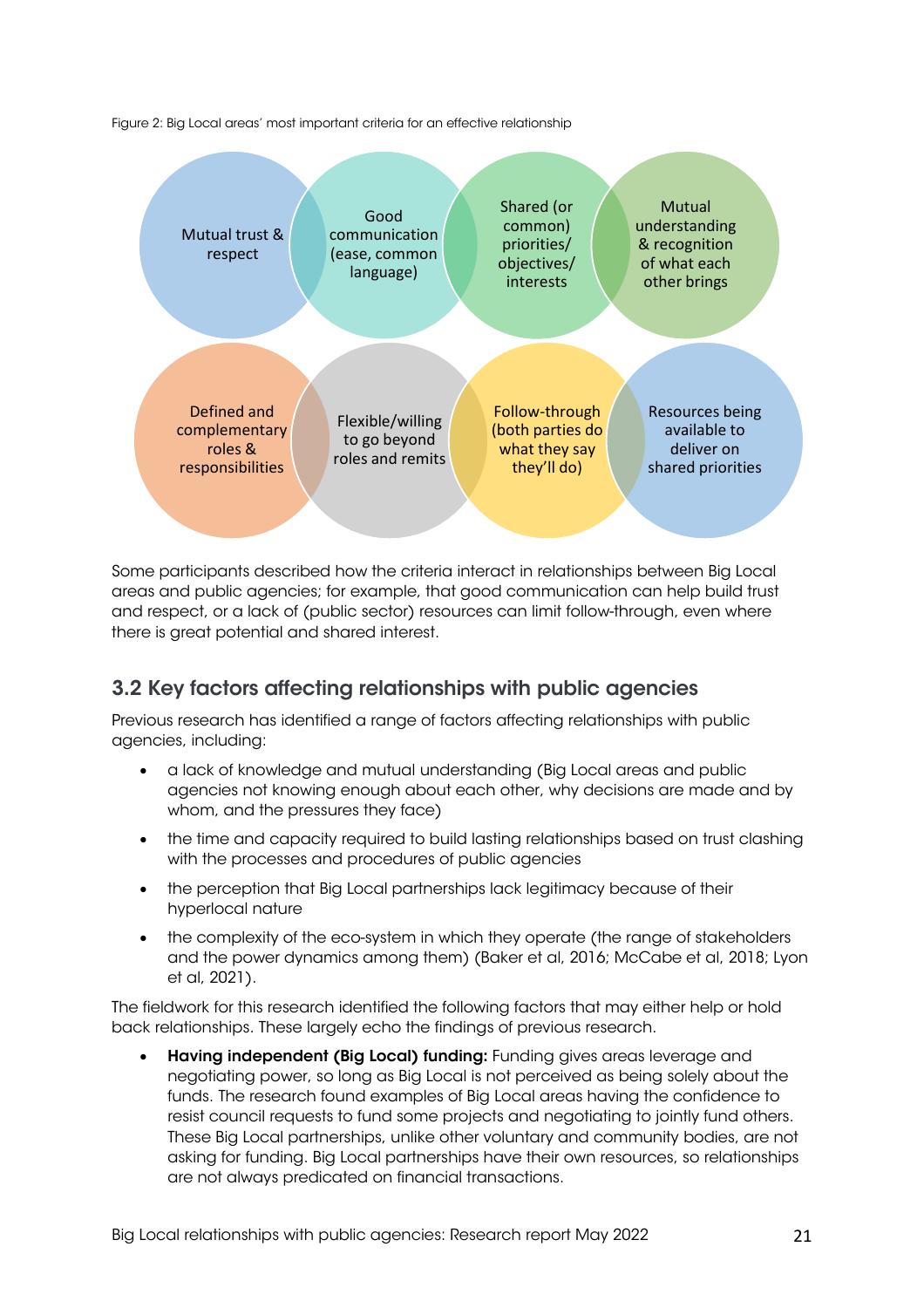Figure 2: Big Local areas' most important criteria for an effective relationship

- Mutual trust & respect
- Good communication (ease, common language)
- Shared (or common) priorities/ objectives/ interests
- Mutual understanding & recognition of what each other brings
- Defined and complementary roles & responsibilities
- Flexible/willing to go beyond roles and remits
- Follow-through (both parties do what they say they'll do)
- Resources being available to deliver on shared priorities

Some participants described how the criteria interact in relationships between Big Local areas and public agencies; for example, that good communication can help build trust and respect, or a lack of (public sector) resources can limit follow-through, even where there is great potential and shared interest.

## 3.2 Key factors affecting relationships with public agencies

Previous research has identified a range of factors affecting relationships with public agencies, including:

- a lack of knowledge and mutual understanding (Big Local areas and public agencies not knowing enough about each other, why decisions are made and by whom, and the pressures they face)
- the time and capacity required to build lasting relationships based on trust clashing with the processes and procedures of public agencies
- the perception that Big Local partnerships lack legitimacy because of their hyperlocal nature
- the complexity of the eco-system in which they operate (the range of stakeholders and the power dynamics among them) (Baker et al, 2016; McCabe et al, 2018; Lyon et al, 2021).

The fieldwork for this research identified the following factors that may either help or hold back relationships. These largely echo the findings of previous research.

- **Having independent (Big Local) funding:** Funding gives areas leverage and negotiating power, so long as Big Local is not perceived as being solely about the funds. The research found examples of Big Local areas having the confidence to resist council requests to fund some projects and negotiating to jointly fund others. These Big Local partnerships, unlike other voluntary and community bodies, are not asking for funding. Big Local partnerships have their own resources, so relationships are not always predicated on financial transactions.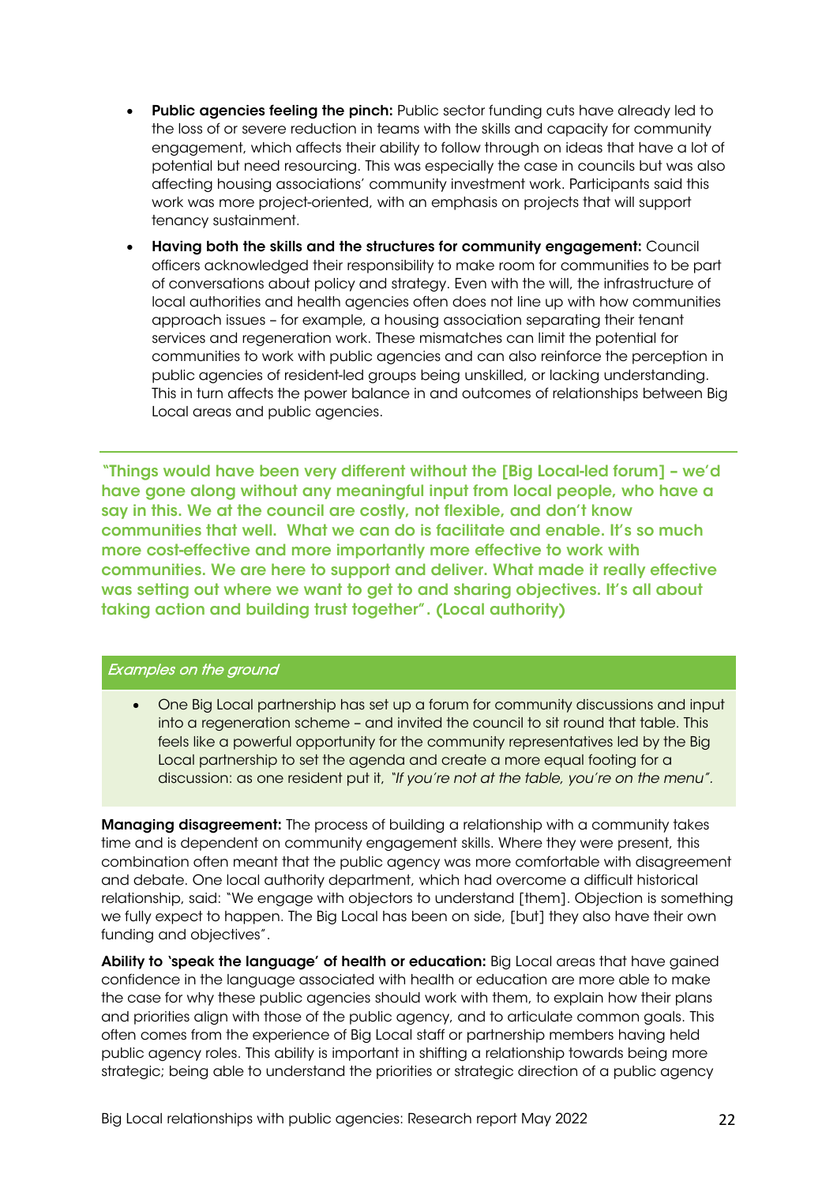- **Public agencies feeling the pinch:** Public sector funding cuts have already led to the loss of or severe reduction in teams with the skills and capacity for community engagement, which affects their ability to follow through on ideas that have a lot of potential but need resourcing. This was especially the case in councils but was also affecting housing associations' community investment work. Participants said this work was more project-oriented, with an emphasis on projects that will support tenancy sustainment.
- **Having both the skills and the structures for community engagement:** Council officers acknowledged their responsibility to make room for communities to be part of conversations about policy and strategy. Even with the will, the infrastructure of local authorities and health agencies often does not line up with how communities approach issues – for example, a housing association separating their tenant services and regeneration work. These mismatches can limit the potential for communities to work with public agencies and can also reinforce the perception in public agencies of resident-led groups being unskilled, or lacking understanding. This in turn affects the power balance in and outcomes of relationships between Big Local areas and public agencies.

**"Things would have been very different without the [Big Local-led forum] – we'd have gone along without any meaningful input from local people, who have a say in this. We at the council are costly, not flexible, and don't know communities that well. What we can do is facilitate and enable. It's so much more cost-effective and more importantly more effective to work with communities. We are here to support and deliver. What made it really effective was setting out where we want to get to and sharing objectives. It's all about taking action and building trust together". (Local authority)**

*Examples on the ground*

- One Big Local partnership has set up a forum for community discussions and input into a regeneration scheme – and invited the council to sit round that table. This feels like a powerful opportunity for the community representatives led by the Big Local partnership to set the agenda and create a more equal footing for a discussion: as one resident put it, *"If you're not at the table, you're on the menu"*.

**Managing disagreement:** The process of building a relationship with a community takes time and is dependent on community engagement skills. Where they were present, this combination often meant that the public agency was more comfortable with disagreement and debate. One local authority department, which had overcome a difficult historical relationship, said: "We engage with objectors to understand [them]. Objection is something we fully expect to happen. The Big Local has been on side, [but] they also have their own funding and objectives".

**Ability to 'speak the language' of health or education:** Big Local areas that have gained confidence in the language associated with health or education are more able to make the case for why these public agencies should work with them, to explain how their plans and priorities align with those of the public agency, and to articulate common goals. This often comes from the experience of Big Local staff or partnership members having held public agency roles. This ability is important in shifting a relationship towards being more strategic; being able to understand the priorities or strategic direction of a public agency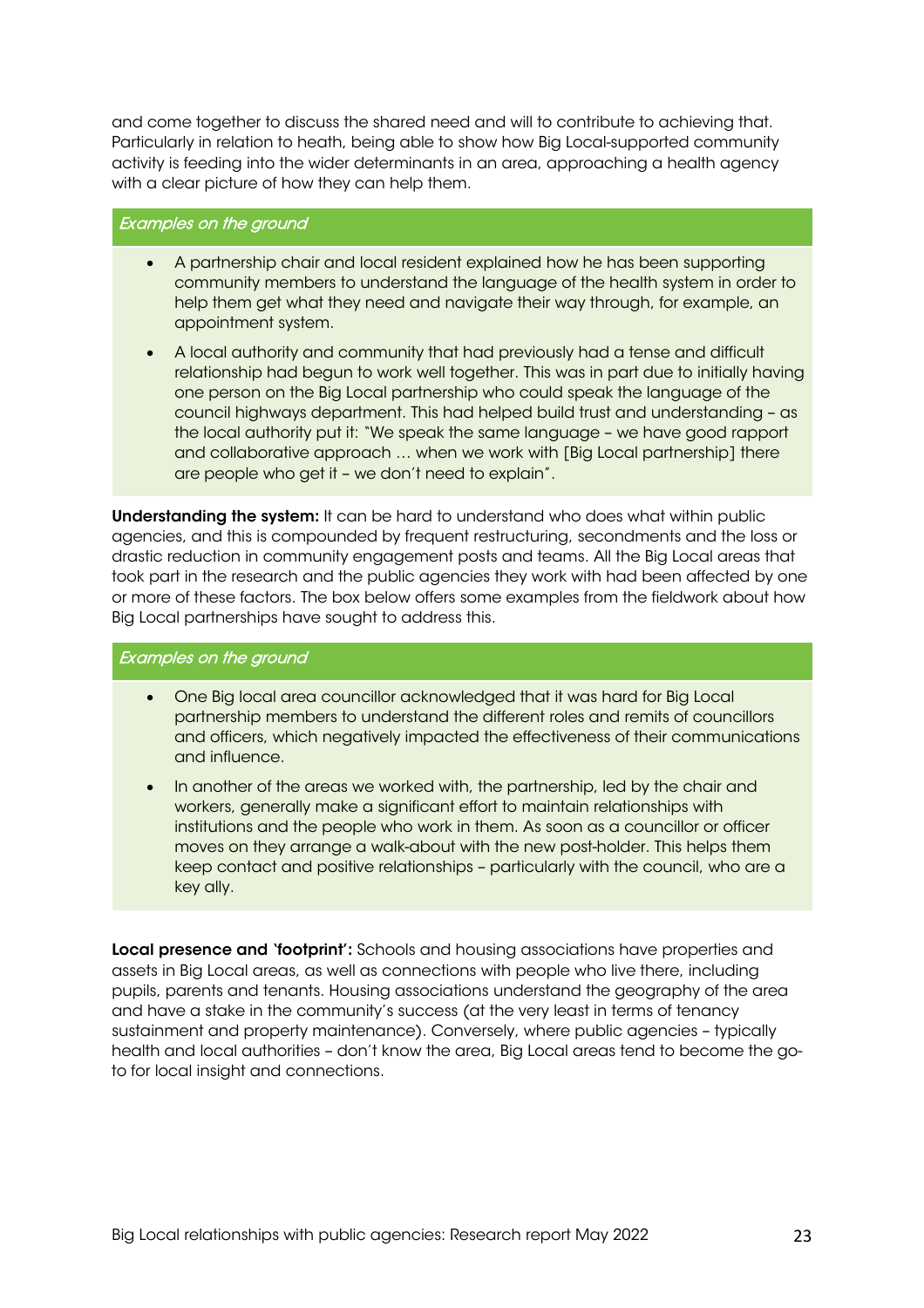and come together to discuss the shared need and will to contribute to achieving that. Particularly in relation to heath, being able to show how Big Local-supported community activity is feeding into the wider determinants in an area, approaching a health agency with a clear picture of how they can help them.

*Examples on the ground*

- A partnership chair and local resident explained how he has been supporting community members to understand the language of the health system in order to help them get what they need and navigate their way through, for example, an appointment system.
- A local authority and community that had previously had a tense and difficult relationship had begun to work well together. This was in part due to initially having one person on the Big Local partnership who could speak the language of the council highways department. This had helped build trust and understanding – as the local authority put it: "We speak the same language – we have good rapport and collaborative approach … when we work with [Big Local partnership] there are people who get it – we don't need to explain".

**Understanding the system:** It can be hard to understand who does what within public agencies, and this is compounded by frequent restructuring, secondments and the loss or drastic reduction in community engagement posts and teams. All the Big Local areas that took part in the research and the public agencies they work with had been affected by one or more of these factors. The box below offers some examples from the fieldwork about how Big Local partnerships have sought to address this.

*Examples on the ground*

- One Big local area councillor acknowledged that it was hard for Big Local partnership members to understand the different roles and remits of councillors and officers, which negatively impacted the effectiveness of their communications and influence.
- In another of the areas we worked with, the partnership, led by the chair and workers, generally make a significant effort to maintain relationships with institutions and the people who work in them. As soon as a councillor or officer moves on they arrange a walk-about with the new post-holder. This helps them keep contact and positive relationships – particularly with the council, who are a key ally.

**Local presence and 'footprint':** Schools and housing associations have properties and assets in Big Local areas, as well as connections with people who live there, including pupils, parents and tenants. Housing associations understand the geography of the area and have a stake in the community's success (at the very least in terms of tenancy sustainment and property maintenance). Conversely, where public agencies – typically health and local authorities – don't know the area, Big Local areas tend to become the go-to for local insight and connections.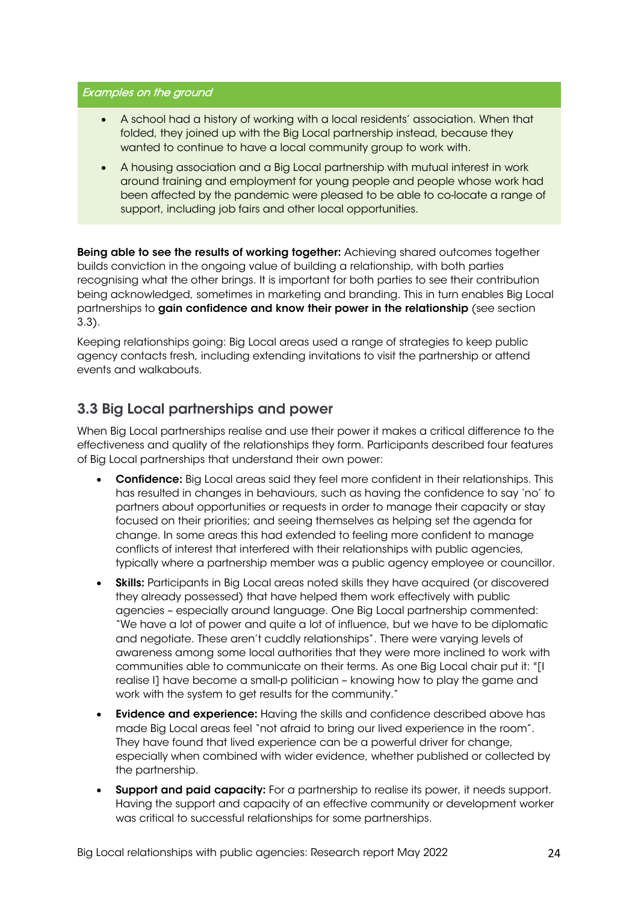*Examples on the ground*

- A school had a history of working with a local residents' association. When that folded, they joined up with the Big Local partnership instead, because they wanted to continue to have a local community group to work with.
- A housing association and a Big Local partnership with mutual interest in work around training and employment for young people and people whose work had been affected by the pandemic were pleased to be able to co-locate a range of support, including job fairs and other local opportunities.

**Being able to see the results of working together:** Achieving shared outcomes together builds conviction in the ongoing value of building a relationship, with both parties recognising what the other brings. It is important for both parties to see their contribution being acknowledged, sometimes in marketing and branding. This in turn enables Big Local partnerships to **gain confidence and know their power in the relationship** (see section 3.3).

Keeping relationships going: Big Local areas used a range of strategies to keep public agency contacts fresh, including extending invitations to visit the partnership or attend events and walkabouts.

## 3.3 Big Local partnerships and power

When Big Local partnerships realise and use their power it makes a critical difference to the effectiveness and quality of the relationships they form. Participants described four features of Big Local partnerships that understand their own power:

- **Confidence:** Big Local areas said they feel more confident in their relationships. This has resulted in changes in behaviours, such as having the confidence to say 'no' to partners about opportunities or requests in order to manage their capacity or stay focused on their priorities; and seeing themselves as helping set the agenda for change. In some areas this had extended to feeling more confident to manage conflicts of interest that interfered with their relationships with public agencies, typically where a partnership member was a public agency employee or councillor.
- **Skills:** Participants in Big Local areas noted skills they have acquired (or discovered they already possessed) that have helped them work effectively with public agencies – especially around language. One Big Local partnership commented: "We have a lot of power and quite a lot of influence, but we have to be diplomatic and negotiate. These aren't cuddly relationships". There were varying levels of awareness among some local authorities that they were more inclined to work with communities able to communicate on their terms. As one Big Local chair put it: "[I realise I] have become a small-p politician – knowing how to play the game and work with the system to get results for the community."
- **Evidence and experience:** Having the skills and confidence described above has made Big Local areas feel "not afraid to bring our lived experience in the room". They have found that lived experience can be a powerful driver for change, especially when combined with wider evidence, whether published or collected by the partnership.
- **Support and paid capacity:** For a partnership to realise its power, it needs support. Having the support and capacity of an effective community or development worker was critical to successful relationships for some partnerships.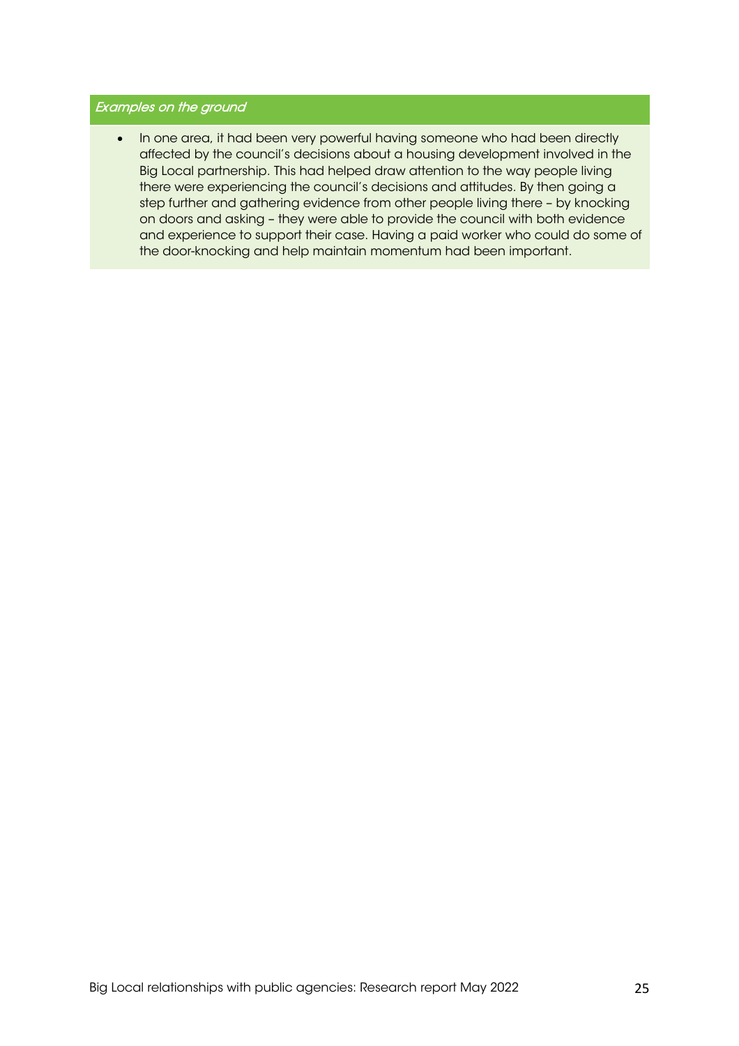*Examples on the ground*

- In one area, it had been very powerful having someone who had been directly affected by the council's decisions about a housing development involved in the Big Local partnership. This had helped draw attention to the way people living there were experiencing the council's decisions and attitudes. By then going a step further and gathering evidence from other people living there – by knocking on doors and asking – they were able to provide the council with both evidence and experience to support their case. Having a paid worker who could do some of the door-knocking and help maintain momentum had been important.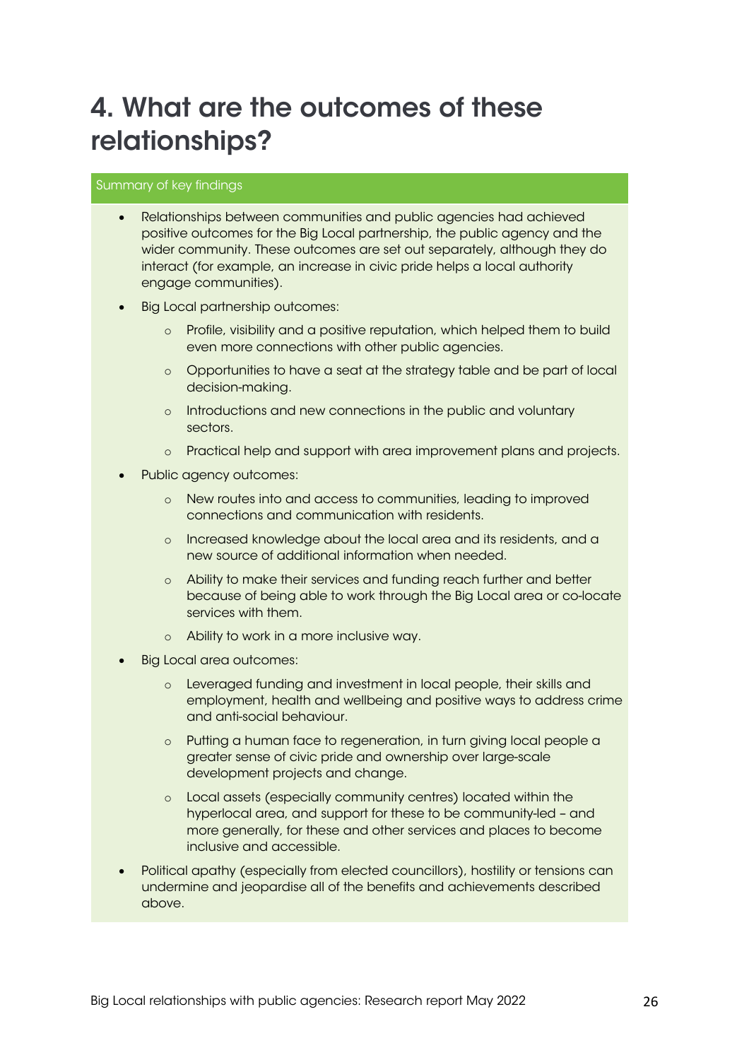# 4. What are the outcomes of these relationships?

**Summary of key findings**

- Relationships between communities and public agencies had achieved positive outcomes for the Big Local partnership, the public agency and the wider community. These outcomes are set out separately, although they do interact (for example, an increase in civic pride helps a local authority engage communities).
- Big Local partnership outcomes:
    - Profile, visibility and a positive reputation, which helped them to build even more connections with other public agencies.
    - Opportunities to have a seat at the strategy table and be part of local decision-making.
    - Introductions and new connections in the public and voluntary sectors.
    - Practical help and support with area improvement plans and projects.
- Public agency outcomes:
    - New routes into and access to communities, leading to improved connections and communication with residents.
    - Increased knowledge about the local area and its residents, and a new source of additional information when needed.
    - Ability to make their services and funding reach further and better because of being able to work through the Big Local area or co-locate services with them.
    - Ability to work in a more inclusive way.
- Big Local area outcomes:
    - Leveraged funding and investment in local people, their skills and employment, health and wellbeing and positive ways to address crime and anti-social behaviour.
    - Putting a human face to regeneration, in turn giving local people a greater sense of civic pride and ownership over large-scale development projects and change.
    - Local assets (especially community centres) located within the hyperlocal area, and support for these to be community-led – and more generally, for these and other services and places to become inclusive and accessible.
- Political apathy (especially from elected councillors), hostility or tensions can undermine and jeopardise all of the benefits and achievements described above.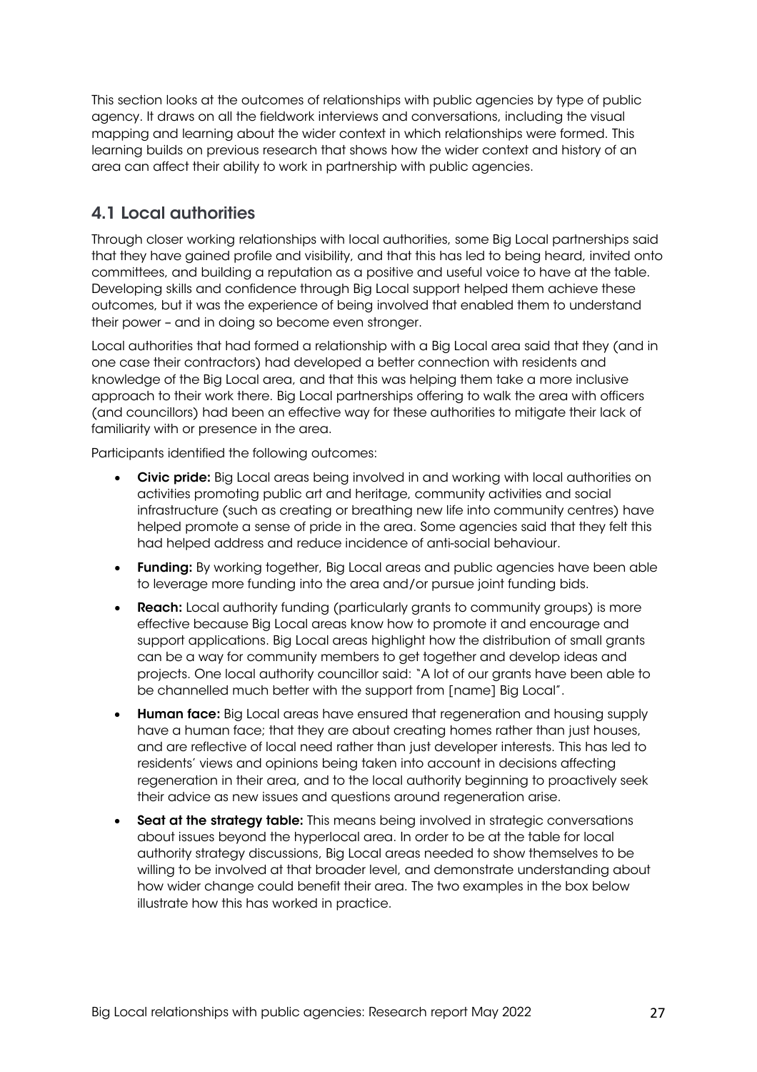This section looks at the outcomes of relationships with public agencies by type of public agency. It draws on all the fieldwork interviews and conversations, including the visual mapping and learning about the wider context in which relationships were formed. This learning builds on previous research that shows how the wider context and history of an area can affect their ability to work in partnership with public agencies.

## 4.1 Local authorities

Through closer working relationships with local authorities, some Big Local partnerships said that they have gained profile and visibility, and that this has led to being heard, invited onto committees, and building a reputation as a positive and useful voice to have at the table. Developing skills and confidence through Big Local support helped them achieve these outcomes, but it was the experience of being involved that enabled them to understand their power – and in doing so become even stronger.

Local authorities that had formed a relationship with a Big Local area said that they (and in one case their contractors) had developed a better connection with residents and knowledge of the Big Local area, and that this was helping them take a more inclusive approach to their work there. Big Local partnerships offering to walk the area with officers (and councillors) had been an effective way for these authorities to mitigate their lack of familiarity with or presence in the area.

Participants identified the following outcomes:

- **Civic pride:** Big Local areas being involved in and working with local authorities on activities promoting public art and heritage, community activities and social infrastructure (such as creating or breathing new life into community centres) have helped promote a sense of pride in the area. Some agencies said that they felt this had helped address and reduce incidence of anti-social behaviour.
- **Funding:** By working together, Big Local areas and public agencies have been able to leverage more funding into the area and/or pursue joint funding bids.
- **Reach:** Local authority funding (particularly grants to community groups) is more effective because Big Local areas know how to promote it and encourage and support applications. Big Local areas highlight how the distribution of small grants can be a way for community members to get together and develop ideas and projects. One local authority councillor said: "A lot of our grants have been able to be channelled much better with the support from [name] Big Local".
- **Human face:** Big Local areas have ensured that regeneration and housing supply have a human face; that they are about creating homes rather than just houses, and are reflective of local need rather than just developer interests. This has led to residents' views and opinions being taken into account in decisions affecting regeneration in their area, and to the local authority beginning to proactively seek their advice as new issues and questions around regeneration arise.
- **Seat at the strategy table:** This means being involved in strategic conversations about issues beyond the hyperlocal area. In order to be at the table for local authority strategy discussions, Big Local areas needed to show themselves to be willing to be involved at that broader level, and demonstrate understanding about how wider change could benefit their area. The two examples in the box below illustrate how this has worked in practice.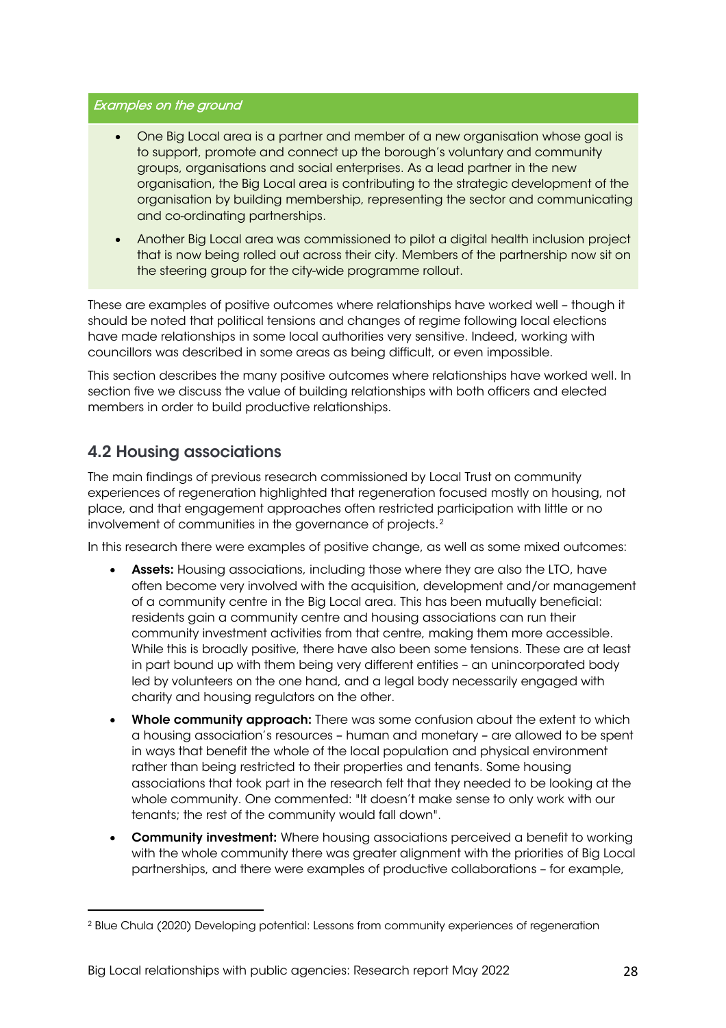*Examples on the ground*

- One Big Local area is a partner and member of a new organisation whose goal is to support, promote and connect up the borough's voluntary and community groups, organisations and social enterprises. As a lead partner in the new organisation, the Big Local area is contributing to the strategic development of the organisation by building membership, representing the sector and communicating and co-ordinating partnerships.
- Another Big Local area was commissioned to pilot a digital health inclusion project that is now being rolled out across their city. Members of the partnership now sit on the steering group for the city-wide programme rollout.

These are examples of positive outcomes where relationships have worked well – though it should be noted that political tensions and changes of regime following local elections have made relationships in some local authorities very sensitive. Indeed, working with councillors was described in some areas as being difficult, or even impossible.

This section describes the many positive outcomes where relationships have worked well. In section five we discuss the value of building relationships with both officers and elected members in order to build productive relationships.

## 4.2 Housing associations

The main findings of previous research commissioned by Local Trust on community experiences of regeneration highlighted that regeneration focused mostly on housing, not place, and that engagement approaches often restricted participation with little or no involvement of communities in the governance of projects.[2]

In this research there were examples of positive change, as well as some mixed outcomes:

- **Assets:** Housing associations, including those where they are also the LTO, have often become very involved with the acquisition, development and/or management of a community centre in the Big Local area. This has been mutually beneficial: residents gain a community centre and housing associations can run their community investment activities from that centre, making them more accessible. While this is broadly positive, there have also been some tensions. These are at least in part bound up with them being very different entities – an unincorporated body led by volunteers on the one hand, and a legal body necessarily engaged with charity and housing regulators on the other.
- **Whole community approach:** There was some confusion about the extent to which a housing association's resources – human and monetary – are allowed to be spent in ways that benefit the whole of the local population and physical environment rather than being restricted to their properties and tenants. Some housing associations that took part in the research felt that they needed to be looking at the whole community. One commented: "It doesn't make sense to only work with our tenants; the rest of the community would fall down".
- **Community investment:** Where housing associations perceived a benefit to working with the whole community there was greater alignment with the priorities of Big Local partnerships, and there were examples of productive collaborations – for example,

[2] Blue Chula (2020) Developing potential: Lessons from community experiences of regeneration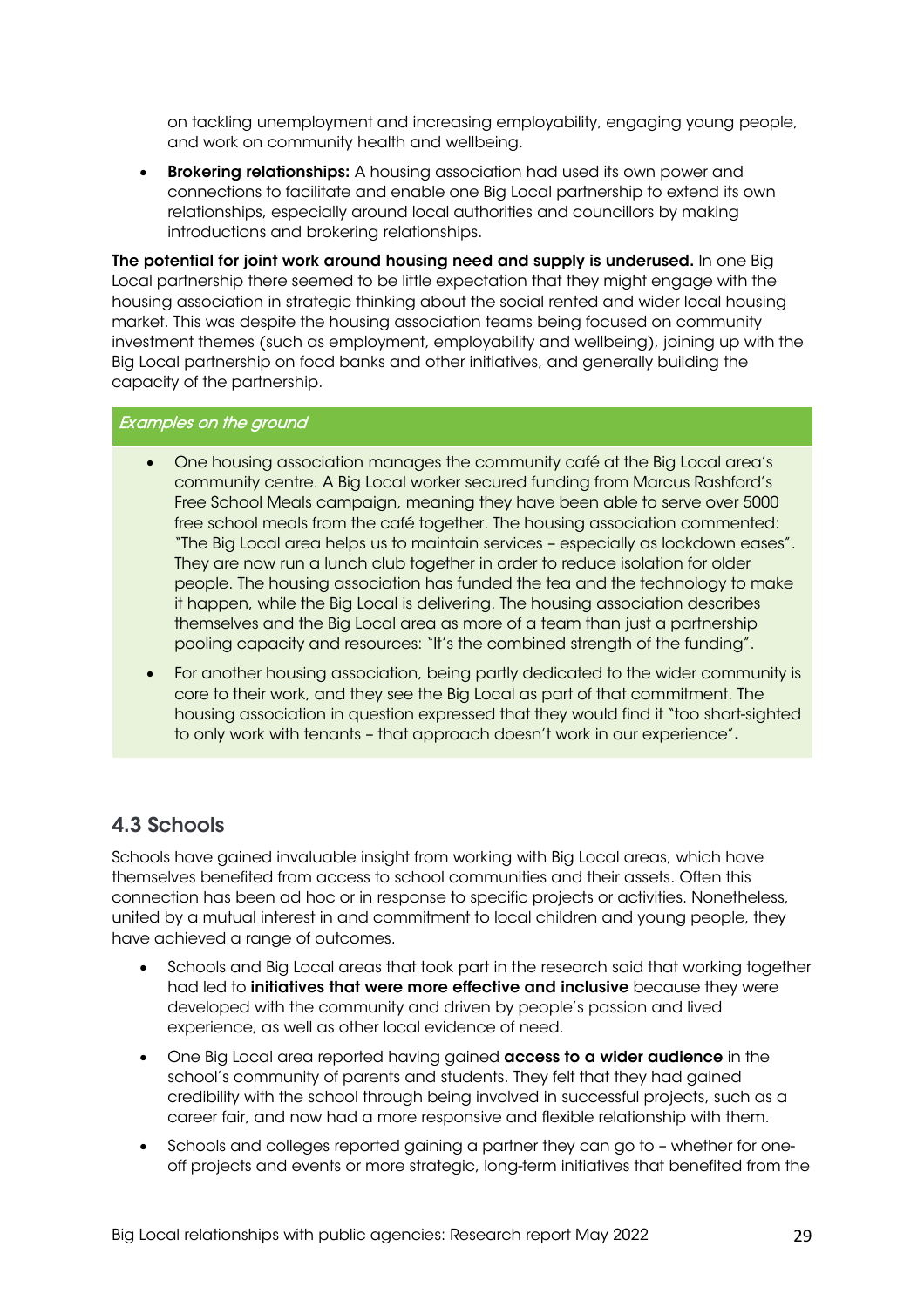on tackling unemployment and increasing employability, engaging young people, and work on community health and wellbeing.

- **Brokering relationships:** A housing association had used its own power and connections to facilitate and enable one Big Local partnership to extend its own relationships, especially around local authorities and councillors by making introductions and brokering relationships.

**The potential for joint work around housing need and supply is underused.** In one Big Local partnership there seemed to be little expectation that they might engage with the housing association in strategic thinking about the social rented and wider local housing market. This was despite the housing association teams being focused on community investment themes (such as employment, employability and wellbeing), joining up with the Big Local partnership on food banks and other initiatives, and generally building the capacity of the partnership.

*Examples on the ground*

- One housing association manages the community café at the Big Local area's community centre. A Big Local worker secured funding from Marcus Rashford's Free School Meals campaign, meaning they have been able to serve over 5000 free school meals from the café together. The housing association commented: "The Big Local area helps us to maintain services – especially as lockdown eases". They are now run a lunch club together in order to reduce isolation for older people. The housing association has funded the tea and the technology to make it happen, while the Big Local is delivering. The housing association describes themselves and the Big Local area as more of a team than just a partnership pooling capacity and resources: "It's the combined strength of the funding".
- For another housing association, being partly dedicated to the wider community is core to their work, and they see the Big Local as part of that commitment. The housing association in question expressed that they would find it "too short-sighted to only work with tenants – that approach doesn't work in our experience".

## 4.3 Schools

Schools have gained invaluable insight from working with Big Local areas, which have themselves benefited from access to school communities and their assets. Often this connection has been ad hoc or in response to specific projects or activities. Nonetheless, united by a mutual interest in and commitment to local children and young people, they have achieved a range of outcomes.

- Schools and Big Local areas that took part in the research said that working together had led to **initiatives that were more effective and inclusive** because they were developed with the community and driven by people's passion and lived experience, as well as other local evidence of need.
- One Big Local area reported having gained **access to a wider audience** in the school's community of parents and students. They felt that they had gained credibility with the school through being involved in successful projects, such as a career fair, and now had a more responsive and flexible relationship with them.
- Schools and colleges reported gaining a partner they can go to – whether for one-off projects and events or more strategic, long-term initiatives that benefited from the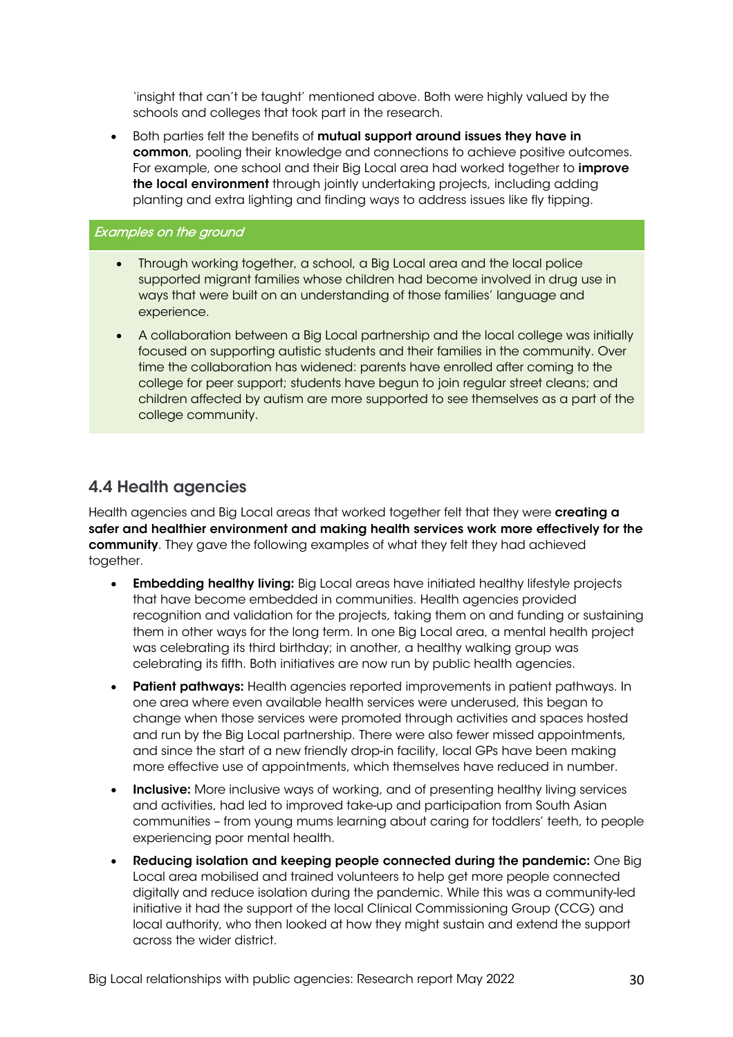'insight that can't be taught' mentioned above. Both were highly valued by the schools and colleges that took part in the research.

- Both parties felt the benefits of **mutual support around issues they have in common**, pooling their knowledge and connections to achieve positive outcomes. For example, one school and their Big Local area had worked together to **improve the local environment** through jointly undertaking projects, including adding planting and extra lighting and finding ways to address issues like fly tipping.

*Examples on the ground*

- Through working together, a school, a Big Local area and the local police supported migrant families whose children had become involved in drug use in ways that were built on an understanding of those families' language and experience.
- A collaboration between a Big Local partnership and the local college was initially focused on supporting autistic students and their families in the community. Over time the collaboration has widened: parents have enrolled after coming to the college for peer support; students have begun to join regular street cleans; and children affected by autism are more supported to see themselves as a part of the college community.

## 4.4 Health agencies

Health agencies and Big Local areas that worked together felt that they were **creating a safer and healthier environment and making health services work more effectively for the community**. They gave the following examples of what they felt they had achieved together.

- **Embedding healthy living:** Big Local areas have initiated healthy lifestyle projects that have become embedded in communities. Health agencies provided recognition and validation for the projects, taking them on and funding or sustaining them in other ways for the long term. In one Big Local area, a mental health project was celebrating its third birthday; in another, a healthy walking group was celebrating its fifth. Both initiatives are now run by public health agencies.
- **Patient pathways:** Health agencies reported improvements in patient pathways. In one area where even available health services were underused, this began to change when those services were promoted through activities and spaces hosted and run by the Big Local partnership. There were also fewer missed appointments, and since the start of a new friendly drop-in facility, local GPs have been making more effective use of appointments, which themselves have reduced in number.
- **Inclusive:** More inclusive ways of working, and of presenting healthy living services and activities, had led to improved take-up and participation from South Asian communities – from young mums learning about caring for toddlers' teeth, to people experiencing poor mental health.
- **Reducing isolation and keeping people connected during the pandemic:** One Big Local area mobilised and trained volunteers to help get more people connected digitally and reduce isolation during the pandemic. While this was a community-led initiative it had the support of the local Clinical Commissioning Group (CCG) and local authority, who then looked at how they might sustain and extend the support across the wider district.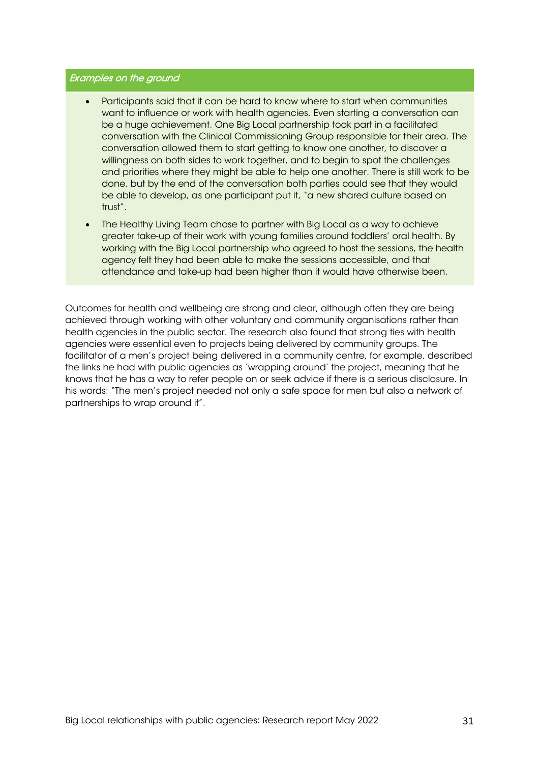*Examples on the ground*

- Participants said that it can be hard to know where to start when communities want to influence or work with health agencies. Even starting a conversation can be a huge achievement. One Big Local partnership took part in a facilitated conversation with the Clinical Commissioning Group responsible for their area. The conversation allowed them to start getting to know one another, to discover a willingness on both sides to work together, and to begin to spot the challenges and priorities where they might be able to help one another. There is still work to be done, but by the end of the conversation both parties could see that they would be able to develop, as one participant put it, "a new shared culture based on trust".
- The Healthy Living Team chose to partner with Big Local as a way to achieve greater take-up of their work with young families around toddlers' oral health. By working with the Big Local partnership who agreed to host the sessions, the health agency felt they had been able to make the sessions accessible, and that attendance and take-up had been higher than it would have otherwise been.

Outcomes for health and wellbeing are strong and clear, although often they are being achieved through working with other voluntary and community organisations rather than health agencies in the public sector. The research also found that strong ties with health agencies were essential even to projects being delivered by community groups. The facilitator of a men's project being delivered in a community centre, for example, described the links he had with public agencies as 'wrapping around' the project, meaning that he knows that he has a way to refer people on or seek advice if there is a serious disclosure. In his words: "The men's project needed not only a safe space for men but also a network of partnerships to wrap around it".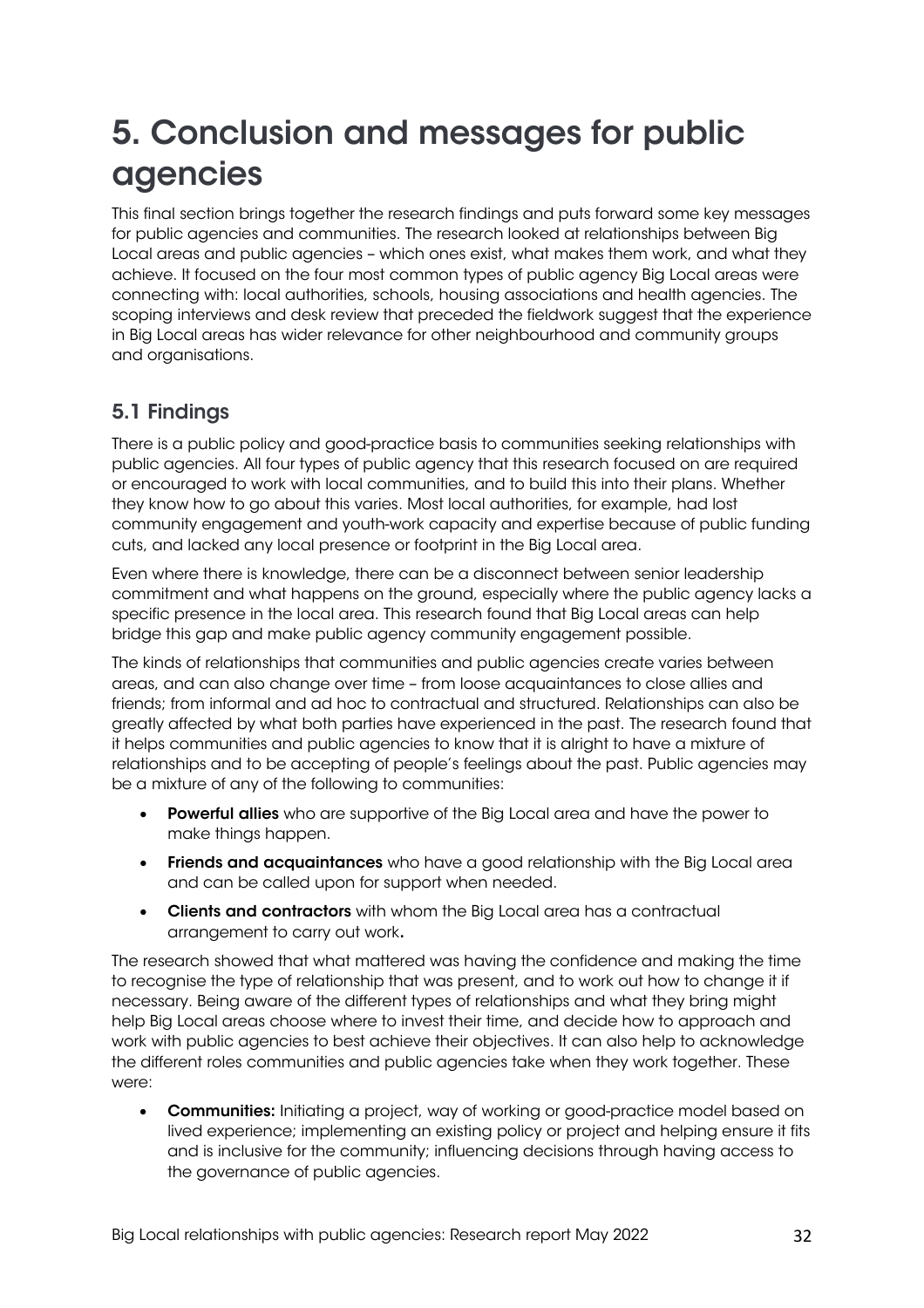# 5. Conclusion and messages for public agencies

This final section brings together the research findings and puts forward some key messages for public agencies and communities. The research looked at relationships between Big Local areas and public agencies – which ones exist, what makes them work, and what they achieve. It focused on the four most common types of public agency Big Local areas were connecting with: local authorities, schools, housing associations and health agencies. The scoping interviews and desk review that preceded the fieldwork suggest that the experience in Big Local areas has wider relevance for other neighbourhood and community groups and organisations.

## 5.1 Findings

There is a public policy and good-practice basis to communities seeking relationships with public agencies. All four types of public agency that this research focused on are required or encouraged to work with local communities, and to build this into their plans. Whether they know how to go about this varies. Most local authorities, for example, had lost community engagement and youth-work capacity and expertise because of public funding cuts, and lacked any local presence or footprint in the Big Local area.

Even where there is knowledge, there can be a disconnect between senior leadership commitment and what happens on the ground, especially where the public agency lacks a specific presence in the local area. This research found that Big Local areas can help bridge this gap and make public agency community engagement possible.

The kinds of relationships that communities and public agencies create varies between areas, and can also change over time – from loose acquaintances to close allies and friends; from informal and ad hoc to contractual and structured. Relationships can also be greatly affected by what both parties have experienced in the past. The research found that it helps communities and public agencies to know that it is alright to have a mixture of relationships and to be accepting of people's feelings about the past. Public agencies may be a mixture of any of the following to communities:

- **Powerful allies** who are supportive of the Big Local area and have the power to make things happen.
- **Friends and acquaintances** who have a good relationship with the Big Local area and can be called upon for support when needed.
- **Clients and contractors** with whom the Big Local area has a contractual arrangement to carry out work**.**

The research showed that what mattered was having the confidence and making the time to recognise the type of relationship that was present, and to work out how to change it if necessary. Being aware of the different types of relationships and what they bring might help Big Local areas choose where to invest their time, and decide how to approach and work with public agencies to best achieve their objectives. It can also help to acknowledge the different roles communities and public agencies take when they work together. These were:

- **Communities:** Initiating a project, way of working or good-practice model based on lived experience; implementing an existing policy or project and helping ensure it fits and is inclusive for the community; influencing decisions through having access to the governance of public agencies.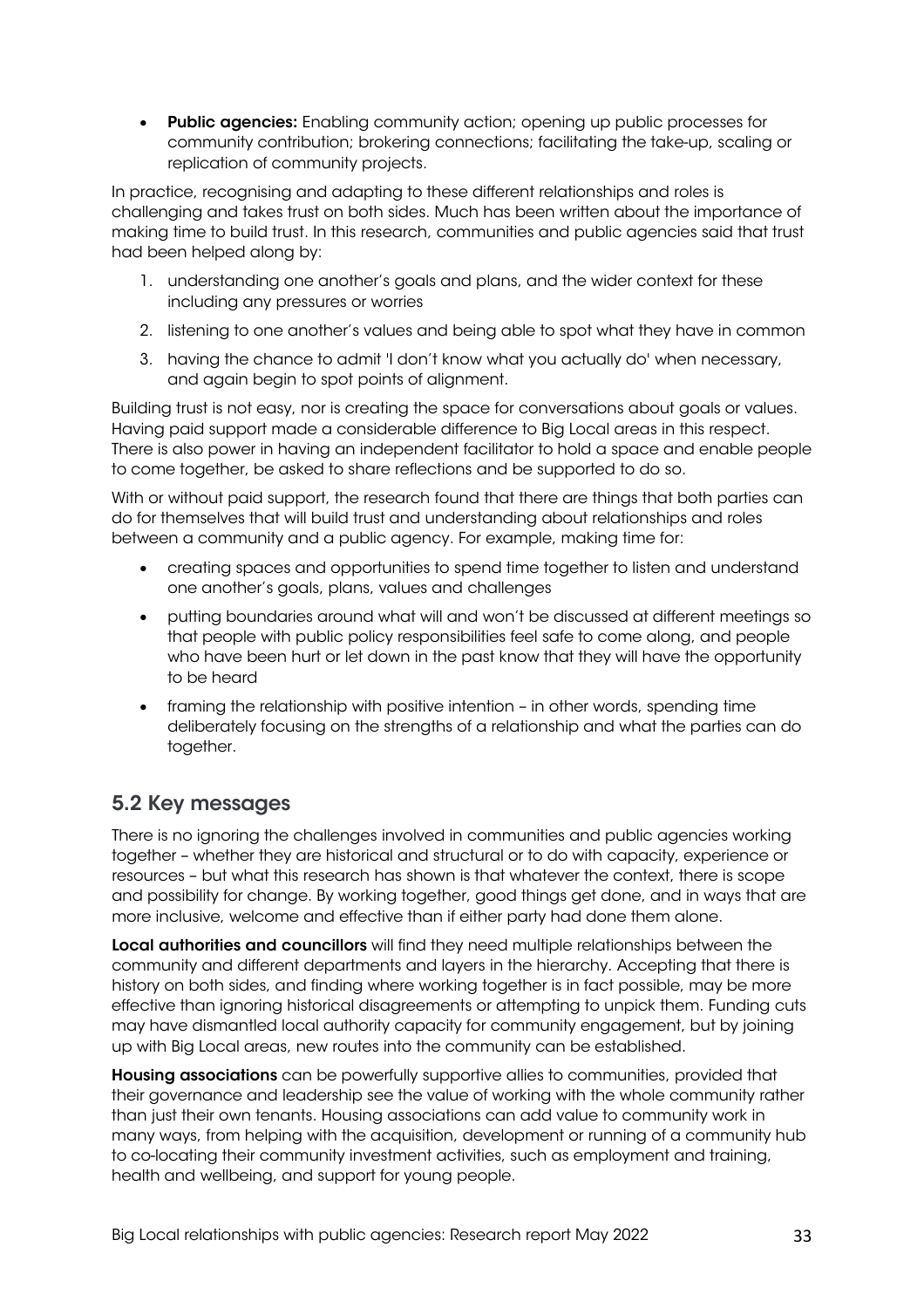- **Public agencies:** Enabling community action; opening up public processes for community contribution; brokering connections; facilitating the take-up, scaling or replication of community projects.

In practice, recognising and adapting to these different relationships and roles is challenging and takes trust on both sides. Much has been written about the importance of making time to build trust. In this research, communities and public agencies said that trust had been helped along by:

1. understanding one another's goals and plans, and the wider context for these including any pressures or worries
2. listening to one another's values and being able to spot what they have in common
3. having the chance to admit 'I don't know what you actually do' when necessary, and again begin to spot points of alignment.

Building trust is not easy, nor is creating the space for conversations about goals or values. Having paid support made a considerable difference to Big Local areas in this respect. There is also power in having an independent facilitator to hold a space and enable people to come together, be asked to share reflections and be supported to do so.

With or without paid support, the research found that there are things that both parties can do for themselves that will build trust and understanding about relationships and roles between a community and a public agency. For example, making time for:

- creating spaces and opportunities to spend time together to listen and understand one another's goals, plans, values and challenges
- putting boundaries around what will and won't be discussed at different meetings so that people with public policy responsibilities feel safe to come along, and people who have been hurt or let down in the past know that they will have the opportunity to be heard
- framing the relationship with positive intention – in other words, spending time deliberately focusing on the strengths of a relationship and what the parties can do together.

## 5.2 Key messages

There is no ignoring the challenges involved in communities and public agencies working together – whether they are historical and structural or to do with capacity, experience or resources – but what this research has shown is that whatever the context, there is scope and possibility for change. By working together, good things get done, and in ways that are more inclusive, welcome and effective than if either party had done them alone.

**Local authorities and councillors** will find they need multiple relationships between the community and different departments and layers in the hierarchy. Accepting that there is history on both sides, and finding where working together is in fact possible, may be more effective than ignoring historical disagreements or attempting to unpick them. Funding cuts may have dismantled local authority capacity for community engagement, but by joining up with Big Local areas, new routes into the community can be established.

**Housing associations** can be powerfully supportive allies to communities, provided that their governance and leadership see the value of working with the whole community rather than just their own tenants. Housing associations can add value to community work in many ways, from helping with the acquisition, development or running of a community hub to co-locating their community investment activities, such as employment and training, health and wellbeing, and support for young people.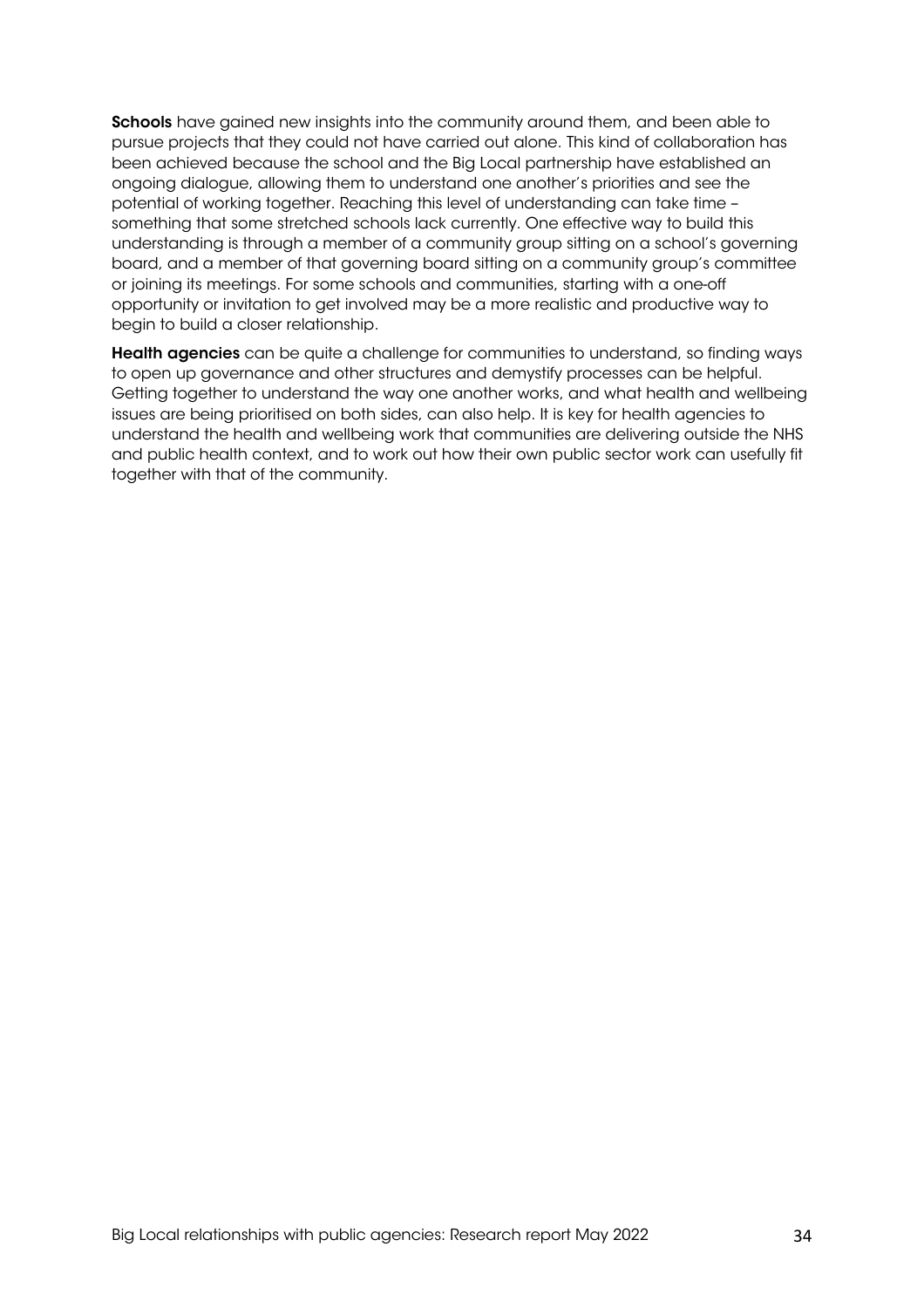**Schools** have gained new insights into the community around them, and been able to pursue projects that they could not have carried out alone. This kind of collaboration has been achieved because the school and the Big Local partnership have established an ongoing dialogue, allowing them to understand one another's priorities and see the potential of working together. Reaching this level of understanding can take time – something that some stretched schools lack currently. One effective way to build this understanding is through a member of a community group sitting on a school's governing board, and a member of that governing board sitting on a community group's committee or joining its meetings. For some schools and communities, starting with a one-off opportunity or invitation to get involved may be a more realistic and productive way to begin to build a closer relationship.

**Health agencies** can be quite a challenge for communities to understand, so finding ways to open up governance and other structures and demystify processes can be helpful. Getting together to understand the way one another works, and what health and wellbeing issues are being prioritised on both sides, can also help. It is key for health agencies to understand the health and wellbeing work that communities are delivering outside the NHS and public health context, and to work out how their own public sector work can usefully fit together with that of the community.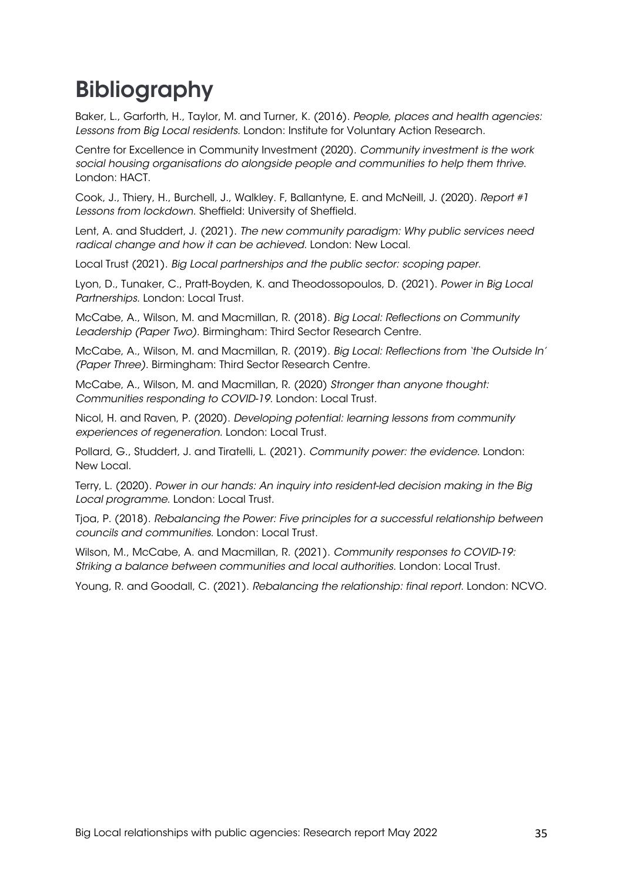# Bibliography

Baker, L., Garforth, H., Taylor, M. and Turner, K. (2016). *People, places and health agencies: Lessons from Big Local residents.* London: Institute for Voluntary Action Research.

Centre for Excellence in Community Investment (2020). *Community investment is the work social housing organisations do alongside people and communities to help them thrive.* London: HACT.

Cook, J., Thiery, H., Burchell, J., Walkley. F, Ballantyne, E. and McNeill, J. (2020). *Report #1 Lessons from lockdown.* Sheffield: University of Sheffield.

Lent, A. and Studdert, J. (2021). *The new community paradigm: Why public services need radical change and how it can be achieved.* London: New Local.

Local Trust (2021). *Big Local partnerships and the public sector: scoping paper.*

Lyon, D., Tunaker, C., Pratt-Boyden, K. and Theodossopoulos, D. (2021). *Power in Big Local Partnerships.* London: Local Trust.

McCabe, A., Wilson, M. and Macmillan, R. (2018). *Big Local: Reflections on Community Leadership (Paper Two).* Birmingham: Third Sector Research Centre.

McCabe, A., Wilson, M. and Macmillan, R. (2019). *Big Local: Reflections from 'the Outside In' (Paper Three).* Birmingham: Third Sector Research Centre.

McCabe, A., Wilson, M. and Macmillan, R. (2020) *Stronger than anyone thought: Communities responding to COVID-19.* London: Local Trust.

Nicol, H. and Raven, P. (2020). *Developing potential: learning lessons from community experiences of regeneration.* London: Local Trust.

Pollard, G., Studdert, J. and Tiratelli, L. (2021). *Community power: the evidence.* London: New Local.

Terry, L. (2020). *Power in our hands: An inquiry into resident-led decision making in the Big Local programme.* London: Local Trust.

Tjoa, P. (2018). *Rebalancing the Power: Five principles for a successful relationship between councils and communities.* London: Local Trust.

Wilson, M., McCabe, A. and Macmillan, R. (2021). *Community responses to COVID-19: Striking a balance between communities and local authorities.* London: Local Trust.

Young, R. and Goodall, C. (2021). *Rebalancing the relationship: final report.* London: NCVO.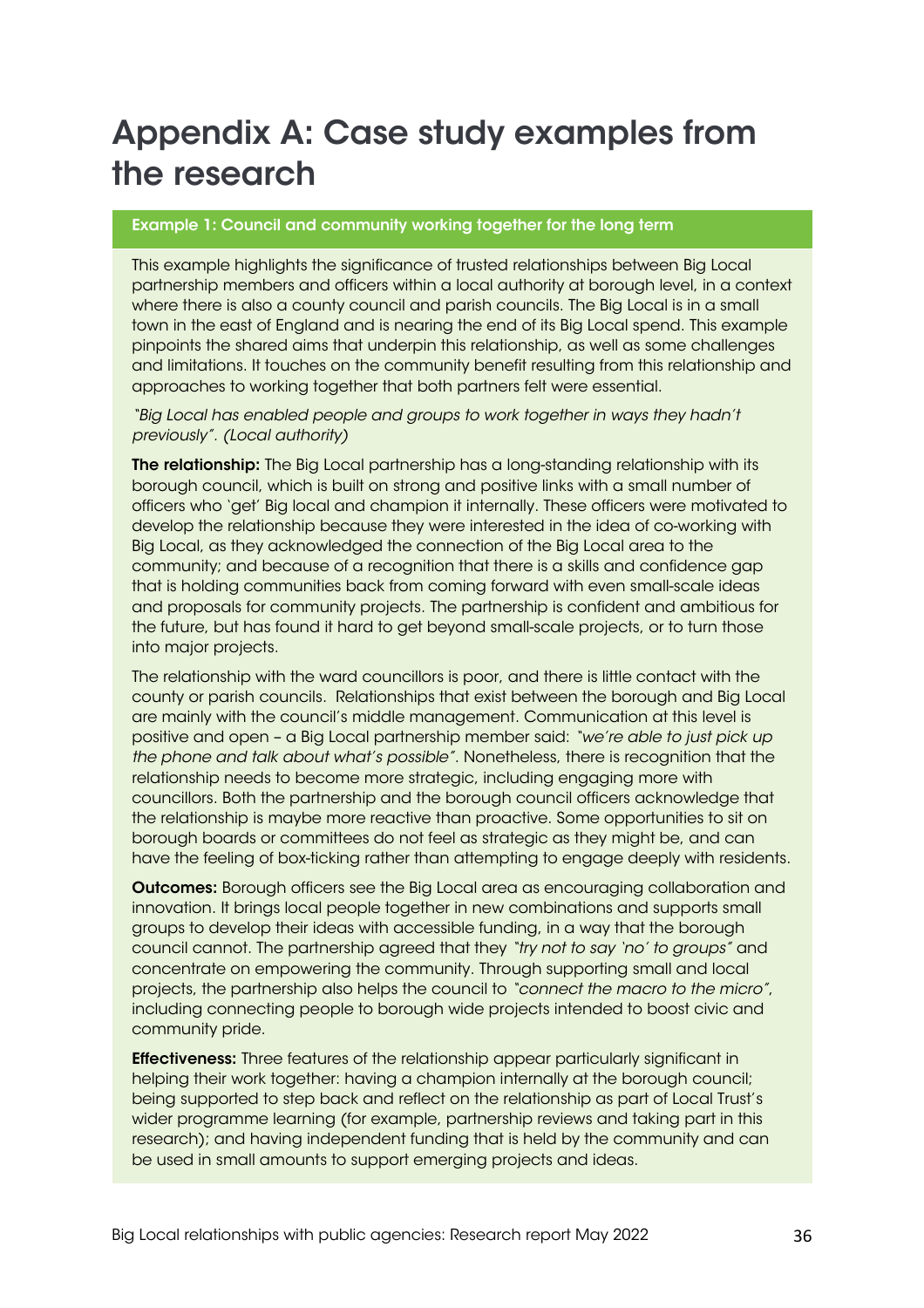# Appendix A: Case study examples from the research

### Example 1: Council and community working together for the long term

This example highlights the significance of trusted relationships between Big Local partnership members and officers within a local authority at borough level, in a context where there is also a county council and parish councils. The Big Local is in a small town in the east of England and is nearing the end of its Big Local spend. This example pinpoints the shared aims that underpin this relationship, as well as some challenges and limitations. It touches on the community benefit resulting from this relationship and approaches to working together that both partners felt were essential.

*"Big Local has enabled people and groups to work together in ways they hadn't previously". (Local authority)*

**The relationship:** The Big Local partnership has a long-standing relationship with its borough council, which is built on strong and positive links with a small number of officers who 'get' Big local and champion it internally. These officers were motivated to develop the relationship because they were interested in the idea of co-working with Big Local, as they acknowledged the connection of the Big Local area to the community; and because of a recognition that there is a skills and confidence gap that is holding communities back from coming forward with even small-scale ideas and proposals for community projects. The partnership is confident and ambitious for the future, but has found it hard to get beyond small-scale projects, or to turn those into major projects.

The relationship with the ward councillors is poor, and there is little contact with the county or parish councils. Relationships that exist between the borough and Big Local are mainly with the council's middle management. Communication at this level is positive and open – a Big Local partnership member said: *"we're able to just pick up the phone and talk about what's possible"*. Nonetheless, there is recognition that the relationship needs to become more strategic, including engaging more with councillors. Both the partnership and the borough council officers acknowledge that the relationship is maybe more reactive than proactive. Some opportunities to sit on borough boards or committees do not feel as strategic as they might be, and can have the feeling of box-ticking rather than attempting to engage deeply with residents.

**Outcomes:** Borough officers see the Big Local area as encouraging collaboration and innovation. It brings local people together in new combinations and supports small groups to develop their ideas with accessible funding, in a way that the borough council cannot. The partnership agreed that they *"try not to say 'no' to groups"* and concentrate on empowering the community. Through supporting small and local projects, the partnership also helps the council to *"connect the macro to the micro"*, including connecting people to borough wide projects intended to boost civic and community pride.

**Effectiveness:** Three features of the relationship appear particularly significant in helping their work together: having a champion internally at the borough council; being supported to step back and reflect on the relationship as part of Local Trust's wider programme learning (for example, partnership reviews and taking part in this research); and having independent funding that is held by the community and can be used in small amounts to support emerging projects and ideas.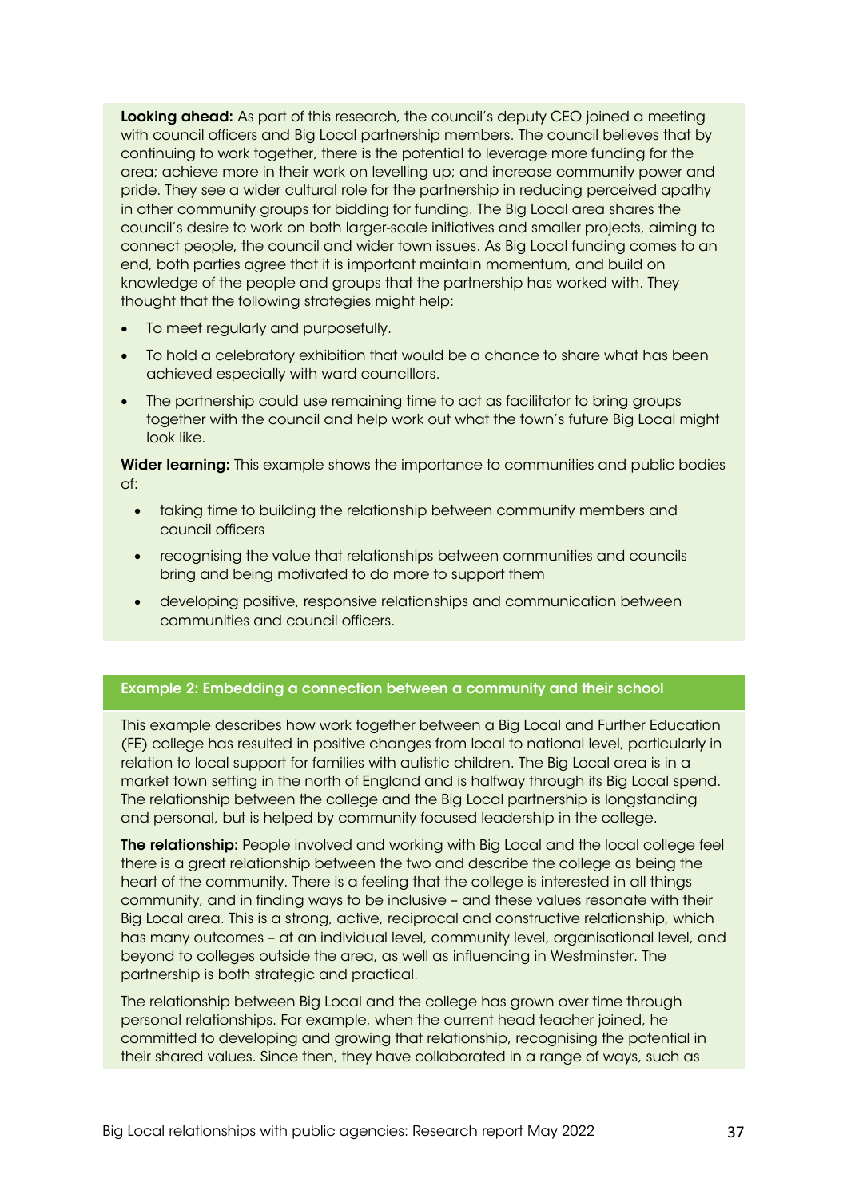**Looking ahead:** As part of this research, the council's deputy CEO joined a meeting with council officers and Big Local partnership members. The council believes that by continuing to work together, there is the potential to leverage more funding for the area; achieve more in their work on levelling up; and increase community power and pride. They see a wider cultural role for the partnership in reducing perceived apathy in other community groups for bidding for funding. The Big Local area shares the council's desire to work on both larger-scale initiatives and smaller projects, aiming to connect people, the council and wider town issues. As Big Local funding comes to an end, both parties agree that it is important maintain momentum, and build on knowledge of the people and groups that the partnership has worked with. They thought that the following strategies might help:

- To meet regularly and purposefully.
- To hold a celebratory exhibition that would be a chance to share what has been achieved especially with ward councillors.
- The partnership could use remaining time to act as facilitator to bring groups together with the council and help work out what the town's future Big Local might look like.

**Wider learning:** This example shows the importance to communities and public bodies of:

- taking time to building the relationship between community members and council officers
- recognising the value that relationships between communities and councils bring and being motivated to do more to support them
- developing positive, responsive relationships and communication between communities and council officers.

### Example 2: Embedding a connection between a community and their school

This example describes how work together between a Big Local and Further Education (FE) college has resulted in positive changes from local to national level, particularly in relation to local support for families with autistic children. The Big Local area is in a market town setting in the north of England and is halfway through its Big Local spend. The relationship between the college and the Big Local partnership is longstanding and personal, but is helped by community focused leadership in the college.

**The relationship:** People involved and working with Big Local and the local college feel there is a great relationship between the two and describe the college as being the heart of the community. There is a feeling that the college is interested in all things community, and in finding ways to be inclusive – and these values resonate with their Big Local area. This is a strong, active, reciprocal and constructive relationship, which has many outcomes – at an individual level, community level, organisational level, and beyond to colleges outside the area, as well as influencing in Westminster. The partnership is both strategic and practical.

The relationship between Big Local and the college has grown over time through personal relationships. For example, when the current head teacher joined, he committed to developing and growing that relationship, recognising the potential in their shared values. Since then, they have collaborated in a range of ways, such as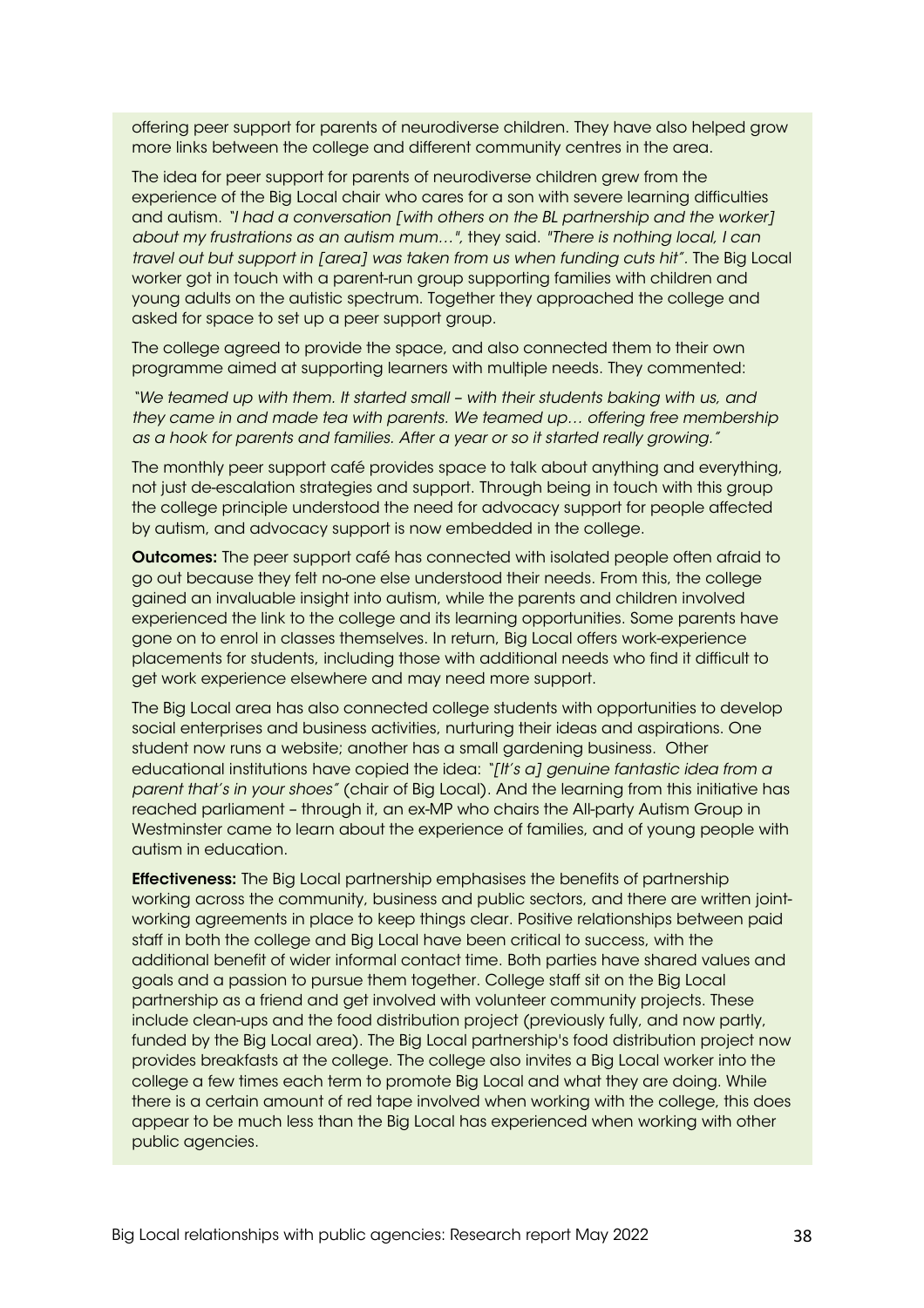offering peer support for parents of neurodiverse children. They have also helped grow more links between the college and different community centres in the area.

The idea for peer support for parents of neurodiverse children grew from the experience of the Big Local chair who cares for a son with severe learning difficulties and autism. *"I had a conversation [with others on the BL partnership and the worker] about my frustrations as an autism mum…"*, they said. *"There is nothing local, I can travel out but support in [area] was taken from us when funding cuts hit"*. The Big Local worker got in touch with a parent-run group supporting families with children and young adults on the autistic spectrum. Together they approached the college and asked for space to set up a peer support group.

The college agreed to provide the space, and also connected them to their own programme aimed at supporting learners with multiple needs. They commented:

*"We teamed up with them. It started small – with their students baking with us, and they came in and made tea with parents. We teamed up… offering free membership as a hook for parents and families. After a year or so it started really growing."*

The monthly peer support café provides space to talk about anything and everything, not just de-escalation strategies and support. Through being in touch with this group the college principle understood the need for advocacy support for people affected by autism, and advocacy support is now embedded in the college.

**Outcomes:** The peer support café has connected with isolated people often afraid to go out because they felt no-one else understood their needs. From this, the college gained an invaluable insight into autism, while the parents and children involved experienced the link to the college and its learning opportunities. Some parents have gone on to enrol in classes themselves. In return, Big Local offers work-experience placements for students, including those with additional needs who find it difficult to get work experience elsewhere and may need more support.

The Big Local area has also connected college students with opportunities to develop social enterprises and business activities, nurturing their ideas and aspirations. One student now runs a website; another has a small gardening business. Other educational institutions have copied the idea: *"[It's a] genuine fantastic idea from a parent that's in your shoes"* (chair of Big Local). And the learning from this initiative has reached parliament – through it, an ex-MP who chairs the All-party Autism Group in Westminster came to learn about the experience of families, and of young people with autism in education.

**Effectiveness:** The Big Local partnership emphasises the benefits of partnership working across the community, business and public sectors, and there are written joint-working agreements in place to keep things clear. Positive relationships between paid staff in both the college and Big Local have been critical to success, with the additional benefit of wider informal contact time. Both parties have shared values and goals and a passion to pursue them together. College staff sit on the Big Local partnership as a friend and get involved with volunteer community projects. These include clean-ups and the food distribution project (previously fully, and now partly, funded by the Big Local area). The Big Local partnership's food distribution project now provides breakfasts at the college. The college also invites a Big Local worker into the college a few times each term to promote Big Local and what they are doing. While there is a certain amount of red tape involved when working with the college, this does appear to be much less than the Big Local has experienced when working with other public agencies.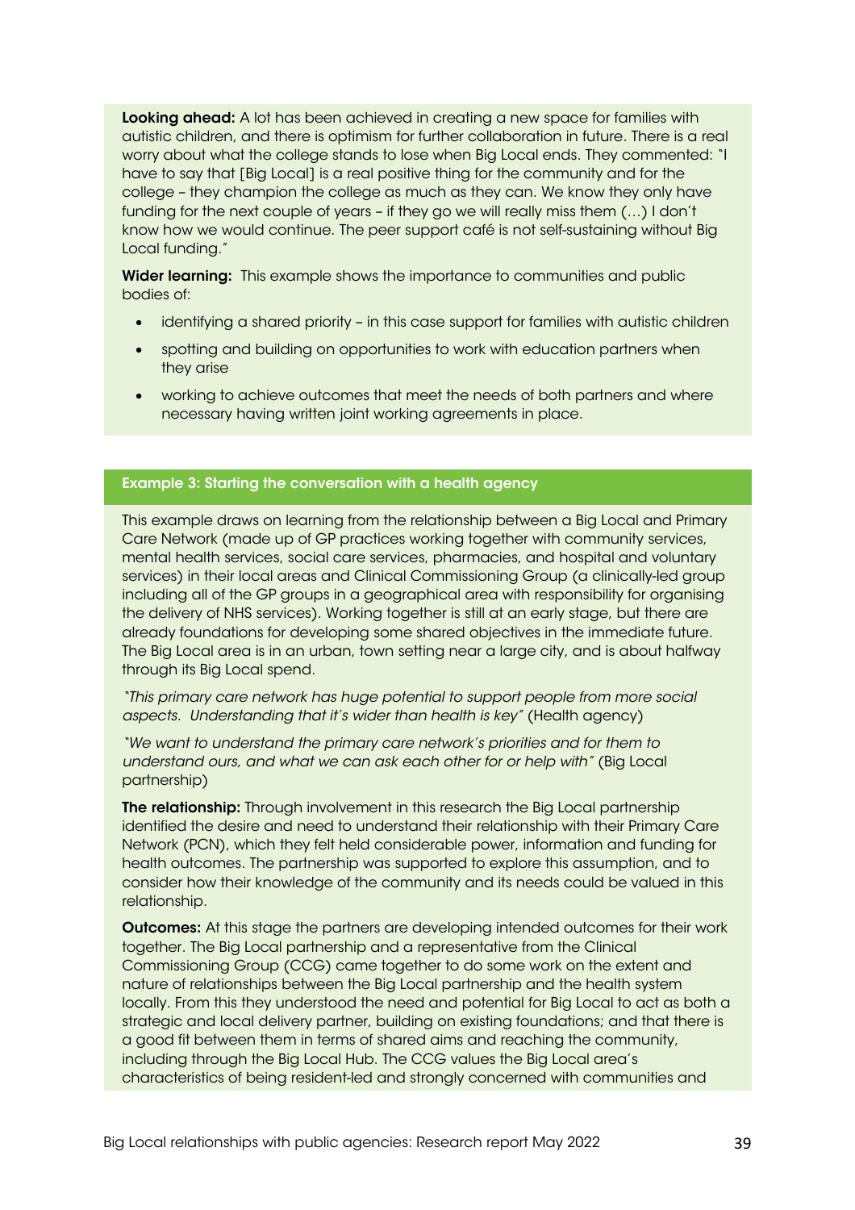**Looking ahead:** A lot has been achieved in creating a new space for families with autistic children, and there is optimism for further collaboration in future. There is a real worry about what the college stands to lose when Big Local ends. They commented: "I have to say that [Big Local] is a real positive thing for the community and for the college – they champion the college as much as they can. We know they only have funding for the next couple of years – if they go we will really miss them (…) I don't know how we would continue. The peer support café is not self-sustaining without Big Local funding."

**Wider learning:** This example shows the importance to communities and public bodies of:

- identifying a shared priority – in this case support for families with autistic children
- spotting and building on opportunities to work with education partners when they arise
- working to achieve outcomes that meet the needs of both partners and where necessary having written joint working agreements in place.

### Example 3: Starting the conversation with a health agency

This example draws on learning from the relationship between a Big Local and Primary Care Network (made up of GP practices working together with community services, mental health services, social care services, pharmacies, and hospital and voluntary services) in their local areas and Clinical Commissioning Group (a clinically-led group including all of the GP groups in a geographical area with responsibility for organising the delivery of NHS services). Working together is still at an early stage, but there are already foundations for developing some shared objectives in the immediate future. The Big Local area is in an urban, town setting near a large city, and is about halfway through its Big Local spend.

*"This primary care network has huge potential to support people from more social aspects. Understanding that it's wider than health is key"* (Health agency)

*"We want to understand the primary care network's priorities and for them to understand ours, and what we can ask each other for or help with"* (Big Local partnership)

**The relationship:** Through involvement in this research the Big Local partnership identified the desire and need to understand their relationship with their Primary Care Network (PCN), which they felt held considerable power, information and funding for health outcomes. The partnership was supported to explore this assumption, and to consider how their knowledge of the community and its needs could be valued in this relationship.

**Outcomes:** At this stage the partners are developing intended outcomes for their work together. The Big Local partnership and a representative from the Clinical Commissioning Group (CCG) came together to do some work on the extent and nature of relationships between the Big Local partnership and the health system locally. From this they understood the need and potential for Big Local to act as both a strategic and local delivery partner, building on existing foundations; and that there is a good fit between them in terms of shared aims and reaching the community, including through the Big Local Hub. The CCG values the Big Local area's characteristics of being resident-led and strongly concerned with communities and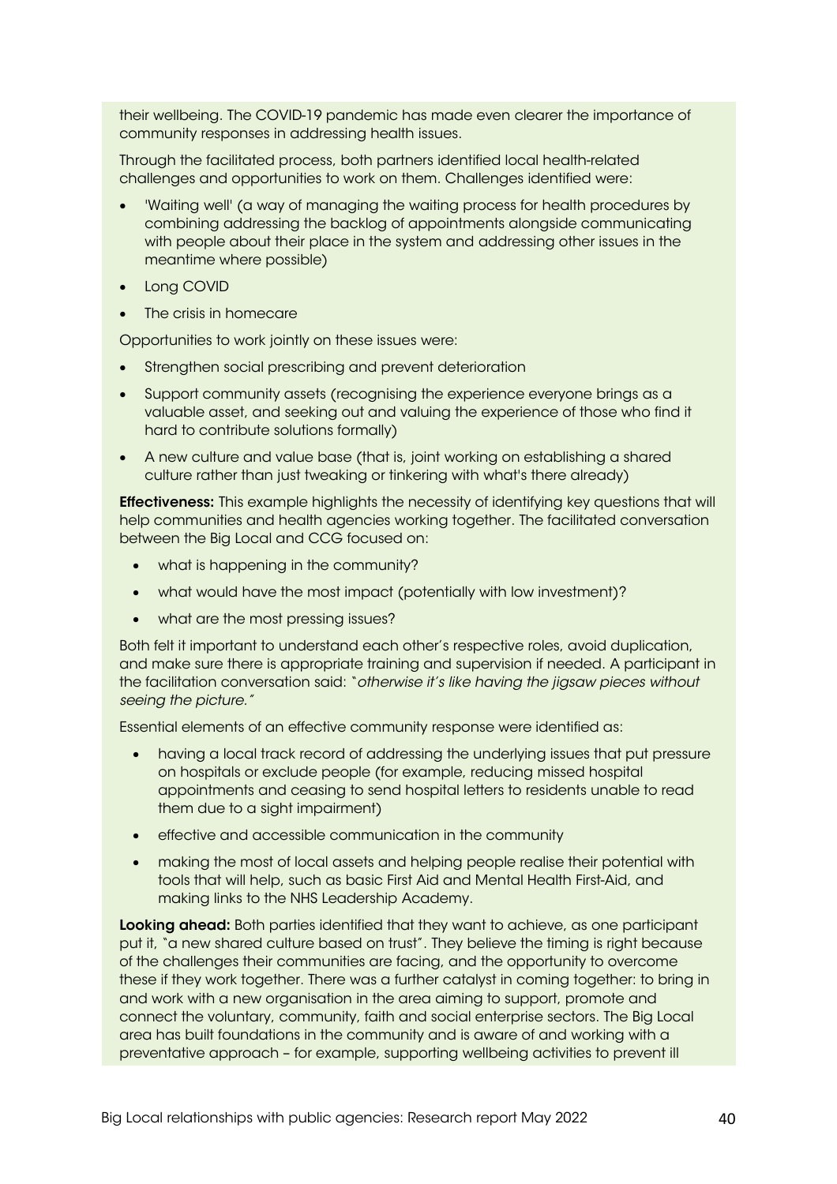their wellbeing. The COVID-19 pandemic has made even clearer the importance of community responses in addressing health issues.

Through the facilitated process, both partners identified local health-related challenges and opportunities to work on them. Challenges identified were:

- 'Waiting well' (a way of managing the waiting process for health procedures by combining addressing the backlog of appointments alongside communicating with people about their place in the system and addressing other issues in the meantime where possible)
- Long COVID
- The crisis in homecare

Opportunities to work jointly on these issues were:

- Strengthen social prescribing and prevent deterioration
- Support community assets (recognising the experience everyone brings as a valuable asset, and seeking out and valuing the experience of those who find it hard to contribute solutions formally)
- A new culture and value base (that is, joint working on establishing a shared culture rather than just tweaking or tinkering with what's there already)

**Effectiveness:** This example highlights the necessity of identifying key questions that will help communities and health agencies working together. The facilitated conversation between the Big Local and CCG focused on:

- what is happening in the community?
- what would have the most impact (potentially with low investment)?
- what are the most pressing issues?

Both felt it important to understand each other's respective roles, avoid duplication, and make sure there is appropriate training and supervision if needed. A participant in the facilitation conversation said: "*otherwise it's like having the jigsaw pieces without seeing the picture.*"

Essential elements of an effective community response were identified as:

- having a local track record of addressing the underlying issues that put pressure on hospitals or exclude people (for example, reducing missed hospital appointments and ceasing to send hospital letters to residents unable to read them due to a sight impairment)
- effective and accessible communication in the community
- making the most of local assets and helping people realise their potential with tools that will help, such as basic First Aid and Mental Health First-Aid, and making links to the NHS Leadership Academy.

**Looking ahead:** Both parties identified that they want to achieve, as one participant put it, "a new shared culture based on trust". They believe the timing is right because of the challenges their communities are facing, and the opportunity to overcome these if they work together. There was a further catalyst in coming together: to bring in and work with a new organisation in the area aiming to support, promote and connect the voluntary, community, faith and social enterprise sectors. The Big Local area has built foundations in the community and is aware of and working with a preventative approach – for example, supporting wellbeing activities to prevent ill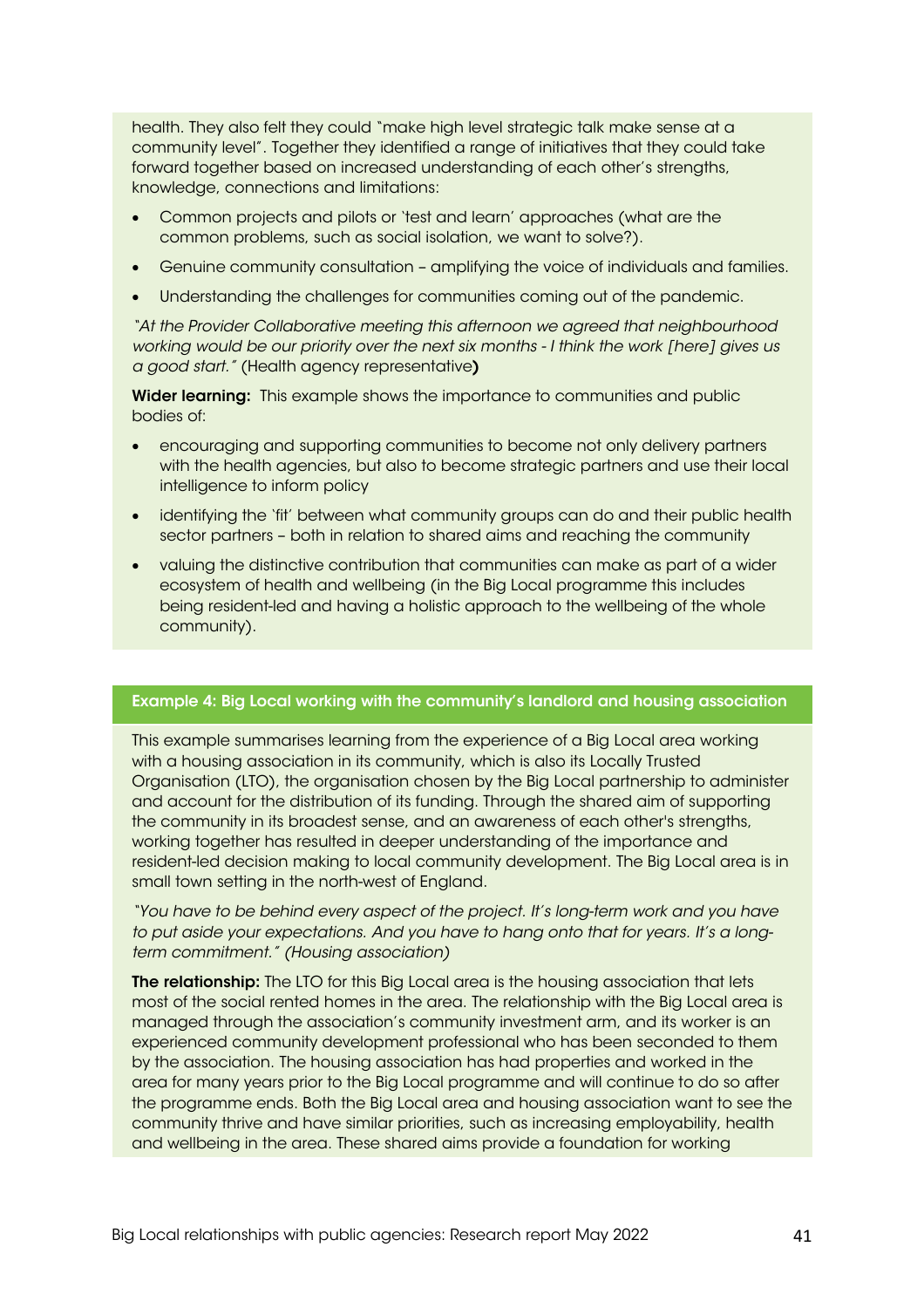health. They also felt they could "make high level strategic talk make sense at a community level". Together they identified a range of initiatives that they could take forward together based on increased understanding of each other's strengths, knowledge, connections and limitations:

- Common projects and pilots or 'test and learn' approaches (what are the common problems, such as social isolation, we want to solve?).
- Genuine community consultation – amplifying the voice of individuals and families.
- Understanding the challenges for communities coming out of the pandemic.

*"At the Provider Collaborative meeting this afternoon we agreed that neighbourhood working would be our priority over the next six months - I think the work [here] gives us a good start."* (Health agency representative**)**

**Wider learning:** This example shows the importance to communities and public bodies of:

- encouraging and supporting communities to become not only delivery partners with the health agencies, but also to become strategic partners and use their local intelligence to inform policy
- identifying the 'fit' between what community groups can do and their public health sector partners – both in relation to shared aims and reaching the community
- valuing the distinctive contribution that communities can make as part of a wider ecosystem of health and wellbeing (in the Big Local programme this includes being resident-led and having a holistic approach to the wellbeing of the whole community).

**Example 4: Big Local working with the community's landlord and housing association**

This example summarises learning from the experience of a Big Local area working with a housing association in its community, which is also its Locally Trusted Organisation (LTO), the organisation chosen by the Big Local partnership to administer and account for the distribution of its funding. Through the shared aim of supporting the community in its broadest sense, and an awareness of each other's strengths, working together has resulted in deeper understanding of the importance and resident-led decision making to local community development. The Big Local area is in small town setting in the north-west of England.

*"You have to be behind every aspect of the project. It's long-term work and you have to put aside your expectations. And you have to hang onto that for years. It's a long-term commitment." (Housing association)*

**The relationship:** The LTO for this Big Local area is the housing association that lets most of the social rented homes in the area. The relationship with the Big Local area is managed through the association's community investment arm, and its worker is an experienced community development professional who has been seconded to them by the association. The housing association has had properties and worked in the area for many years prior to the Big Local programme and will continue to do so after the programme ends. Both the Big Local area and housing association want to see the community thrive and have similar priorities, such as increasing employability, health and wellbeing in the area. These shared aims provide a foundation for working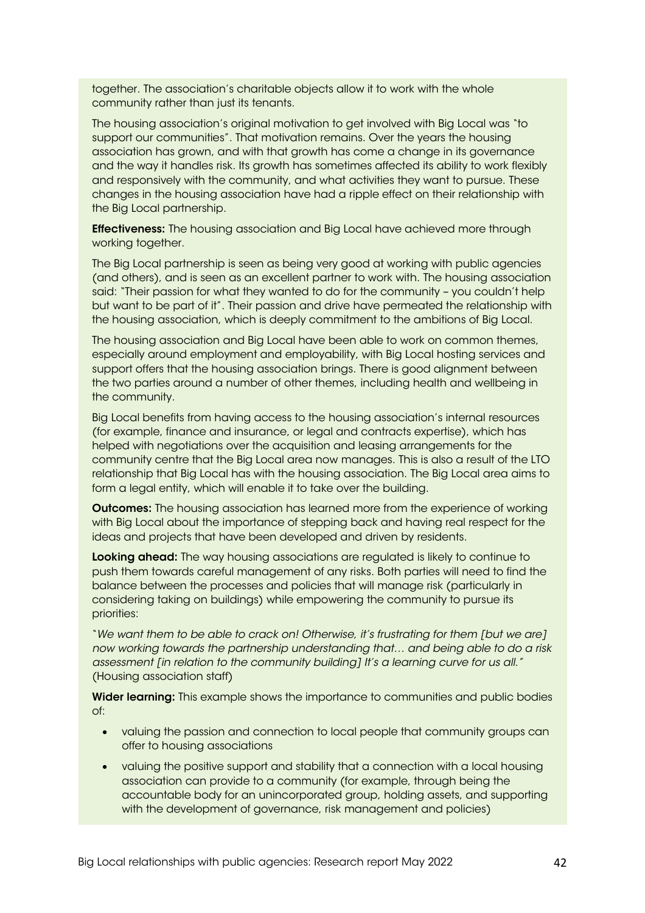together. The association's charitable objects allow it to work with the whole community rather than just its tenants.

The housing association's original motivation to get involved with Big Local was "to support our communities". That motivation remains. Over the years the housing association has grown, and with that growth has come a change in its governance and the way it handles risk. Its growth has sometimes affected its ability to work flexibly and responsively with the community, and what activities they want to pursue. These changes in the housing association have had a ripple effect on their relationship with the Big Local partnership.

**Effectiveness:** The housing association and Big Local have achieved more through working together.

The Big Local partnership is seen as being very good at working with public agencies (and others), and is seen as an excellent partner to work with. The housing association said: "Their passion for what they wanted to do for the community – you couldn't help but want to be part of it". Their passion and drive have permeated the relationship with the housing association, which is deeply commitment to the ambitions of Big Local.

The housing association and Big Local have been able to work on common themes, especially around employment and employability, with Big Local hosting services and support offers that the housing association brings. There is good alignment between the two parties around a number of other themes, including health and wellbeing in the community.

Big Local benefits from having access to the housing association's internal resources (for example, finance and insurance, or legal and contracts expertise), which has helped with negotiations over the acquisition and leasing arrangements for the community centre that the Big Local area now manages. This is also a result of the LTO relationship that Big Local has with the housing association. The Big Local area aims to form a legal entity, which will enable it to take over the building.

**Outcomes:** The housing association has learned more from the experience of working with Big Local about the importance of stepping back and having real respect for the ideas and projects that have been developed and driven by residents.

**Looking ahead:** The way housing associations are regulated is likely to continue to push them towards careful management of any risks. Both parties will need to find the balance between the processes and policies that will manage risk (particularly in considering taking on buildings) while empowering the community to pursue its priorities:

"*We want them to be able to crack on! Otherwise, it's frustrating for them [but we are] now working towards the partnership understanding that… and being able to do a risk assessment [in relation to the community building] It's a learning curve for us all."* (Housing association staff)

**Wider learning:** This example shows the importance to communities and public bodies of:

- valuing the passion and connection to local people that community groups can offer to housing associations
- valuing the positive support and stability that a connection with a local housing association can provide to a community (for example, through being the accountable body for an unincorporated group, holding assets, and supporting with the development of governance, risk management and policies)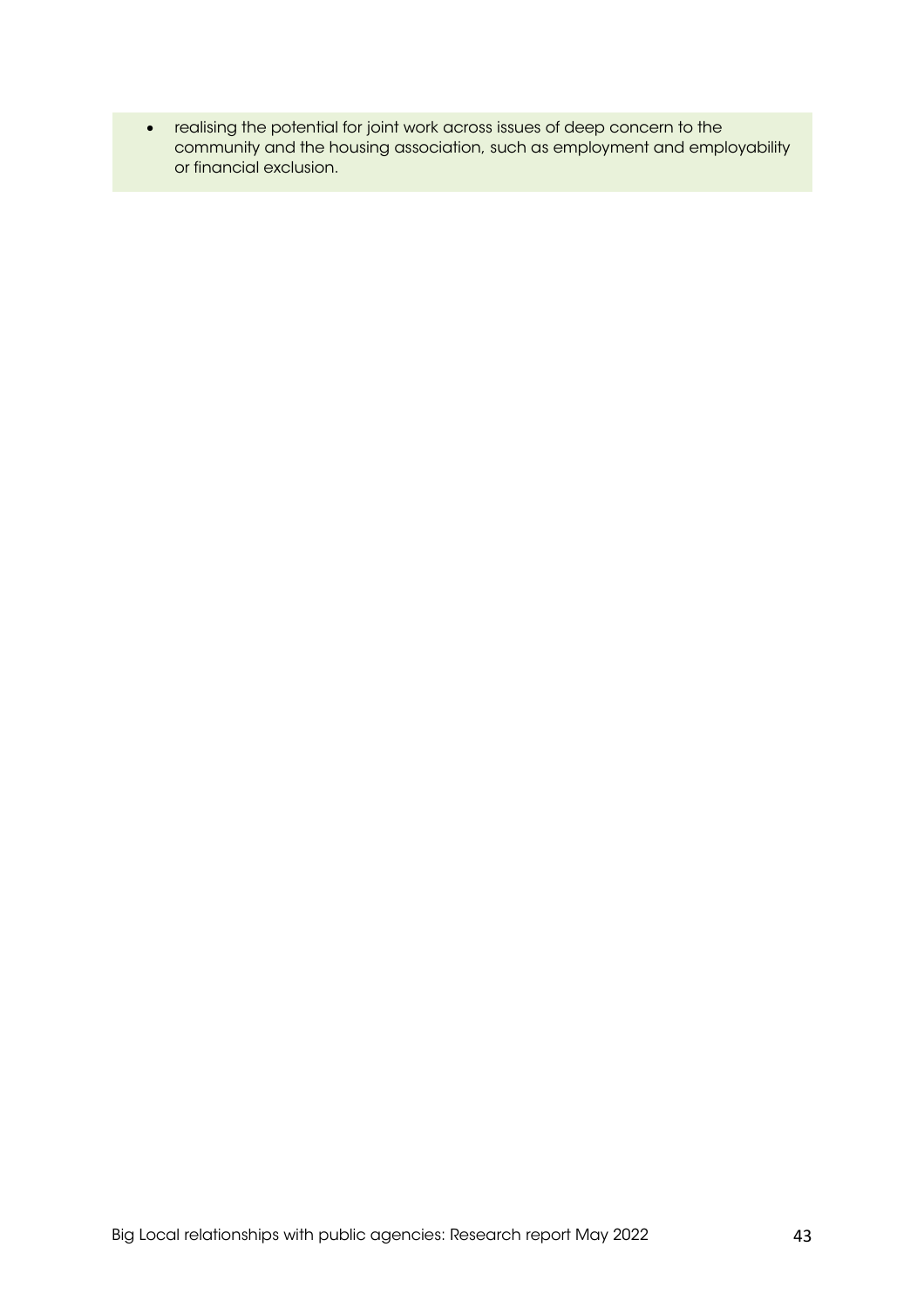- realising the potential for joint work across issues of deep concern to the community and the housing association, such as employment and employability or financial exclusion.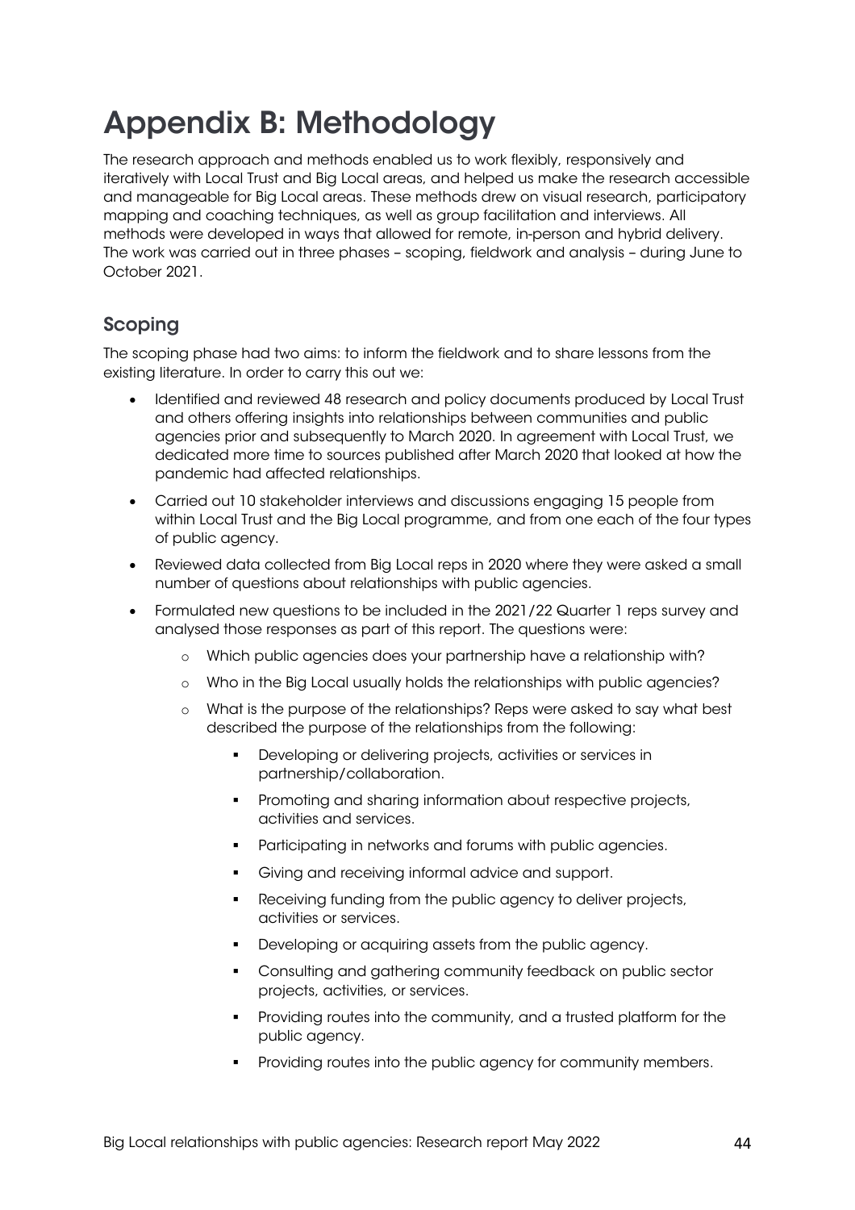# Appendix B: Methodology

The research approach and methods enabled us to work flexibly, responsively and iteratively with Local Trust and Big Local areas, and helped us make the research accessible and manageable for Big Local areas. These methods drew on visual research, participatory mapping and coaching techniques, as well as group facilitation and interviews. All methods were developed in ways that allowed for remote, in-person and hybrid delivery. The work was carried out in three phases – scoping, fieldwork and analysis – during June to October 2021.

## Scoping

The scoping phase had two aims: to inform the fieldwork and to share lessons from the existing literature. In order to carry this out we:

- Identified and reviewed 48 research and policy documents produced by Local Trust and others offering insights into relationships between communities and public agencies prior and subsequently to March 2020. In agreement with Local Trust, we dedicated more time to sources published after March 2020 that looked at how the pandemic had affected relationships.
- Carried out 10 stakeholder interviews and discussions engaging 15 people from within Local Trust and the Big Local programme, and from one each of the four types of public agency.
- Reviewed data collected from Big Local reps in 2020 where they were asked a small number of questions about relationships with public agencies.
- Formulated new questions to be included in the 2021/22 Quarter 1 reps survey and analysed those responses as part of this report. The questions were:
  - Which public agencies does your partnership have a relationship with?
  - Who in the Big Local usually holds the relationships with public agencies?
  - What is the purpose of the relationships? Reps were asked to say what best described the purpose of the relationships from the following:
    - Developing or delivering projects, activities or services in partnership/collaboration.
    - Promoting and sharing information about respective projects, activities and services.
    - Participating in networks and forums with public agencies.
    - Giving and receiving informal advice and support.
    - Receiving funding from the public agency to deliver projects, activities or services.
    - Developing or acquiring assets from the public agency.
    - Consulting and gathering community feedback on public sector projects, activities, or services.
    - Providing routes into the community, and a trusted platform for the public agency.
    - Providing routes into the public agency for community members.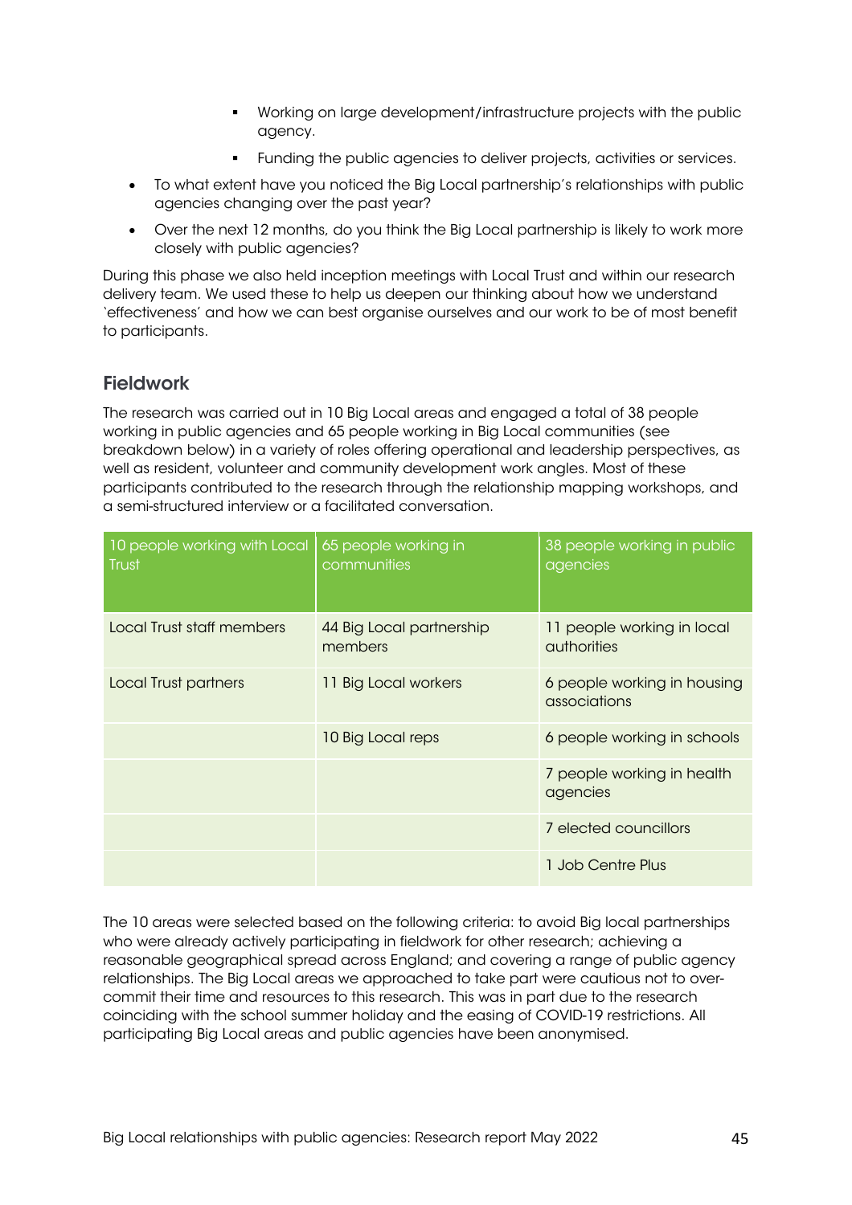- Working on large development/infrastructure projects with the public agency.
    - Funding the public agencies to deliver projects, activities or services.
- To what extent have you noticed the Big Local partnership's relationships with public agencies changing over the past year?
- Over the next 12 months, do you think the Big Local partnership is likely to work more closely with public agencies?

During this phase we also held inception meetings with Local Trust and within our research delivery team. We used these to help us deepen our thinking about how we understand 'effectiveness' and how we can best organise ourselves and our work to be of most benefit to participants.

## Fieldwork

The research was carried out in 10 Big Local areas and engaged a total of 38 people working in public agencies and 65 people working in Big Local communities (see breakdown below) in a variety of roles offering operational and leadership perspectives, as well as resident, volunteer and community development work angles. Most of these participants contributed to the research through the relationship mapping workshops, and a semi-structured interview or a facilitated conversation.

| 10 people working with Local Trust | 65 people working in communities | 38 people working in public agencies |
|---|---|---|
| Local Trust staff members | 44 Big Local partnership members | 11 people working in local authorities |
| Local Trust partners | 11 Big Local workers | 6 people working in housing associations |
| | 10 Big Local reps | 6 people working in schools |
| | | 7 people working in health agencies |
| | | 7 elected councillors |
| | | 1 Job Centre Plus |

The 10 areas were selected based on the following criteria: to avoid Big local partnerships who were already actively participating in fieldwork for other research; achieving a reasonable geographical spread across England; and covering a range of public agency relationships. The Big Local areas we approached to take part were cautious not to over-commit their time and resources to this research. This was in part due to the research coinciding with the school summer holiday and the easing of COVID-19 restrictions. All participating Big Local areas and public agencies have been anonymised.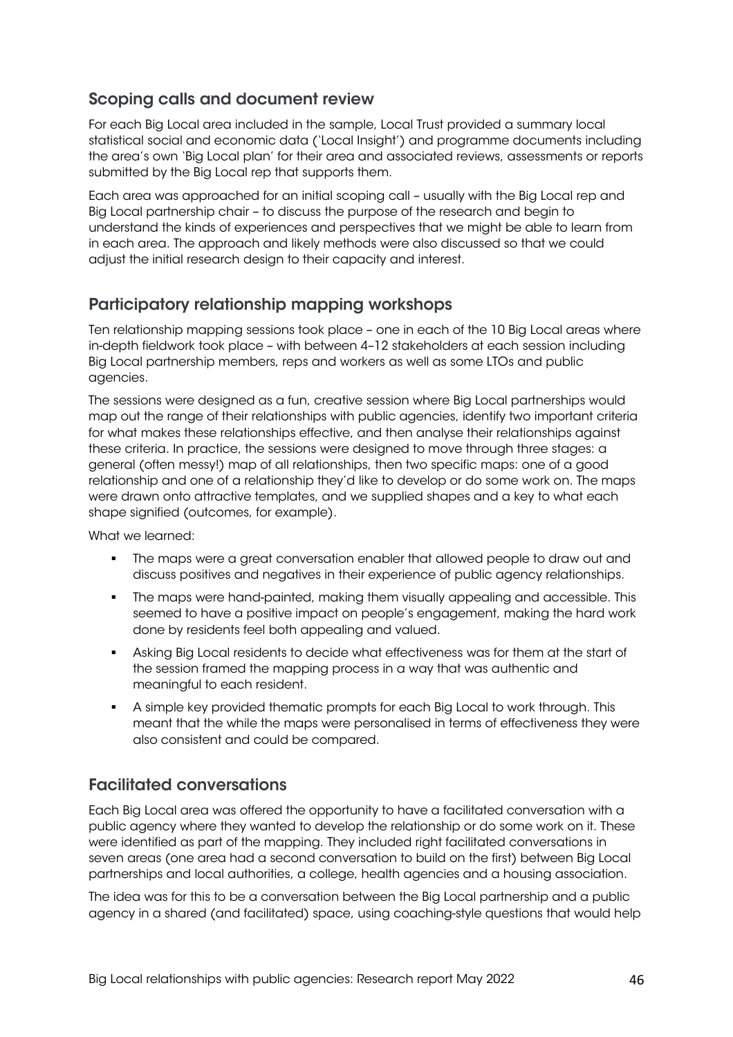## Scoping calls and document review

For each Big Local area included in the sample, Local Trust provided a summary local statistical social and economic data ('Local Insight') and programme documents including the area's own 'Big Local plan' for their area and associated reviews, assessments or reports submitted by the Big Local rep that supports them.

Each area was approached for an initial scoping call – usually with the Big Local rep and Big Local partnership chair – to discuss the purpose of the research and begin to understand the kinds of experiences and perspectives that we might be able to learn from in each area. The approach and likely methods were also discussed so that we could adjust the initial research design to their capacity and interest.

## Participatory relationship mapping workshops

Ten relationship mapping sessions took place – one in each of the 10 Big Local areas where in-depth fieldwork took place – with between 4–12 stakeholders at each session including Big Local partnership members, reps and workers as well as some LTOs and public agencies.

The sessions were designed as a fun, creative session where Big Local partnerships would map out the range of their relationships with public agencies, identify two important criteria for what makes these relationships effective, and then analyse their relationships against these criteria. In practice, the sessions were designed to move through three stages: a general (often messy!) map of all relationships, then two specific maps: one of a good relationship and one of a relationship they'd like to develop or do some work on. The maps were drawn onto attractive templates, and we supplied shapes and a key to what each shape signified (outcomes, for example).

What we learned:

- The maps were a great conversation enabler that allowed people to draw out and discuss positives and negatives in their experience of public agency relationships.
- The maps were hand-painted, making them visually appealing and accessible. This seemed to have a positive impact on people's engagement, making the hard work done by residents feel both appealing and valued.
- Asking Big Local residents to decide what effectiveness was for them at the start of the session framed the mapping process in a way that was authentic and meaningful to each resident.
- A simple key provided thematic prompts for each Big Local to work through. This meant that the while the maps were personalised in terms of effectiveness they were also consistent and could be compared.

## Facilitated conversations

Each Big Local area was offered the opportunity to have a facilitated conversation with a public agency where they wanted to develop the relationship or do some work on it. These were identified as part of the mapping. They included right facilitated conversations in seven areas (one area had a second conversation to build on the first) between Big Local partnerships and local authorities, a college, health agencies and a housing association.

The idea was for this to be a conversation between the Big Local partnership and a public agency in a shared (and facilitated) space, using coaching-style questions that would help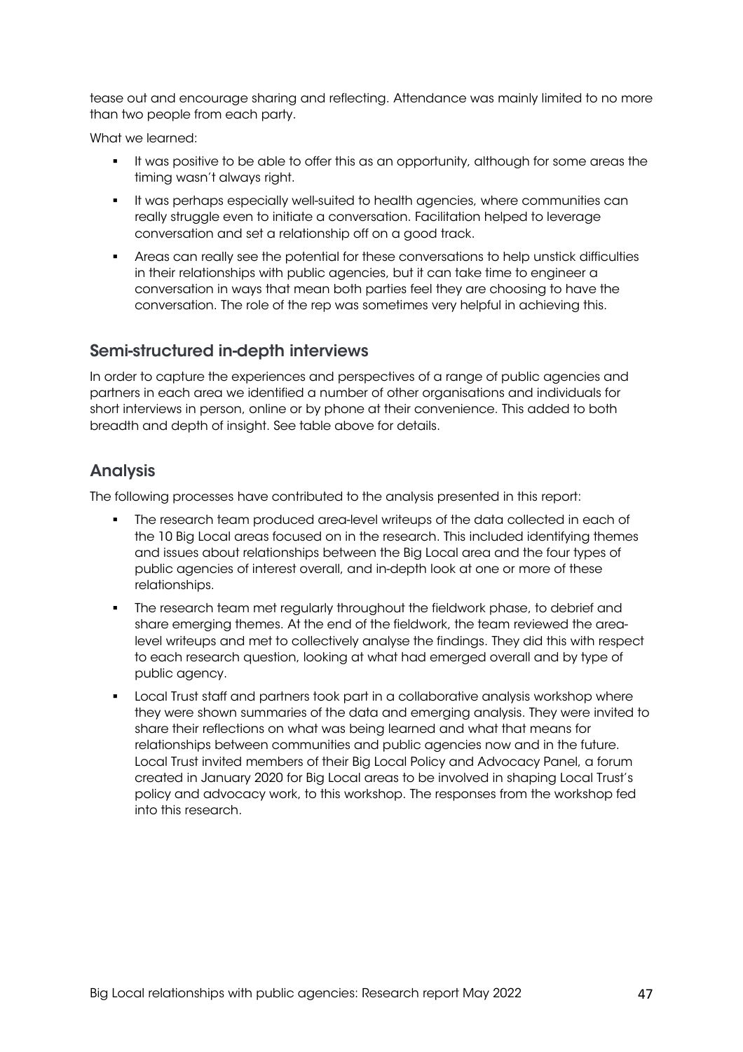tease out and encourage sharing and reflecting. Attendance was mainly limited to no more than two people from each party.

What we learned:

- It was positive to be able to offer this as an opportunity, although for some areas the timing wasn't always right.
- It was perhaps especially well-suited to health agencies, where communities can really struggle even to initiate a conversation. Facilitation helped to leverage conversation and set a relationship off on a good track.
- Areas can really see the potential for these conversations to help unstick difficulties in their relationships with public agencies, but it can take time to engineer a conversation in ways that mean both parties feel they are choosing to have the conversation. The role of the rep was sometimes very helpful in achieving this.

## Semi-structured in-depth interviews

In order to capture the experiences and perspectives of a range of public agencies and partners in each area we identified a number of other organisations and individuals for short interviews in person, online or by phone at their convenience. This added to both breadth and depth of insight. See table above for details.

## Analysis

The following processes have contributed to the analysis presented in this report:

- The research team produced area-level writeups of the data collected in each of the 10 Big Local areas focused on in the research. This included identifying themes and issues about relationships between the Big Local area and the four types of public agencies of interest overall, and in-depth look at one or more of these relationships.
- The research team met regularly throughout the fieldwork phase, to debrief and share emerging themes. At the end of the fieldwork, the team reviewed the area-level writeups and met to collectively analyse the findings. They did this with respect to each research question, looking at what had emerged overall and by type of public agency.
- Local Trust staff and partners took part in a collaborative analysis workshop where they were shown summaries of the data and emerging analysis. They were invited to share their reflections on what was being learned and what that means for relationships between communities and public agencies now and in the future. Local Trust invited members of their Big Local Policy and Advocacy Panel, a forum created in January 2020 for Big Local areas to be involved in shaping Local Trust's policy and advocacy work, to this workshop. The responses from the workshop fed into this research.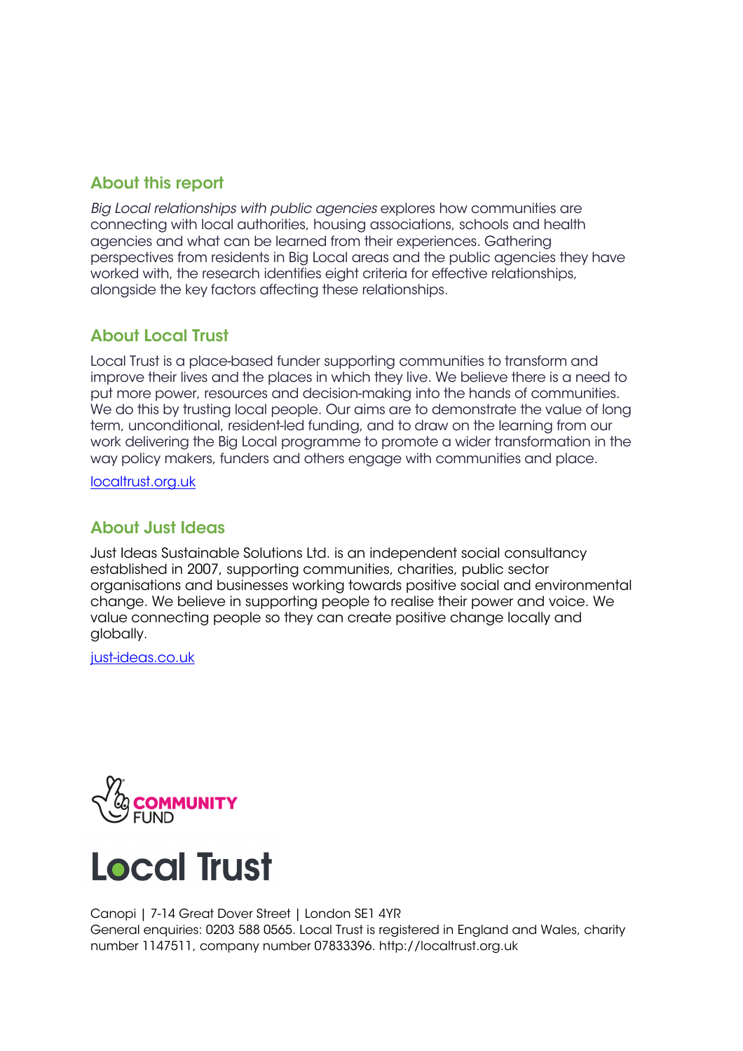## About this report

*Big Local relationships with public agencies* explores how communities are connecting with local authorities, housing associations, schools and health agencies and what can be learned from their experiences. Gathering perspectives from residents in Big Local areas and the public agencies they have worked with, the research identifies eight criteria for effective relationships, alongside the key factors affecting these relationships.

## About Local Trust

Local Trust is a place-based funder supporting communities to transform and improve their lives and the places in which they live. We believe there is a need to put more power, resources and decision-making into the hands of communities. We do this by trusting local people. Our aims are to demonstrate the value of long term, unconditional, resident-led funding, and to draw on the learning from our work delivering the Big Local programme to promote a wider transformation in the way policy makers, funders and others engage with communities and place.

[localtrust.org.uk](http://localtrust.org.uk)

## About Just Ideas

Just Ideas Sustainable Solutions Ltd. is an independent social consultancy established in 2007, supporting communities, charities, public sector organisations and businesses working towards positive social and environmental change. We believe in supporting people to realise their power and voice. We value connecting people so they can create positive change locally and globally.

[just-ideas.co.uk](http://just-ideas.co.uk)

COMMUNITY FUND

Local Trust

Canopi | 7-14 Great Dover Street | London SE1 4YR
General enquiries: 0203 588 0565. Local Trust is registered in England and Wales, charity number 1147511, company number 07833396. http://localtrust.org.uk